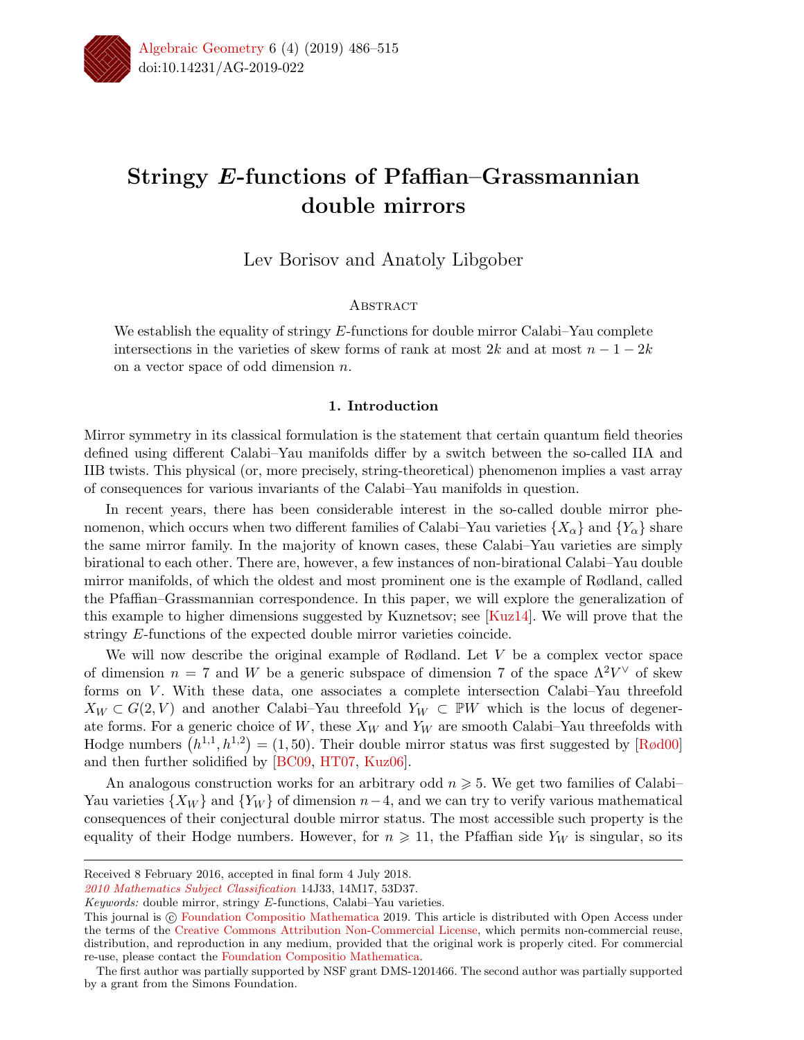# Stringy $E$-functions of Pfaffian–Grassmannian double mirrors

Lev Borisov and Anatoly Libgober

## Abstract

We establish the equality of stringy $E$-functions for double mirror Calabi–Yau complete intersections in the varieties of skew forms of rank at most $2k$ and at most $n-1-2k$ on a vector space of odd dimension $n$.

## 1. Introduction

Mirror symmetry in its classical formulation is the statement that certain quantum field theories defined using different Calabi–Yau manifolds differ by a switch between the so-called IIA and IIB twists. This physical (or, more precisely, string-theoretical) phenomenon implies a vast array of consequences for various invariants of the Calabi–Yau manifolds in question.

In recent years, there has been considerable interest in the so-called double mirror phenomenon, which occurs when two different families of Calabi–Yau varieties $\{X_\alpha\}$ and $\{Y_\alpha\}$ share the same mirror family. In the majority of known cases, these Calabi–Yau varieties are simply birational to each other. There are, however, a few instances of non-birational Calabi–Yau double mirror manifolds, of which the oldest and most prominent one is the example of Rødland, called the Pfaffian–Grassmannian correspondence. In this paper, we will explore the generalization of this example to higher dimensions suggested by Kuznetsov; see [Kuz14]. We will prove that the stringy $E$-functions of the expected double mirror varieties coincide.

We will now describe the original example of Rødland. Let $V$ be a complex vector space of dimension $n=7$ and $W$ be a generic subspace of dimension 7 of the space $\Lambda^2 V^\vee$ of skew forms on $V$. With these data, one associates a complete intersection Calabi–Yau threefold $X_W \subset G(2,V)$ and another Calabi–Yau threefold $Y_W \subset \mathbb{P}W$ which is the locus of degenerate forms. For a generic choice of $W$, these $X_W$ and $Y_W$ are smooth Calabi–Yau threefolds with Hodge numbers $\left(h^{1,1},h^{1,2}\right)=(1,50)$. Their double mirror status was first suggested by [Rød00] and then further solidified by [BC09, HT07, Kuz06].

An analogous construction works for an arbitrary odd $n \geqslant 5$. We get two families of Calabi–Yau varieties $\{X_W\}$ and $\{Y_W\}$ of dimension $n-4$, and we can try to verify various mathematical consequences of their conjectural double mirror status. The most accessible such property is the equality of their Hodge numbers. However, for $n \geqslant 11$, the Pfaffian side $Y_W$ is singular, so its

---

Received 8 February 2016, accepted in final form 4 July 2018.

*2010 Mathematics Subject Classification* 14J33, 14M17, 53D37.

*Keywords:* double mirror, stringy $E$-functions, Calabi–Yau varieties.

This journal is © Foundation Compositio Mathematica 2019. This article is distributed with Open Access under the terms of the Creative Commons Attribution Non-Commercial License, which permits non-commercial reuse, distribution, and reproduction in any medium, provided that the original work is properly cited. For commercial re-use, please contact the Foundation Compositio Mathematica.

The first author was partially supported by NSF grant DMS-1201466. The second author was partially supported by a grant from the Simons Foundation.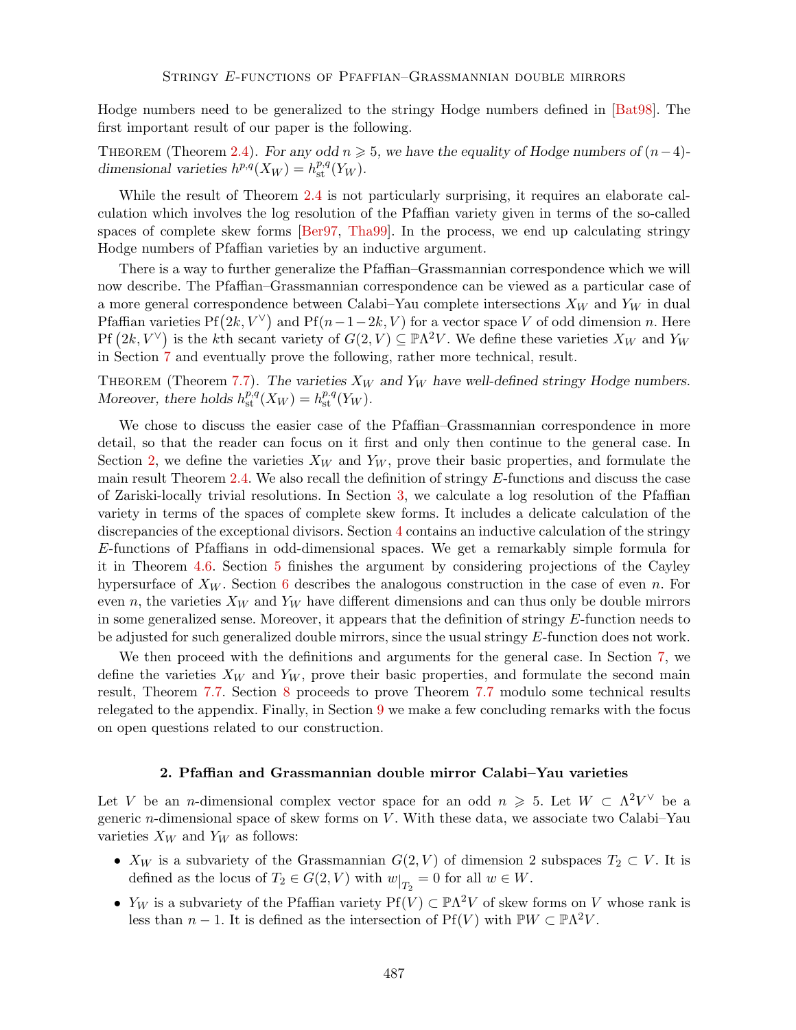Hodge numbers need to be generalized to the stringy Hodge numbers defined in [Bat98]. The first important result of our paper is the following.

Theorem (Theorem 2.4). *For any odd $n \geqslant 5$, we have the equality of Hodge numbers of $(n-4)$-dimensional varieties $h^{p,q}(X_W) = h^{p,q}_{\rm st}(Y_W)$.*

While the result of Theorem 2.4 is not particularly surprising, it requires an elaborate calculation which involves the log resolution of the Pfaffian variety given in terms of the so-called spaces of complete skew forms [Ber97, Tha99]. In the process, we end up calculating stringy Hodge numbers of Pfaffian varieties by an inductive argument.

There is a way to further generalize the Pfaffian–Grassmannian correspondence which we will now describe. The Pfaffian–Grassmannian correspondence can be viewed as a particular case of a more general correspondence between Calabi–Yau complete intersections $X_W$ and $Y_W$ in dual Pfaffian varieties $\mathrm{Pf}(2k, V^\vee)$ and $\mathrm{Pf}(n-1-2k, V)$ for a vector space $V$ of odd dimension $n$. Here $\mathrm{Pf}\left(2k, V^\vee\right)$ is the $k$th secant variety of $G(2,V) \subseteq \mathbb{P}\Lambda^2 V$. We define these varieties $X_W$ and $Y_W$ in Section 7 and eventually prove the following, rather more technical, result.

Theorem (Theorem 7.7). *The varieties $X_W$ and $Y_W$ have well-defined stringy Hodge numbers. Moreover, there holds $h^{p,q}_{\rm st}(X_W) = h^{p,q}_{\rm st}(Y_W)$.*

We chose to discuss the easier case of the Pfaffian–Grassmannian correspondence in more detail, so that the reader can focus on it first and only then continue to the general case. In Section 2, we define the varieties $X_W$ and $Y_W$, prove their basic properties, and formulate the main result Theorem 2.4. We also recall the definition of stringy $E$-functions and discuss the case of Zariski-locally trivial resolutions. In Section 3, we calculate a log resolution of the Pfaffian variety in terms of the spaces of complete skew forms. It includes a delicate calculation of the discrepancies of the exceptional divisors. Section 4 contains an inductive calculation of the stringy $E$-functions of Pfaffians in odd-dimensional spaces. We get a remarkably simple formula for it in Theorem 4.6. Section 5 finishes the argument by considering projections of the Cayley hypersurface of $X_W$. Section 6 describes the analogous construction in the case of even $n$. For even $n$, the varieties $X_W$ and $Y_W$ have different dimensions and can thus only be double mirrors in some generalized sense. Moreover, it appears that the definition of stringy $E$-function needs to be adjusted for such generalized double mirrors, since the usual stringy $E$-function does not work.

We then proceed with the definitions and arguments for the general case. In Section 7, we define the varieties $X_W$ and $Y_W$, prove their basic properties, and formulate the second main result, Theorem 7.7. Section 8 proceeds to prove Theorem 7.7 modulo some technical results relegated to the appendix. Finally, in Section 9 we make a few concluding remarks with the focus on open questions related to our construction.

## 2. Pfaffian and Grassmannian double mirror Calabi–Yau varieties

Let $V$ be an $n$-dimensional complex vector space for an odd $n \geqslant 5$. Let $W \subset \Lambda^2 V^\vee$ be a generic $n$-dimensional space of skew forms on $V$. With these data, we associate two Calabi–Yau varieties $X_W$ and $Y_W$ as follows:

- $X_W$ is a subvariety of the Grassmannian $G(2,V)$ of dimension 2 subspaces $T_2 \subset V$. It is defined as the locus of $T_2 \in G(2,V)$ with $w|_{T_2} = 0$ for all $w \in W$.
- $Y_W$ is a subvariety of the Pfaffian variety $\mathrm{Pf}(V) \subset \mathbb{P}\Lambda^2 V$ of skew forms on $V$ whose rank is less than $n-1$. It is defined as the intersection of $\mathrm{Pf}(V)$ with $\mathbb{P}W \subset \mathbb{P}\Lambda^2 V$.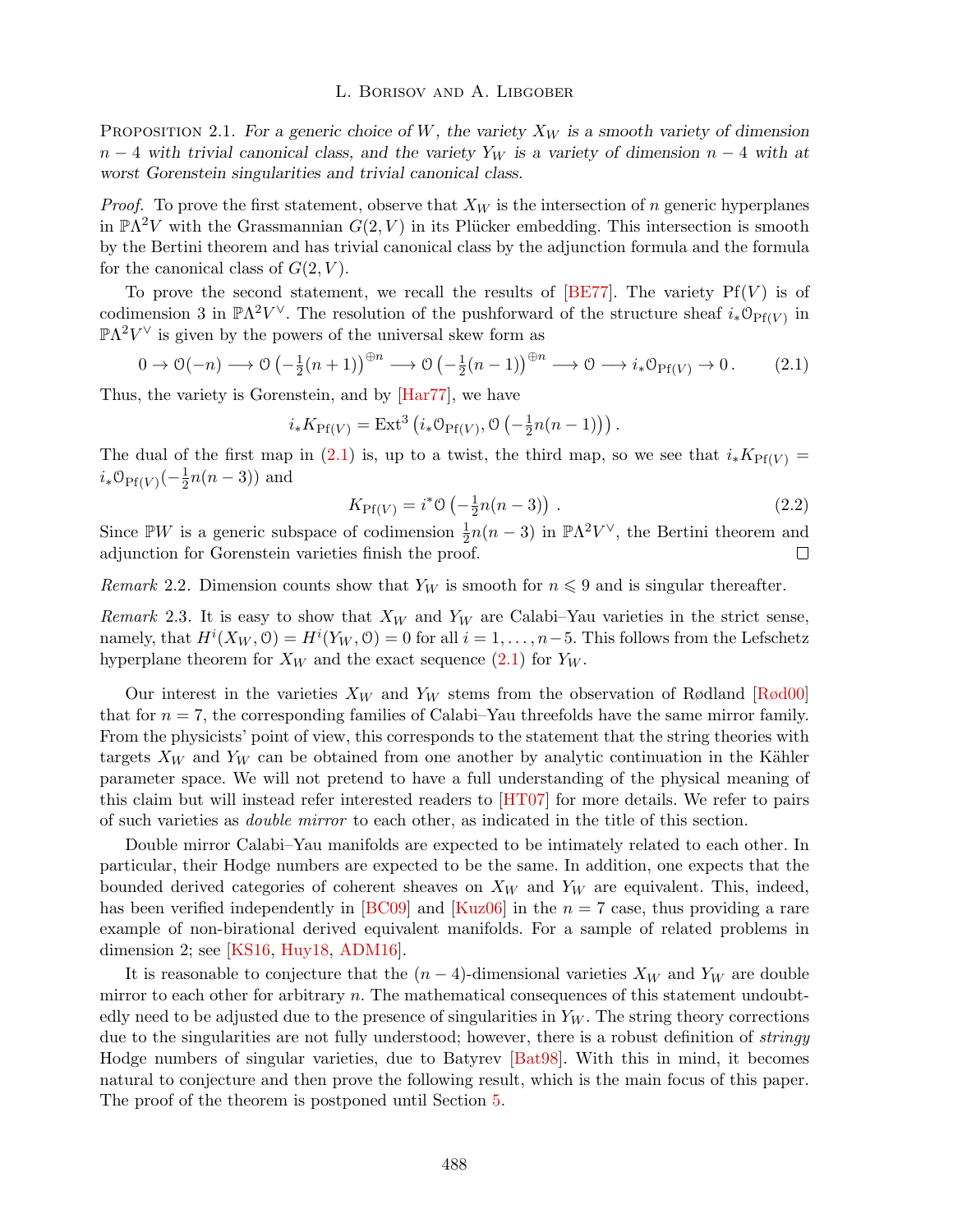Proposition 2.1. *For a generic choice of $W$, the variety $X_W$ is a smooth variety of dimension $n-4$ with trivial canonical class, and the variety $Y_W$ is a variety of dimension $n-4$ with at worst Gorenstein singularities and trivial canonical class.*

*Proof.* To prove the first statement, observe that $X_W$ is the intersection of $n$ generic hyperplanes in $\mathbb{P}\Lambda^2 V$ with the Grassmannian $G(2,V)$ in its Plücker embedding. This intersection is smooth by the Bertini theorem and has trivial canonical class by the adjunction formula and the formula for the canonical class of $G(2,V)$.

To prove the second statement, we recall the results of [BE77]. The variety $\mathrm{Pf}(V)$ is of codimension 3 in $\mathbb{P}\Lambda^2 V^\vee$. The resolution of the pushforward of the structure sheaf $i_*\mathcal{O}_{\mathrm{Pf}(V)}$ in $\mathbb{P}\Lambda^2 V^\vee$ is given by the powers of the universal skew form as

$$0 \to \mathcal{O}(-n) \longrightarrow \mathcal{O}\left(-\tfrac{1}{2}(n+1)\right)^{\oplus n} \longrightarrow \mathcal{O}\left(-\tfrac{1}{2}(n-1)\right)^{\oplus n} \longrightarrow \mathcal{O} \longrightarrow i_*\mathcal{O}_{\mathrm{Pf}(V)} \to 0\,. \tag{2.1}$$

Thus, the variety is Gorenstein, and by [Har77], we have

$$i_* K_{\mathrm{Pf}(V)} = \mathrm{Ext}^3\left(i_*\mathcal{O}_{\mathrm{Pf}(V)}, \mathcal{O}\left(-\tfrac{1}{2}n(n-1)\right)\right).$$

The dual of the first map in (2.1) is, up to a twist, the third map, so we see that $i_*K_{\mathrm{Pf}(V)} = i_*\mathcal{O}_{\mathrm{Pf}(V)}(-\frac{1}{2}n(n-3))$ and

$$K_{\mathrm{Pf}(V)} = i^*\mathcal{O}\left(-\tfrac{1}{2}n(n-3)\right)\,. \tag{2.2}$$

Since $\mathbb{P}W$ is a generic subspace of codimension $\frac{1}{2}n(n-3)$ in $\mathbb{P}\Lambda^2 V^\vee$, the Bertini theorem and adjunction for Gorenstein varieties finish the proof. $\square$

*Remark* 2.2. Dimension counts show that $Y_W$ is smooth for $n \leqslant 9$ and is singular thereafter.

*Remark* 2.3. It is easy to show that $X_W$ and $Y_W$ are Calabi–Yau varieties in the strict sense, namely, that $H^i(X_W, \mathcal{O}) = H^i(Y_W, \mathcal{O}) = 0$ for all $i = 1, \ldots, n-5$. This follows from the Lefschetz hyperplane theorem for $X_W$ and the exact sequence (2.1) for $Y_W$.

Our interest in the varieties $X_W$ and $Y_W$ stems from the observation of Rødland [Rød00] that for $n = 7$, the corresponding families of Calabi–Yau threefolds have the same mirror family. From the physicists' point of view, this corresponds to the statement that the string theories with targets $X_W$ and $Y_W$ can be obtained from one another by analytic continuation in the Kähler parameter space. We will not pretend to have a full understanding of the physical meaning of this claim but will instead refer interested readers to [HT07] for more details. We refer to pairs of such varieties as *double mirror* to each other, as indicated in the title of this section.

Double mirror Calabi–Yau manifolds are expected to be intimately related to each other. In particular, their Hodge numbers are expected to be the same. In addition, one expects that the bounded derived categories of coherent sheaves on $X_W$ and $Y_W$ are equivalent. This, indeed, has been verified independently in [BC09] and [Kuz06] in the $n = 7$ case, thus providing a rare example of non-birational derived equivalent manifolds. For a sample of related problems in dimension 2; see [KS16, Huy18, ADM16].

It is reasonable to conjecture that the $(n-4)$-dimensional varieties $X_W$ and $Y_W$ are double mirror to each other for arbitrary $n$. The mathematical consequences of this statement undoubtedly need to be adjusted due to the presence of singularities in $Y_W$. The string theory corrections due to the singularities are not fully understood; however, there is a robust definition of *stringy* Hodge numbers of singular varieties, due to Batyrev [Bat98]. With this in mind, it becomes natural to conjecture and then prove the following result, which is the main focus of this paper. The proof of the theorem is postponed until Section 5.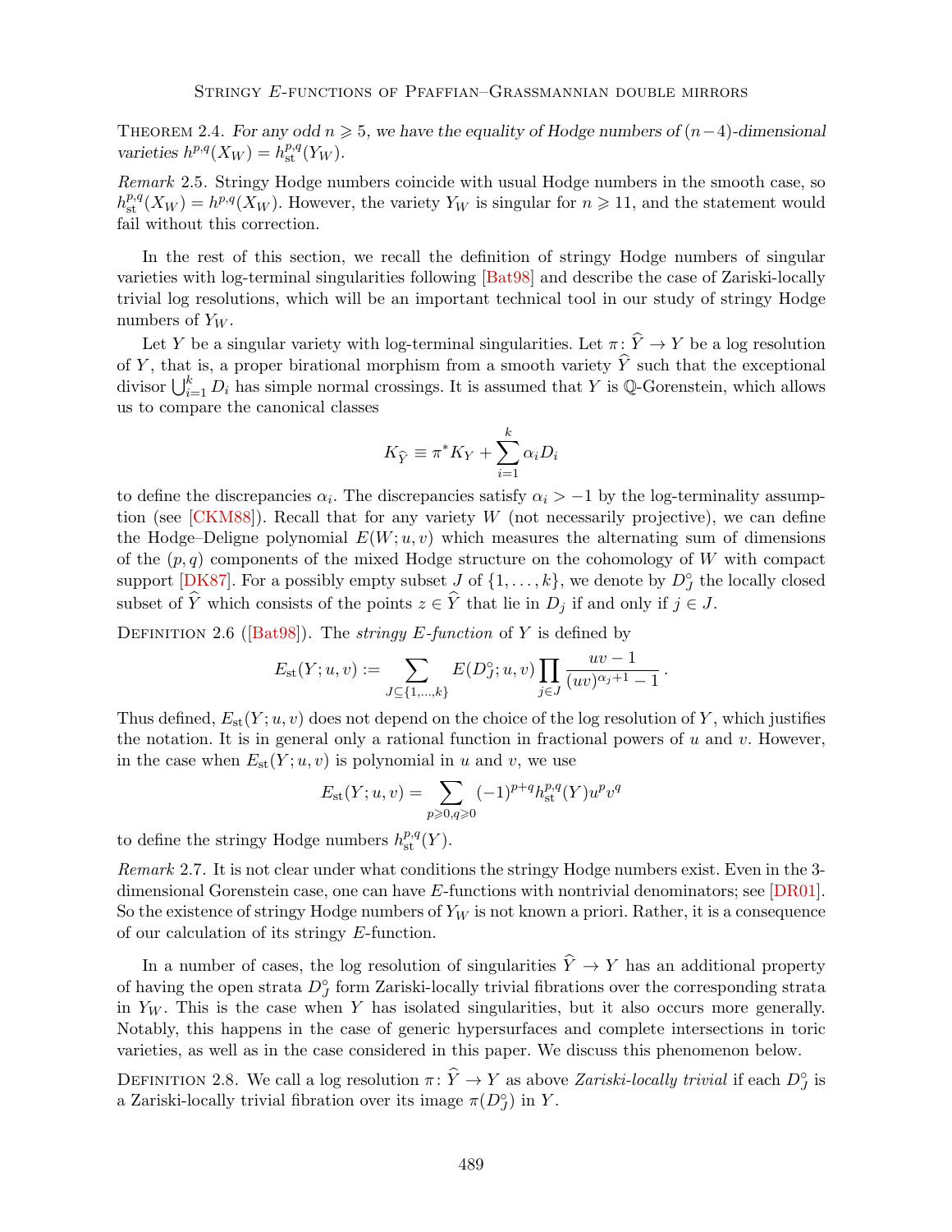Theorem 2.4. *For any odd $n \geqslant 5$, we have the equality of Hodge numbers of $(n-4)$-dimensional varieties $h^{p,q}(X_W) = h^{p,q}_{\mathrm{st}}(Y_W)$.*

*Remark* 2.5. Stringy Hodge numbers coincide with usual Hodge numbers in the smooth case, so $h^{p,q}_{\mathrm{st}}(X_W) = h^{p,q}(X_W)$. However, the variety $Y_W$ is singular for $n \geqslant 11$, and the statement would fail without this correction.

In the rest of this section, we recall the definition of stringy Hodge numbers of singular varieties with log-terminal singularities following [Bat98] and describe the case of Zariski-locally trivial log resolutions, which will be an important technical tool in our study of stringy Hodge numbers of $Y_W$.

Let $Y$ be a singular variety with log-terminal singularities. Let $\pi\colon \widehat{Y} \to Y$ be a log resolution of $Y$, that is, a proper birational morphism from a smooth variety $\widehat{Y}$ such that the exceptional divisor $\bigcup_{i=1}^{k} D_i$ has simple normal crossings. It is assumed that $Y$ is $\mathbb{Q}$-Gorenstein, which allows us to compare the canonical classes

$$K_{\widehat{Y}} \equiv \pi^* K_Y + \sum_{i=1}^{k} \alpha_i D_i$$

to define the discrepancies $\alpha_i$. The discrepancies satisfy $\alpha_i > -1$ by the log-terminality assumption (see [CKM88]). Recall that for any variety $W$ (not necessarily projective), we can define the Hodge–Deligne polynomial $E(W; u, v)$ which measures the alternating sum of dimensions of the $(p,q)$ components of the mixed Hodge structure on the cohomology of $W$ with compact support [DK87]. For a possibly empty subset $J$ of $\{1, \ldots, k\}$, we denote by $D_J^\circ$ the locally closed subset of $\widehat{Y}$ which consists of the points $z \in \widehat{Y}$ that lie in $D_j$ if and only if $j \in J$.

Definition 2.6 ([Bat98]). The *stringy $E$-function* of $Y$ is defined by

$$E_{\mathrm{st}}(Y; u, v) := \sum_{J \subseteq \{1,\ldots,k\}} E(D_J^\circ; u, v) \prod_{j \in J} \frac{uv - 1}{(uv)^{\alpha_j + 1} - 1}\,.$$

Thus defined, $E_{\mathrm{st}}(Y; u, v)$ does not depend on the choice of the log resolution of $Y$, which justifies the notation. It is in general only a rational function in fractional powers of $u$ and $v$. However, in the case when $E_{\mathrm{st}}(Y; u, v)$ is polynomial in $u$ and $v$, we use

$$E_{\mathrm{st}}(Y; u, v) = \sum_{p \geqslant 0, q \geqslant 0} (-1)^{p+q} h^{p,q}_{\mathrm{st}}(Y) u^p v^q$$

to define the stringy Hodge numbers $h^{p,q}_{\mathrm{st}}(Y)$.

*Remark* 2.7. It is not clear under what conditions the stringy Hodge numbers exist. Even in the 3-dimensional Gorenstein case, one can have $E$-functions with nontrivial denominators; see [DR01]. So the existence of stringy Hodge numbers of $Y_W$ is not known a priori. Rather, it is a consequence of our calculation of its stringy $E$-function.

In a number of cases, the log resolution of singularities $\widehat{Y} \to Y$ has an additional property of having the open strata $D_J^\circ$ form Zariski-locally trivial fibrations over the corresponding strata in $Y_W$. This is the case when $Y$ has isolated singularities, but it also occurs more generally. Notably, this happens in the case of generic hypersurfaces and complete intersections in toric varieties, as well as in the case considered in this paper. We discuss this phenomenon below.

Definition 2.8. We call a log resolution $\pi\colon \widehat{Y} \to Y$ as above *Zariski-locally trivial* if each $D_J^\circ$ is a Zariski-locally trivial fibration over its image $\pi(D_J^\circ)$ in $Y$.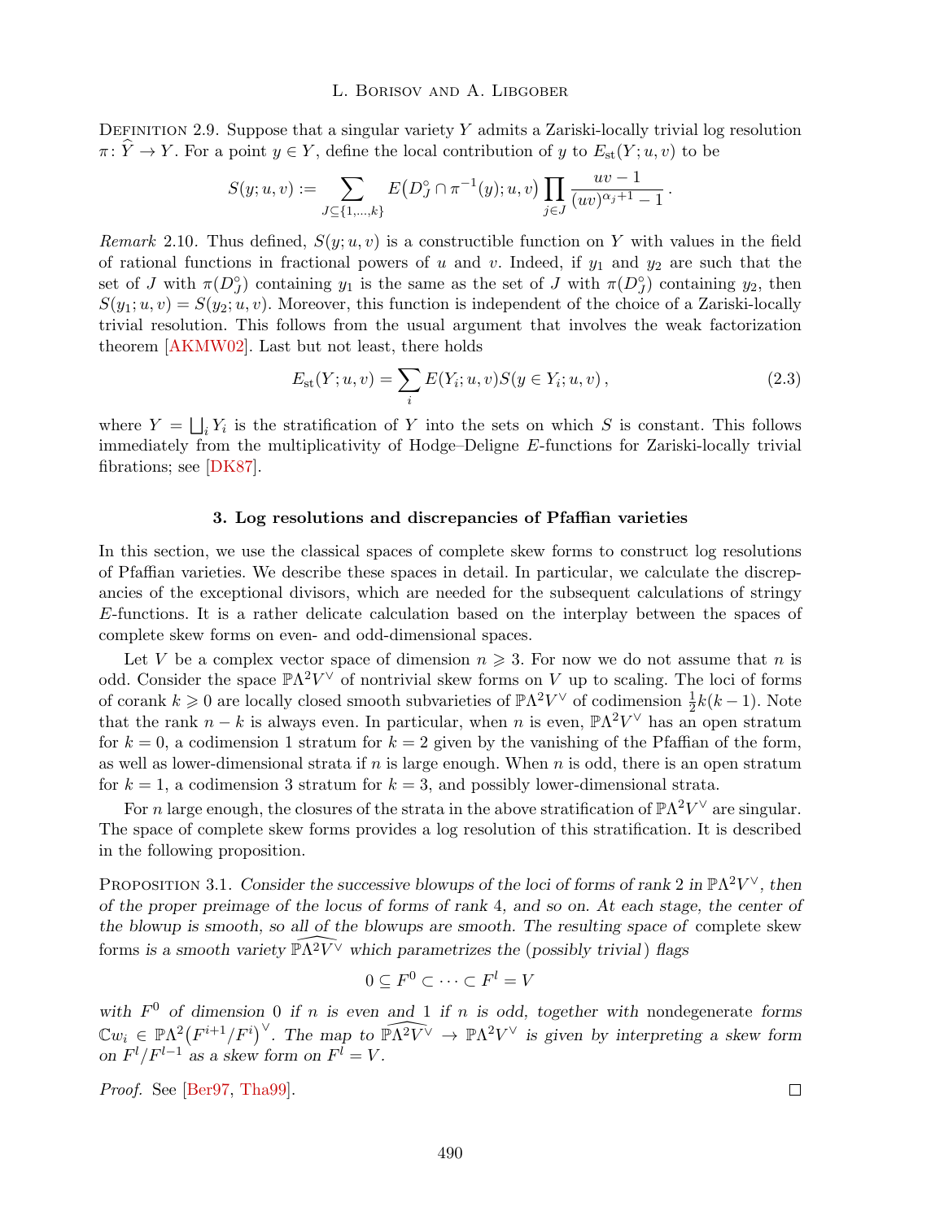Definition 2.9. Suppose that a singular variety $Y$ admits a Zariski-locally trivial log resolution $\pi\colon \widehat{Y} \to Y$. For a point $y \in Y$, define the local contribution of $y$ to $E_{\rm st}(Y;u,v)$ to be

$$S(y;u,v) := \sum_{J\subseteq\{1,\dots,k\}} E\big(D_J^\circ \cap \pi^{-1}(y);u,v\big) \prod_{j\in J} \frac{uv-1}{(uv)^{\alpha_j+1}-1}\,.$$

*Remark* 2.10. Thus defined, $S(y;u,v)$ is a constructible function on $Y$ with values in the field of rational functions in fractional powers of $u$ and $v$. Indeed, if $y_1$ and $y_2$ are such that the set of $J$ with $\pi(D_J^\circ)$ containing $y_1$ is the same as the set of $J$ with $\pi(D_J^\circ)$ containing $y_2$, then $S(y_1;u,v) = S(y_2;u,v)$. Moreover, this function is independent of the choice of a Zariski-locally trivial resolution. This follows from the usual argument that involves the weak factorization theorem [AKMW02]. Last but not least, there holds

$$E_{\rm st}(Y;u,v) = \sum_i E(Y_i;u,v) S(y\in Y_i;u,v)\,, \tag{2.3}$$

where $Y = \bigsqcup_i Y_i$ is the stratification of $Y$ into the sets on which $S$ is constant. This follows immediately from the multiplicativity of Hodge–Deligne $E$-functions for Zariski-locally trivial fibrations; see [DK87].

### 3. Log resolutions and discrepancies of Pfaffian varieties

In this section, we use the classical spaces of complete skew forms to construct log resolutions of Pfaffian varieties. We describe these spaces in detail. In particular, we calculate the discrepancies of the exceptional divisors, which are needed for the subsequent calculations of stringy $E$-functions. It is a rather delicate calculation based on the interplay between the spaces of complete skew forms on even- and odd-dimensional spaces.

Let $V$ be a complex vector space of dimension $n \geqslant 3$. For now we do not assume that $n$ is odd. Consider the space $\mathbb{P}\Lambda^2V^\vee$ of nontrivial skew forms on $V$ up to scaling. The loci of forms of corank $k \geqslant 0$ are locally closed smooth subvarieties of $\mathbb{P}\Lambda^2V^\vee$ of codimension $\frac{1}{2}k(k-1)$. Note that the rank $n-k$ is always even. In particular, when $n$ is even, $\mathbb{P}\Lambda^2V^\vee$ has an open stratum for $k=0$, a codimension 1 stratum for $k=2$ given by the vanishing of the Pfaffian of the form, as well as lower-dimensional strata if $n$ is large enough. When $n$ is odd, there is an open stratum for $k=1$, a codimension 3 stratum for $k=3$, and possibly lower-dimensional strata.

For $n$ large enough, the closures of the strata in the above stratification of $\mathbb{P}\Lambda^2V^\vee$ are singular. The space of complete skew forms provides a log resolution of this stratification. It is described in the following proposition.

Proposition 3.1. *Consider the successive blowups of the loci of forms of rank 2 in $\mathbb{P}\Lambda^2V^\vee$, then of the proper preimage of the locus of forms of rank 4, and so on. At each stage, the center of the blowup is smooth, so all of the blowups are smooth. The resulting space of* complete skew forms *is a smooth variety $\widehat{\mathbb{P}\Lambda^2V^\vee}$ which parametrizes the (possibly trivial) flags*

$$0 \subseteq F^0 \subset \cdots \subset F^l = V$$

*with $F^0$ of dimension 0 if $n$ is even and 1 if $n$ is odd, together with* nondegenerate *forms $\mathbb{C}w_i \in \mathbb{P}\Lambda^2\big(F^{i+1}/F^i\big)^\vee$. The map to $\widehat{\mathbb{P}\Lambda^2V^\vee} \to \mathbb{P}\Lambda^2V^\vee$ is given by interpreting a skew form on $F^l/F^{l-1}$ as a skew form on $F^l = V$.*

*Proof.* See [Ber97, Tha99]. $\square$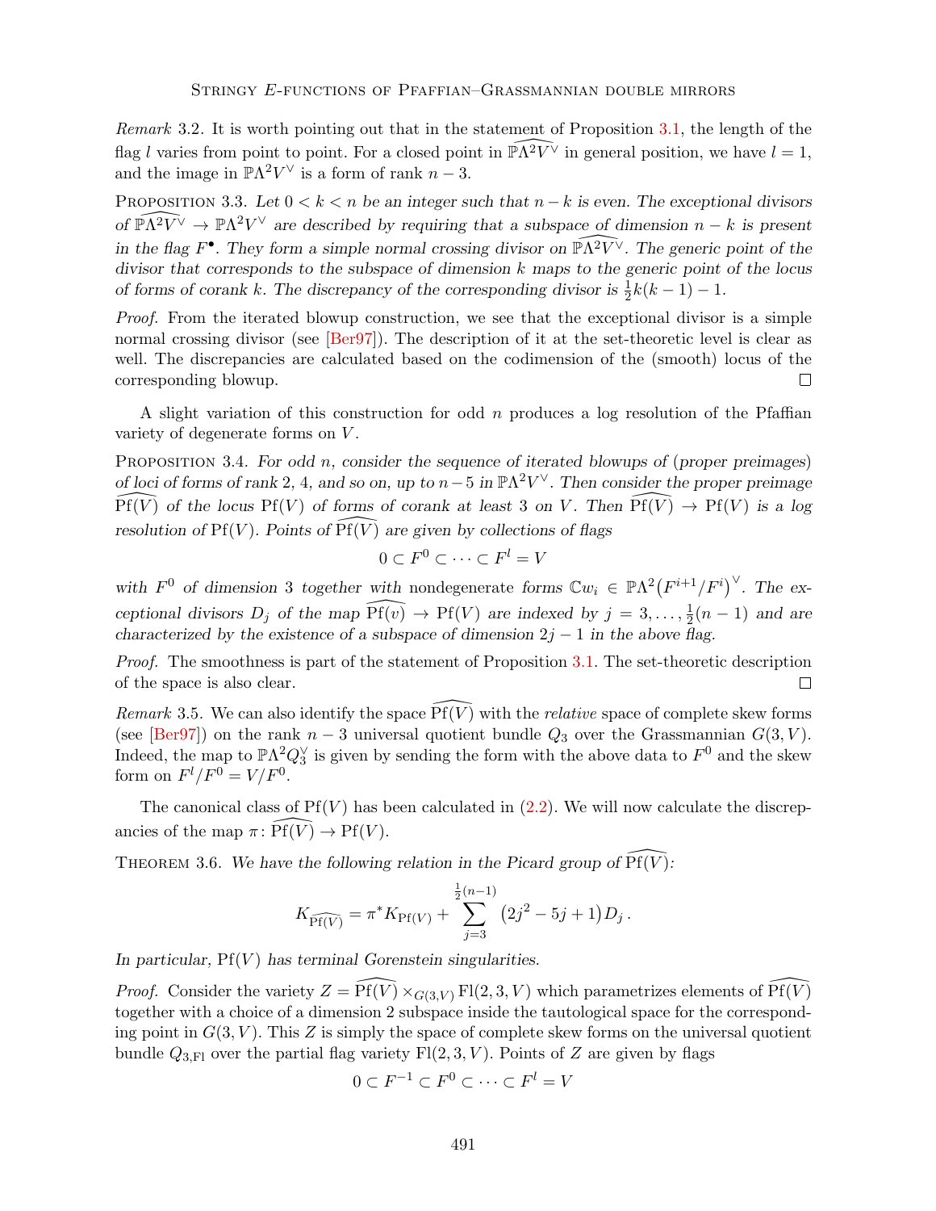*Remark* 3.2. It is worth pointing out that in the statement of Proposition 3.1, the length of the flag $l$ varies from point to point. For a closed point in $\widehat{\mathbb{P}\Lambda^2 V^\vee}$ in general position, we have $l = 1$, and the image in $\mathbb{P}\Lambda^2 V^\vee$ is a form of rank $n-3$.

Proposition 3.3. *Let $0 < k < n$ be an integer such that $n-k$ is even. The exceptional divisors of $\widehat{\mathbb{P}\Lambda^2 V^\vee} \to \mathbb{P}\Lambda^2 V^\vee$ are described by requiring that a subspace of dimension $n-k$ is present in the flag $F^\bullet$. They form a simple normal crossing divisor on $\widehat{\mathbb{P}\Lambda^2 V^\vee}$. The generic point of the divisor that corresponds to the subspace of dimension $k$ maps to the generic point of the locus of forms of corank $k$. The discrepancy of the corresponding divisor is $\frac{1}{2}k(k-1)-1$.*

*Proof.* From the iterated blowup construction, we see that the exceptional divisor is a simple normal crossing divisor (see [Ber97]). The description of it at the set-theoretic level is clear as well. The discrepancies are calculated based on the codimension of the (smooth) locus of the corresponding blowup. □

A slight variation of this construction for odd $n$ produces a log resolution of the Pfaffian variety of degenerate forms on $V$.

Proposition 3.4. *For odd $n$, consider the sequence of iterated blowups of (proper preimages) of loci of forms of rank 2, 4, and so on, up to $n-5$ in $\mathbb{P}\Lambda^2 V^\vee$. Then consider the proper preimage $\widehat{\mathrm{Pf}(V)}$ of the locus $\mathrm{Pf}(V)$ of forms of corank at least 3 on $V$. Then $\widehat{\mathrm{Pf}(V)} \to \mathrm{Pf}(V)$ is a log resolution of $\mathrm{Pf}(V)$. Points of $\widehat{\mathrm{Pf}(V)}$ are given by collections of flags*

$$0 \subset F^0 \subset \cdots \subset F^l = V$$

*with $F^0$ of dimension 3 together with* nondegenerate *forms $\mathbb{C}w_i \in \mathbb{P}\Lambda^2\big(F^{i+1}/F^i\big)^\vee$. The exceptional divisors $D_j$ of the map $\widehat{\mathrm{Pf}(v)} \to \mathrm{Pf}(V)$ are indexed by $j = 3, \ldots, \frac{1}{2}(n-1)$ and are characterized by the existence of a subspace of dimension $2j-1$ in the above flag.*

*Proof.* The smoothness is part of the statement of Proposition 3.1. The set-theoretic description of the space is also clear. □

*Remark* 3.5. We can also identify the space $\widehat{\mathrm{Pf}(V)}$ with the *relative* space of complete skew forms (see [Ber97]) on the rank $n-3$ universal quotient bundle $Q_3$ over the Grassmannian $G(3,V)$. Indeed, the map to $\mathbb{P}\Lambda^2 Q_3^\vee$ is given by sending the form with the above data to $F^0$ and the skew form on $F^l/F^0 = V/F^0$.

The canonical class of $\mathrm{Pf}(V)$ has been calculated in (2.2). We will now calculate the discrepancies of the map $\pi\colon \widehat{\mathrm{Pf}(V)} \to \mathrm{Pf}(V)$.

Theorem 3.6. *We have the following relation in the Picard group of $\widehat{\mathrm{Pf}(V)}$:*

$$K_{\widehat{\mathrm{Pf}(V)}} = \pi^* K_{\mathrm{Pf}(V)} + \sum_{j=3}^{\frac{1}{2}(n-1)} \big(2j^2 - 5j + 1\big) D_j\,.$$

*In particular, $\mathrm{Pf}(V)$ has terminal Gorenstein singularities.*

*Proof.* Consider the variety $Z = \widehat{\mathrm{Pf}(V)} \times_{G(3,V)} \mathrm{Fl}(2,3,V)$ which parametrizes elements of $\widehat{\mathrm{Pf}(V)}$ together with a choice of a dimension 2 subspace inside the tautological space for the corresponding point in $G(3,V)$. This $Z$ is simply the space of complete skew forms on the universal quotient bundle $Q_{3,\mathrm{Fl}}$ over the partial flag variety $\mathrm{Fl}(2,3,V)$. Points of $Z$ are given by flags

$$0 \subset F^{-1} \subset F^0 \subset \cdots \subset F^l = V$$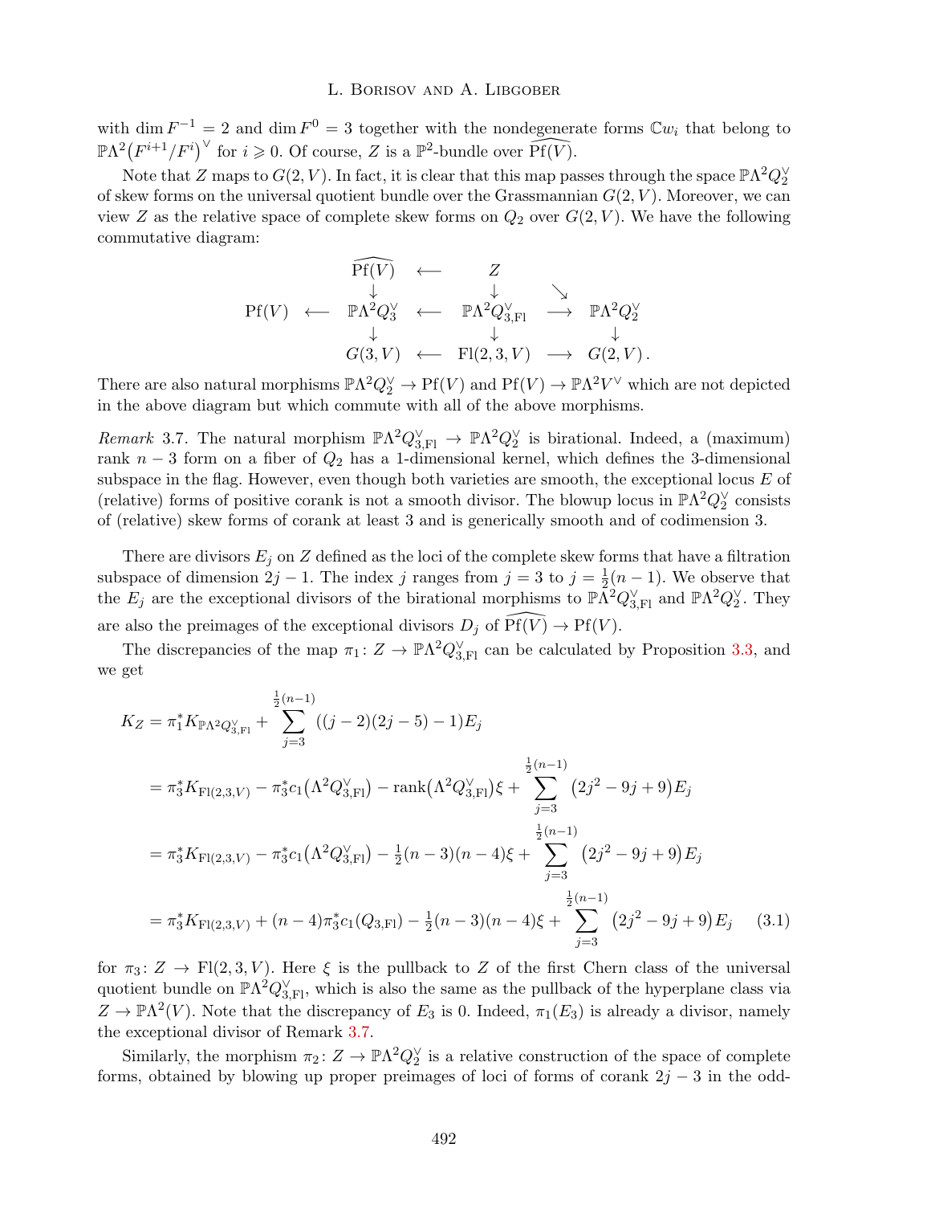with $\dim F^{-1} = 2$ and $\dim F^0 = 3$ together with the nondegenerate forms $\mathbb{C}w_i$ that belong to $\mathbb{P}\Lambda^2\big(F^{i+1}/F^i\big)^\vee$ for $i \geqslant 0$. Of course, $Z$ is a $\mathbb{P}^2$-bundle over $\widehat{\mathrm{Pf}(V)}$.

Note that $Z$ maps to $G(2,V)$. In fact, it is clear that this map passes through the space $\mathbb{P}\Lambda^2 Q_2^\vee$ of skew forms on the universal quotient bundle over the Grassmannian $G(2,V)$. Moreover, we can view $Z$ as the relative space of complete skew forms on $Q_2$ over $G(2,V)$. We have the following commutative diagram:

$$
\begin{array}{ccccccc}
 & & \widehat{\mathrm{Pf}(V)} & \longleftarrow & Z & & \\
 & & \downarrow & & \downarrow & \searrow & \\
\mathrm{Pf}(V) & \longleftarrow & \mathbb{P}\Lambda^2 Q_3^\vee & \longleftarrow & \mathbb{P}\Lambda^2 Q_{3,\mathrm{Fl}}^\vee & \longrightarrow & \mathbb{P}\Lambda^2 Q_2^\vee \\
 & & \downarrow & & \downarrow & & \downarrow \\
 & & G(3,V) & \longleftarrow & \mathrm{Fl}(2,3,V) & \longrightarrow & G(2,V).
\end{array}
$$

There are also natural morphisms $\mathbb{P}\Lambda^2 Q_2^\vee \to \mathrm{Pf}(V)$ and $\mathrm{Pf}(V) \to \mathbb{P}\Lambda^2 V^\vee$ which are not depicted in the above diagram but which commute with all of the above morphisms.

*Remark* 3.7. The natural morphism $\mathbb{P}\Lambda^2 Q_{3,\mathrm{Fl}}^\vee \to \mathbb{P}\Lambda^2 Q_2^\vee$ is birational. Indeed, a (maximum) rank $n-3$ form on a fiber of $Q_2$ has a 1-dimensional kernel, which defines the 3-dimensional subspace in the flag. However, even though both varieties are smooth, the exceptional locus $E$ of (relative) forms of positive corank is not a smooth divisor. The blowup locus in $\mathbb{P}\Lambda^2 Q_2^\vee$ consists of (relative) skew forms of corank at least 3 and is generically smooth and of codimension 3.

There are divisors $E_j$ on $Z$ defined as the loci of the complete skew forms that have a filtration subspace of dimension $2j-1$. The index $j$ ranges from $j=3$ to $j=\frac{1}{2}(n-1)$. We observe that the $E_j$ are the exceptional divisors of the birational morphisms to $\mathbb{P}\Lambda^2 Q_{3,\mathrm{Fl}}^\vee$ and $\mathbb{P}\Lambda^2 Q_2^\vee$. They are also the preimages of the exceptional divisors $D_j$ of $\widehat{\mathrm{Pf}(V)} \to \mathrm{Pf}(V)$.

The discrepancies of the map $\pi_1\colon Z \to \mathbb{P}\Lambda^2 Q_{3,\mathrm{Fl}}^\vee$ can be calculated by Proposition 3.3, and we get

$$
\begin{aligned}
K_Z &= \pi_1^* K_{\mathbb{P}\Lambda^2 Q_{3,\mathrm{Fl}}^\vee} + \sum_{j=3}^{\frac{1}{2}(n-1)} \big((j-2)(2j-5)-1\big)E_j \\
&= \pi_3^* K_{\mathrm{Fl}(2,3,V)} - \pi_3^* c_1\big(\Lambda^2 Q_{3,\mathrm{Fl}}^\vee\big) - \mathrm{rank}\big(\Lambda^2 Q_{3,\mathrm{Fl}}^\vee\big)\xi + \sum_{j=3}^{\frac{1}{2}(n-1)} \big(2j^2-9j+9\big)E_j \\
&= \pi_3^* K_{\mathrm{Fl}(2,3,V)} - \pi_3^* c_1\big(\Lambda^2 Q_{3,\mathrm{Fl}}^\vee\big) - \tfrac{1}{2}(n-3)(n-4)\xi + \sum_{j=3}^{\frac{1}{2}(n-1)} \big(2j^2-9j+9\big)E_j \\
&= \pi_3^* K_{\mathrm{Fl}(2,3,V)} + (n-4)\pi_3^* c_1(Q_{3,\mathrm{Fl}}) - \tfrac{1}{2}(n-3)(n-4)\xi + \sum_{j=3}^{\frac{1}{2}(n-1)} \big(2j^2-9j+9\big)E_j
\end{aligned}
\tag{3.1}
$$

for $\pi_3\colon Z \to \mathrm{Fl}(2,3,V)$. Here $\xi$ is the pullback to $Z$ of the first Chern class of the universal quotient bundle on $\mathbb{P}\Lambda^2 Q_{3,\mathrm{Fl}}^\vee$, which is also the same as the pullback of the hyperplane class via $Z \to \mathbb{P}\Lambda^2(V)$. Note that the discrepancy of $E_3$ is 0. Indeed, $\pi_1(E_3)$ is already a divisor, namely the exceptional divisor of Remark 3.7.

Similarly, the morphism $\pi_2\colon Z \to \mathbb{P}\Lambda^2 Q_2^\vee$ is a relative construction of the space of complete forms, obtained by blowing up proper preimages of loci of forms of corank $2j-3$ in the odd-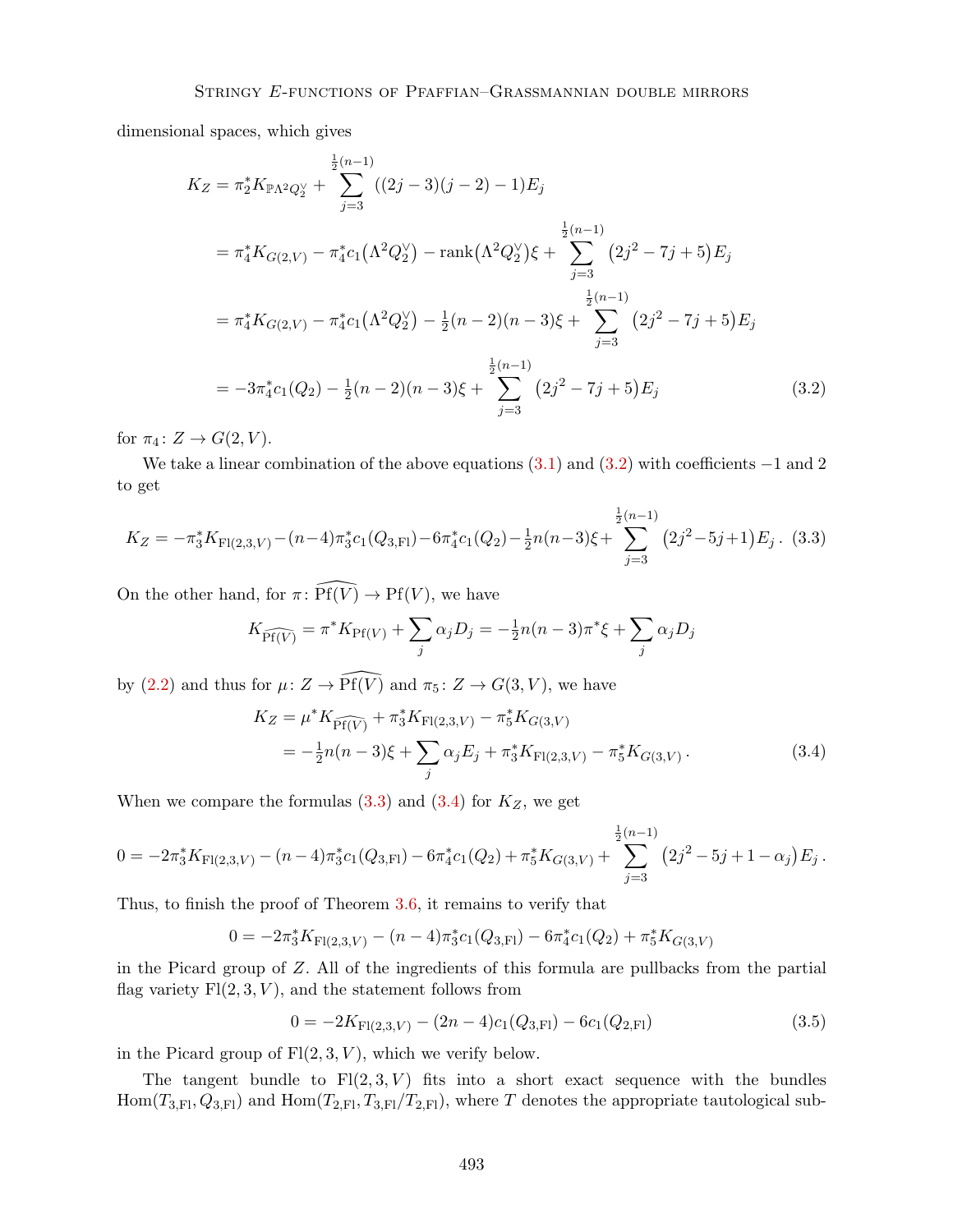dimensional spaces, which gives

$$
\begin{aligned}
K_Z &= \pi_2^* K_{\mathbb{P}\Lambda^2 Q_2^\vee} + \sum_{j=3}^{\frac{1}{2}(n-1)} ((2j-3)(j-2)-1)E_j \\
&= \pi_4^* K_{G(2,V)} - \pi_4^* c_1\big(\Lambda^2 Q_2^\vee\big) - \operatorname{rank}\big(\Lambda^2 Q_2^\vee\big)\xi + \sum_{j=3}^{\frac{1}{2}(n-1)} \big(2j^2-7j+5\big)E_j \\
&= \pi_4^* K_{G(2,V)} - \pi_4^* c_1\big(\Lambda^2 Q_2^\vee\big) - \tfrac{1}{2}(n-2)(n-3)\xi + \sum_{j=3}^{\frac{1}{2}(n-1)} \big(2j^2-7j+5\big)E_j \\
&= -3\pi_4^* c_1(Q_2) - \tfrac{1}{2}(n-2)(n-3)\xi + \sum_{j=3}^{\frac{1}{2}(n-1)} \big(2j^2-7j+5\big)E_j
\end{aligned}
\tag{3.2}
$$

for $\pi_4 \colon Z \to G(2,V)$.

We take a linear combination of the above equations (3.1) and (3.2) with coefficients $-1$ and $2$ to get

$$
K_Z = -\pi_3^* K_{\mathrm{Fl}(2,3,V)} - (n-4)\pi_3^* c_1(Q_{3,\mathrm{Fl}}) - 6\pi_4^* c_1(Q_2) - \tfrac{1}{2}n(n-3)\xi + \sum_{j=3}^{\frac{1}{2}(n-1)} \big(2j^2-5j+1\big)E_j\,. \tag{3.3}
$$

On the other hand, for $\pi \colon \widehat{\mathrm{Pf}(V)} \to \mathrm{Pf}(V)$, we have

$$
K_{\widehat{\mathrm{Pf}(V)}} = \pi^* K_{\mathrm{Pf}(V)} + \sum_j \alpha_j D_j = -\tfrac{1}{2}n(n-3)\pi^*\xi + \sum_j \alpha_j D_j
$$

by (2.2) and thus for $\mu \colon Z \to \widehat{\mathrm{Pf}(V)}$ and $\pi_5 \colon Z \to G(3,V)$, we have

$$
\begin{aligned}
K_Z &= \mu^* K_{\widehat{\mathrm{Pf}(V)}} + \pi_3^* K_{\mathrm{Fl}(2,3,V)} - \pi_5^* K_{G(3,V)} \\
&= -\tfrac{1}{2}n(n-3)\xi + \sum_j \alpha_j E_j + \pi_3^* K_{\mathrm{Fl}(2,3,V)} - \pi_5^* K_{G(3,V)}\,.
\end{aligned}
\tag{3.4}
$$

When we compare the formulas (3.3) and (3.4) for $K_Z$, we get

$$
0 = -2\pi_3^* K_{\mathrm{Fl}(2,3,V)} - (n-4)\pi_3^* c_1(Q_{3,\mathrm{Fl}}) - 6\pi_4^* c_1(Q_2) + \pi_5^* K_{G(3,V)} + \sum_{j=3}^{\frac{1}{2}(n-1)} \big(2j^2-5j+1-\alpha_j\big)E_j\,.
$$

Thus, to finish the proof of Theorem 3.6, it remains to verify that

$$
0 = -2\pi_3^* K_{\mathrm{Fl}(2,3,V)} - (n-4)\pi_3^* c_1(Q_{3,\mathrm{Fl}}) - 6\pi_4^* c_1(Q_2) + \pi_5^* K_{G(3,V)}
$$

in the Picard group of $Z$. All of the ingredients of this formula are pullbacks from the partial flag variety $\mathrm{Fl}(2,3,V)$, and the statement follows from

$$
0 = -2K_{\mathrm{Fl}(2,3,V)} - (2n-4)c_1(Q_{3,\mathrm{Fl}}) - 6c_1(Q_{2,\mathrm{Fl}}) \tag{3.5}
$$

in the Picard group of $\mathrm{Fl}(2,3,V)$, which we verify below.

The tangent bundle to $\mathrm{Fl}(2,3,V)$ fits into a short exact sequence with the bundles $\mathrm{Hom}(T_{3,\mathrm{Fl}}, Q_{3,\mathrm{Fl}})$ and $\mathrm{Hom}(T_{2,\mathrm{Fl}}, T_{3,\mathrm{Fl}}/T_{2,\mathrm{Fl}})$, where $T$ denotes the appropriate tautological sub-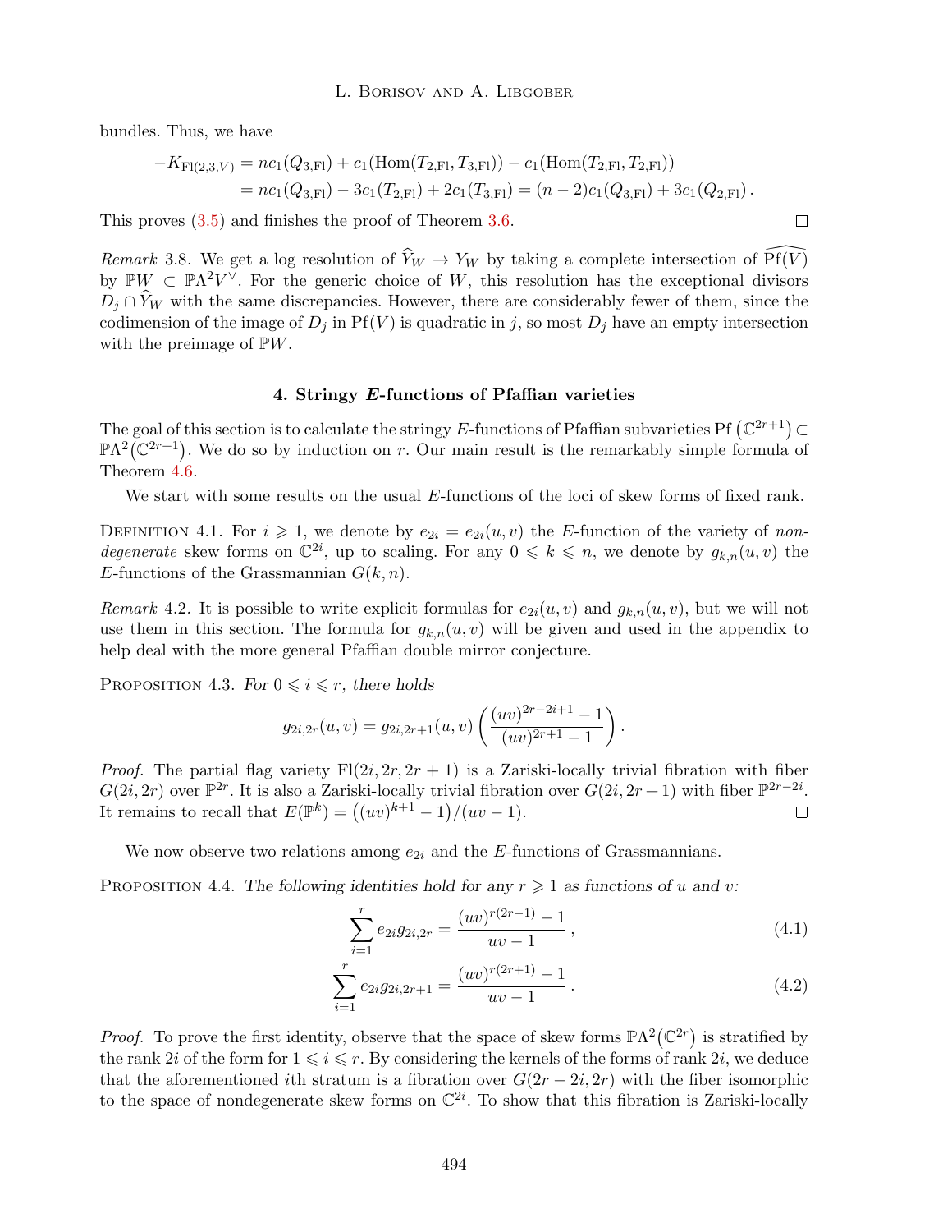bundles. Thus, we have

$$
\begin{aligned}
-K_{\mathrm{Fl}(2,3,V)} &= nc_1(Q_{3,\mathrm{Fl}}) + c_1(\mathrm{Hom}(T_{2,\mathrm{Fl}}, T_{3,\mathrm{Fl}})) - c_1(\mathrm{Hom}(T_{2,\mathrm{Fl}}, T_{2,\mathrm{Fl}})) \\
&= nc_1(Q_{3,\mathrm{Fl}}) - 3c_1(T_{2,\mathrm{Fl}}) + 2c_1(T_{3,\mathrm{Fl}}) = (n-2)c_1(Q_{3,\mathrm{Fl}}) + 3c_1(Q_{2,\mathrm{Fl}})\,.
\end{aligned}
$$

This proves (3.5) and finishes the proof of Theorem 3.6. $\square$

*Remark* 3.8. We get a log resolution of $\widehat{Y}_W \to Y_W$ by taking a complete intersection of $\widehat{\mathrm{Pf}(V)}$ by $\mathbb{P}W \subset \mathbb{P}\Lambda^2 V^\vee$. For the generic choice of $W$, this resolution has the exceptional divisors $D_j \cap \widehat{Y}_W$ with the same discrepancies. However, there are considerably fewer of them, since the codimension of the image of $D_j$ in $\mathrm{Pf}(V)$ is quadratic in $j$, so most $D_j$ have an empty intersection with the preimage of $\mathbb{P}W$.

## 4. Stringy *E*-functions of Pfaffian varieties

The goal of this section is to calculate the stringy $E$-functions of Pfaffian subvarieties $\mathrm{Pf}\left(\mathbb{C}^{2r+1}\right) \subset \mathbb{P}\Lambda^2\left(\mathbb{C}^{2r+1}\right)$. We do so by induction on $r$. Our main result is the remarkably simple formula of Theorem 4.6.

We start with some results on the usual $E$-functions of the loci of skew forms of fixed rank.

Definition 4.1. For $i \geqslant 1$, we denote by $e_{2i} = e_{2i}(u,v)$ the $E$-function of the variety of *non-degenerate* skew forms on $\mathbb{C}^{2i}$, up to scaling. For any $0 \leqslant k \leqslant n$, we denote by $g_{k,n}(u,v)$ the $E$-functions of the Grassmannian $G(k,n)$.

*Remark* 4.2. It is possible to write explicit formulas for $e_{2i}(u,v)$ and $g_{k,n}(u,v)$, but we will not use them in this section. The formula for $g_{k,n}(u,v)$ will be given and used in the appendix to help deal with the more general Pfaffian double mirror conjecture.

Proposition 4.3. *For $0 \leqslant i \leqslant r$, there holds*

$$
g_{2i,2r}(u,v) = g_{2i,2r+1}(u,v)\left(\frac{(uv)^{2r-2i+1}-1}{(uv)^{2r+1}-1}\right).
$$

*Proof.* The partial flag variety $\mathrm{Fl}(2i, 2r, 2r+1)$ is a Zariski-locally trivial fibration with fiber $G(2i, 2r)$ over $\mathbb{P}^{2r}$. It is also a Zariski-locally trivial fibration over $G(2i, 2r+1)$ with fiber $\mathbb{P}^{2r-2i}$. It remains to recall that $E(\mathbb{P}^k) = \left((uv)^{k+1}-1\right)/(uv-1)$. $\square$

We now observe two relations among $e_{2i}$ and the $E$-functions of Grassmannians.

Proposition 4.4. *The following identities hold for any $r \geqslant 1$ as functions of $u$ and $v$:*

$$
\sum_{i=1}^{r} e_{2i} g_{2i,2r} = \frac{(uv)^{r(2r-1)}-1}{uv-1}\,, \tag{4.1}
$$

$$
\sum_{i=1}^{r} e_{2i} g_{2i,2r+1} = \frac{(uv)^{r(2r+1)}-1}{uv-1}\,. \tag{4.2}
$$

*Proof.* To prove the first identity, observe that the space of skew forms $\mathbb{P}\Lambda^2\left(\mathbb{C}^{2r}\right)$ is stratified by the rank $2i$ of the form for $1 \leqslant i \leqslant r$. By considering the kernels of the forms of rank $2i$, we deduce that the aforementioned $i$th stratum is a fibration over $G(2r-2i, 2r)$ with the fiber isomorphic to the space of nondegenerate skew forms on $\mathbb{C}^{2i}$. To show that this fibration is Zariski-locally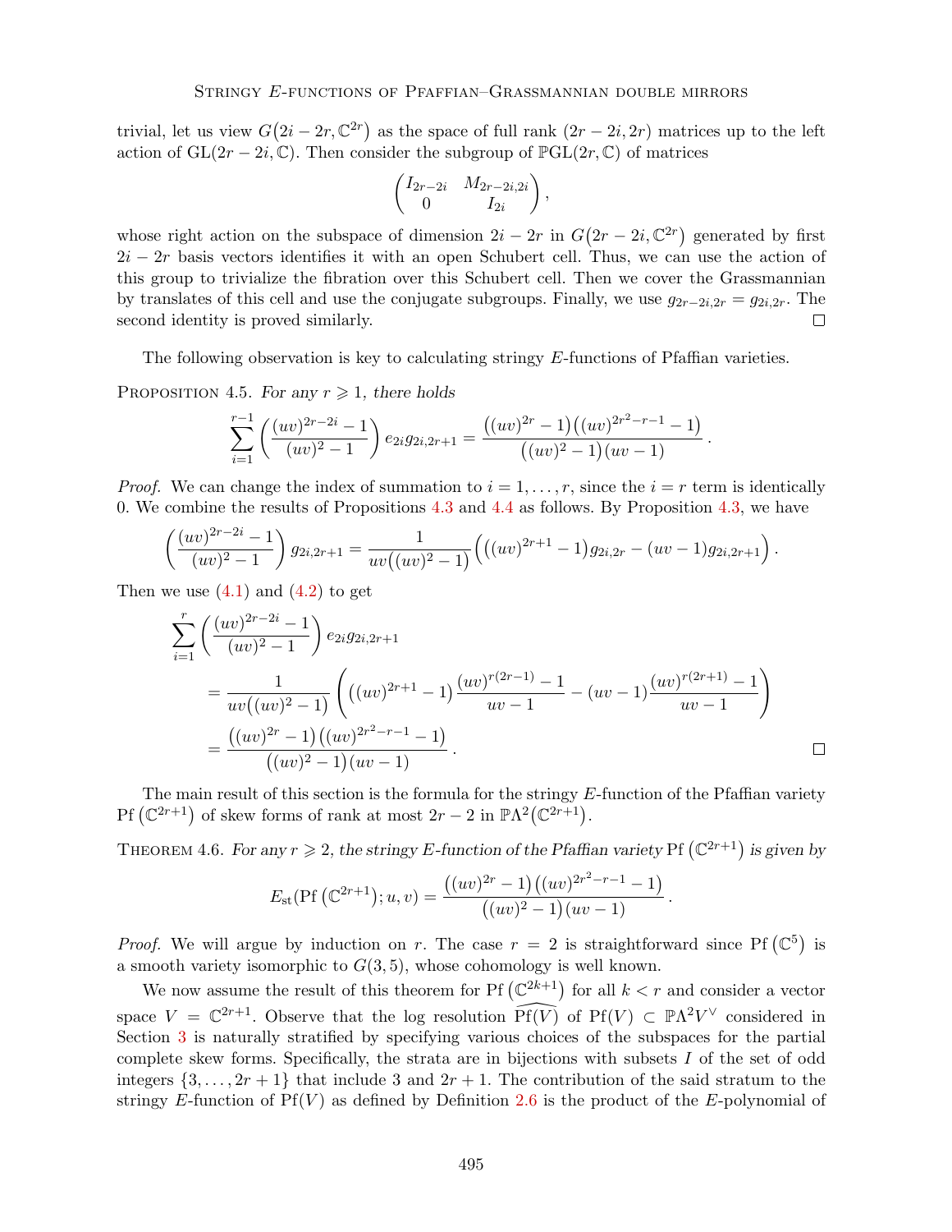trivial, let us view $G\big(2i-2r,\mathbb{C}^{2r}\big)$ as the space of full rank $(2r-2i,2r)$ matrices up to the left action of $\mathrm{GL}(2r-2i,\mathbb{C})$. Then consider the subgroup of $\mathbb{P}\mathrm{GL}(2r,\mathbb{C})$ of matrices

$$\begin{pmatrix} I_{2r-2i} & M_{2r-2i,2i} \\ 0 & I_{2i} \end{pmatrix},$$

whose right action on the subspace of dimension $2i-2r$ in $G\big(2r-2i,\mathbb{C}^{2r}\big)$ generated by first $2i-2r$ basis vectors identifies it with an open Schubert cell. Thus, we can use the action of this group to trivialize the fibration over this Schubert cell. Then we cover the Grassmannian by translates of this cell and use the conjugate subgroups. Finally, we use $g_{2r-2i,2r}=g_{2i,2r}$. The second identity is proved similarly. □

The following observation is key to calculating stringy $E$-functions of Pfaffian varieties.

Proposition 4.5. *For any $r\geqslant 1$, there holds*

$$\sum_{i=1}^{r-1}\left(\frac{(uv)^{2r-2i}-1}{(uv)^2-1}\right)e_{2i}g_{2i,2r+1}=\frac{\big((uv)^{2r}-1\big)\big((uv)^{2r^2-r-1}-1\big)}{\big((uv)^2-1\big)(uv-1)}.$$

*Proof.* We can change the index of summation to $i=1,\dots,r$, since the $i=r$ term is identically 0. We combine the results of Propositions 4.3 and 4.4 as follows. By Proposition 4.3, we have

$$\left(\frac{(uv)^{2r-2i}-1}{(uv)^2-1}\right)g_{2i,2r+1}=\frac{1}{uv\big((uv)^2-1\big)}\Big(\big((uv)^{2r+1}-1\big)g_{2i,2r}-(uv-1)g_{2i,2r+1}\Big).$$

Then we use (4.1) and (4.2) to get

$$\begin{aligned}
&\sum_{i=1}^{r}\left(\frac{(uv)^{2r-2i}-1}{(uv)^2-1}\right)e_{2i}g_{2i,2r+1}\\
&\quad=\frac{1}{uv\big((uv)^2-1\big)}\left(\big((uv)^{2r+1}-1\big)\frac{(uv)^{r(2r-1)}-1}{uv-1}-(uv-1)\frac{(uv)^{r(2r+1)}-1}{uv-1}\right)\\
&\quad=\frac{\big((uv)^{2r}-1\big)\big((uv)^{2r^2-r-1}-1\big)}{\big((uv)^2-1\big)(uv-1)}.
\end{aligned}$$

□

The main result of this section is the formula for the stringy $E$-function of the Pfaffian variety $\mathrm{Pf}\left(\mathbb{C}^{2r+1}\right)$ of skew forms of rank at most $2r-2$ in $\mathbb{P}\Lambda^2\big(\mathbb{C}^{2r+1}\big)$.

Theorem 4.6. *For any $r\geqslant 2$, the stringy $E$-function of the Pfaffian variety $\mathrm{Pf}\left(\mathbb{C}^{2r+1}\right)$ is given by*

$$E_{\mathrm{st}}(\mathrm{Pf}\left(\mathbb{C}^{2r+1}\right);u,v)=\frac{\big((uv)^{2r}-1\big)\big((uv)^{2r^2-r-1}-1\big)}{\big((uv)^2-1\big)(uv-1)}.$$

*Proof.* We will argue by induction on $r$. The case $r=2$ is straightforward since $\mathrm{Pf}\left(\mathbb{C}^5\right)$ is a smooth variety isomorphic to $G(3,5)$, whose cohomology is well known.

We now assume the result of this theorem for $\mathrm{Pf}\left(\mathbb{C}^{2k+1}\right)$ for all $k<r$ and consider a vector space $V=\mathbb{C}^{2r+1}$. Observe that the log resolution $\widehat{\mathrm{Pf}(V)}$ of $\mathrm{Pf}(V)\subset\mathbb{P}\Lambda^2V^\vee$ considered in Section 3 is naturally stratified by specifying various choices of the subspaces for the partial complete skew forms. Specifically, the strata are in bijections with subsets $I$ of the set of odd integers $\{3,\dots,2r+1\}$ that include 3 and $2r+1$. The contribution of the said stratum to the stringy $E$-function of $\mathrm{Pf}(V)$ as defined by Definition 2.6 is the product of the $E$-polynomial of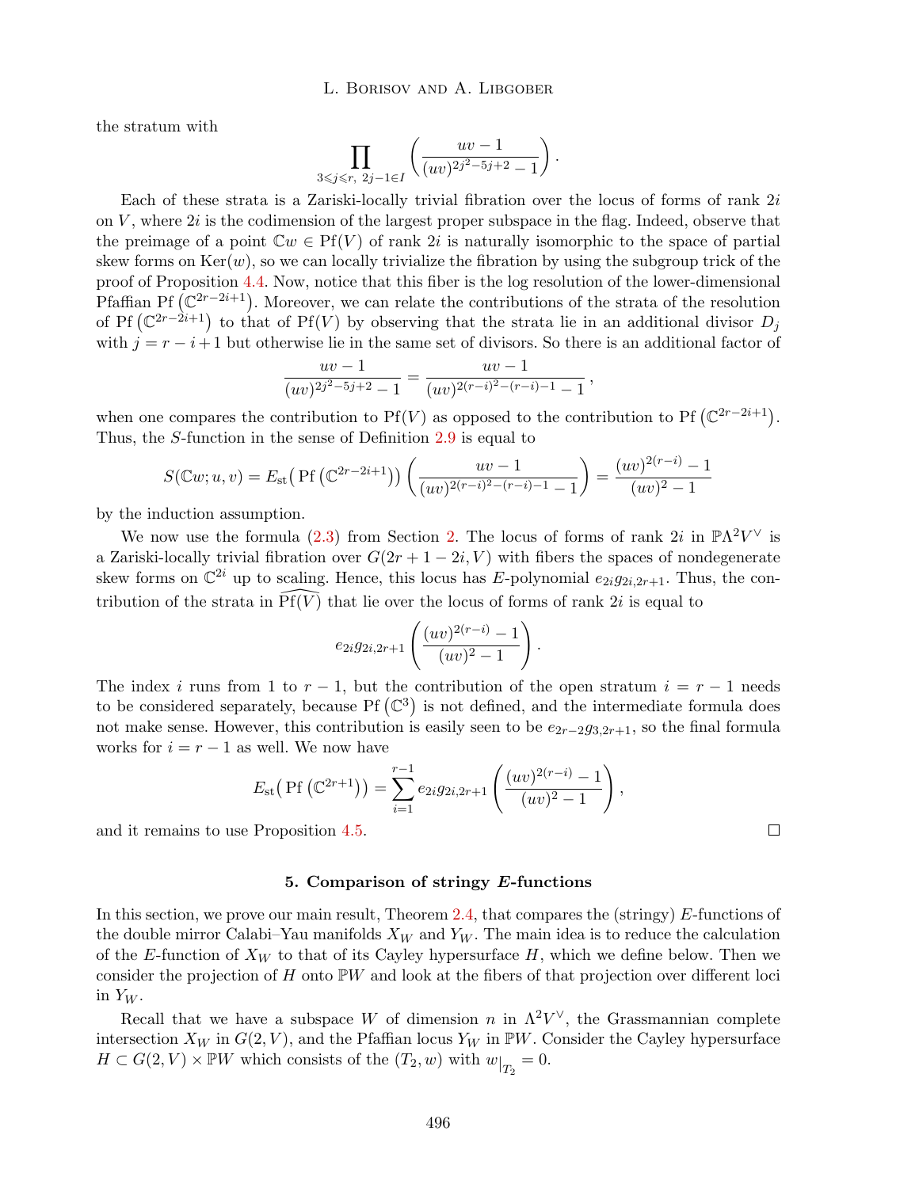the stratum with

$$\prod_{3\leqslant j\leqslant r,\ 2j-1\in I}\left(\frac{uv-1}{(uv)^{2j^2-5j+2}-1}\right).$$

Each of these strata is a Zariski-locally trivial fibration over the locus of forms of rank $2i$ on $V$, where $2i$ is the codimension of the largest proper subspace in the flag. Indeed, observe that the preimage of a point $\mathbb{C}w \in \mathrm{Pf}(V)$ of rank $2i$ is naturally isomorphic to the space of partial skew forms on $\mathrm{Ker}(w)$, so we can locally trivialize the fibration by using the subgroup trick of the proof of Proposition 4.4. Now, notice that this fiber is the log resolution of the lower-dimensional Pfaffian $\mathrm{Pf}\left(\mathbb{C}^{2r-2i+1}\right)$. Moreover, we can relate the contributions of the strata of the resolution of $\mathrm{Pf}\left(\mathbb{C}^{2r-2i+1}\right)$ to that of $\mathrm{Pf}(V)$ by observing that the strata lie in an additional divisor $D_j$ with $j = r-i+1$ but otherwise lie in the same set of divisors. So there is an additional factor of

$$\frac{uv-1}{(uv)^{2j^2-5j+2}-1} = \frac{uv-1}{(uv)^{2(r-i)^2-(r-i)-1}-1},$$

when one compares the contribution to $\mathrm{Pf}(V)$ as opposed to the contribution to $\mathrm{Pf}\left(\mathbb{C}^{2r-2i+1}\right)$. Thus, the $S$-function in the sense of Definition 2.9 is equal to

$$S(\mathbb{C}w;u,v) = E_{\mathrm{st}}\big(\,\mathrm{Pf}\left(\mathbb{C}^{2r-2i+1}\right)\big)\left(\frac{uv-1}{(uv)^{2(r-i)^2-(r-i)-1}-1}\right) = \frac{(uv)^{2(r-i)}-1}{(uv)^2-1}$$

by the induction assumption.

We now use the formula (2.3) from Section 2. The locus of forms of rank $2i$ in $\mathbb{P}\Lambda^2V^\vee$ is a Zariski-locally trivial fibration over $G(2r+1-2i,V)$ with fibers the spaces of nondegenerate skew forms on $\mathbb{C}^{2i}$ up to scaling. Hence, this locus has $E$-polynomial $e_{2i}g_{2i,2r+1}$. Thus, the contribution of the strata in $\widehat{\mathrm{Pf}(V)}$ that lie over the locus of forms of rank $2i$ is equal to

$$e_{2i}g_{2i,2r+1}\left(\frac{(uv)^{2(r-i)}-1}{(uv)^2-1}\right).$$

The index $i$ runs from 1 to $r-1$, but the contribution of the open stratum $i=r-1$ needs to be considered separately, because $\mathrm{Pf}\left(\mathbb{C}^3\right)$ is not defined, and the intermediate formula does not make sense. However, this contribution is easily seen to be $e_{2r-2}g_{3,2r+1}$, so the final formula works for $i=r-1$ as well. We now have

$$E_{\mathrm{st}}\big(\,\mathrm{Pf}\left(\mathbb{C}^{2r+1}\right)\big) = \sum_{i=1}^{r-1} e_{2i}g_{2i,2r+1}\left(\frac{(uv)^{2(r-i)}-1}{(uv)^2-1}\right),$$

and it remains to use Proposition 4.5. □

## 5. Comparison of stringy $E$-functions

In this section, we prove our main result, Theorem 2.4, that compares the (stringy) $E$-functions of the double mirror Calabi–Yau manifolds $X_W$ and $Y_W$. The main idea is to reduce the calculation of the $E$-function of $X_W$ to that of its Cayley hypersurface $H$, which we define below. Then we consider the projection of $H$ onto $\mathbb{P}W$ and look at the fibers of that projection over different loci in $Y_W$.

Recall that we have a subspace $W$ of dimension $n$ in $\Lambda^2V^\vee$, the Grassmannian complete intersection $X_W$ in $G(2,V)$, and the Pfaffian locus $Y_W$ in $\mathbb{P}W$. Consider the Cayley hypersurface $H \subset G(2,V)\times\mathbb{P}W$ which consists of the $(T_2,w)$ with $w|_{T_2}=0$.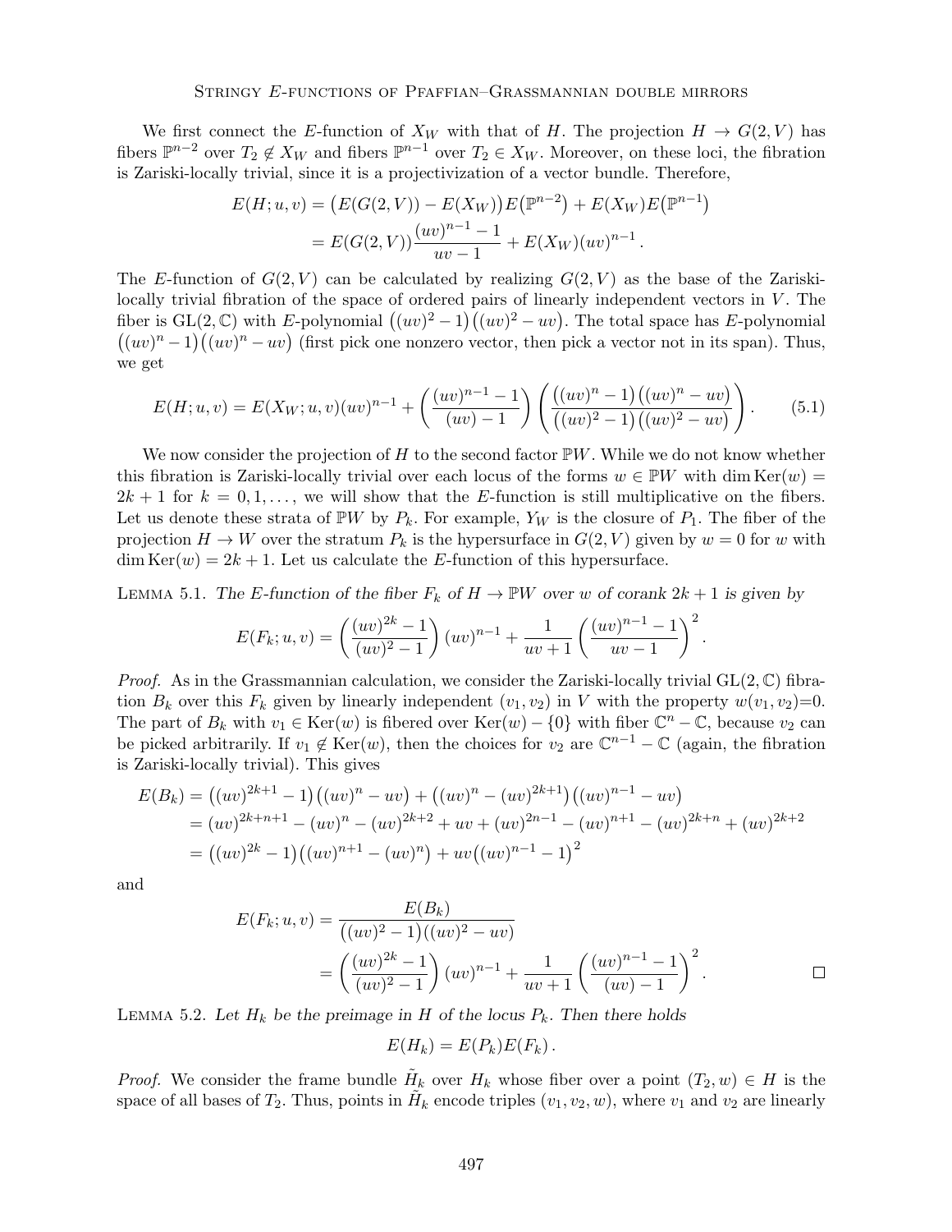We first connect the $E$-function of $X_W$ with that of $H$. The projection $H \to G(2,V)$ has fibers $\mathbb{P}^{n-2}$ over $T_2 \notin X_W$ and fibers $\mathbb{P}^{n-1}$ over $T_2 \in X_W$. Moreover, on these loci, the fibration is Zariski-locally trivial, since it is a projectivization of a vector bundle. Therefore,

$$
\begin{aligned}
E(H;u,v) &= \big(E(G(2,V)) - E(X_W)\big)E\big(\mathbb{P}^{n-2}\big) + E(X_W)E\big(\mathbb{P}^{n-1}\big) \\
&= E(G(2,V))\frac{(uv)^{n-1}-1}{uv-1} + E(X_W)(uv)^{n-1}\,.
\end{aligned}
$$

The $E$-function of $G(2,V)$ can be calculated by realizing $G(2,V)$ as the base of the Zariski-locally trivial fibration of the space of ordered pairs of linearly independent vectors in $V$. The fiber is $\mathrm{GL}(2,\mathbb{C})$ with $E$-polynomial $\big((uv)^2-1\big)\big((uv)^2-uv\big)$. The total space has $E$-polynomial $\big((uv)^n-1\big)\big((uv)^n-uv\big)$ (first pick one nonzero vector, then pick a vector not in its span). Thus, we get

$$
E(H;u,v) = E(X_W;u,v)(uv)^{n-1} + \left(\frac{(uv)^{n-1}-1}{(uv)-1}\right)\left(\frac{\big((uv)^n-1\big)\big((uv)^n-uv\big)}{\big((uv)^2-1\big)\big((uv)^2-uv\big)}\right). \tag{5.1}
$$

We now consider the projection of $H$ to the second factor $\mathbb{P}W$. While we do not know whether this fibration is Zariski-locally trivial over each locus of the forms $w \in \mathbb{P}W$ with $\dim \mathrm{Ker}(w) = 2k+1$ for $k = 0,1,\dots$, we will show that the $E$-function is still multiplicative on the fibers. Let us denote these strata of $\mathbb{P}W$ by $P_k$. For example, $Y_W$ is the closure of $P_1$. The fiber of the projection $H \to W$ over the stratum $P_k$ is the hypersurface in $G(2,V)$ given by $w=0$ for $w$ with $\dim \mathrm{Ker}(w) = 2k+1$. Let us calculate the $E$-function of this hypersurface.

Lemma 5.1. *The $E$-function of the fiber $F_k$ of $H \to \mathbb{P}W$ over $w$ of corank $2k+1$ is given by*

$$
E(F_k;u,v) = \left(\frac{(uv)^{2k}-1}{(uv)^2-1}\right)(uv)^{n-1} + \frac{1}{uv+1}\left(\frac{(uv)^{n-1}-1}{uv-1}\right)^2.
$$

*Proof.* As in the Grassmannian calculation, we consider the Zariski-locally trivial $\mathrm{GL}(2,\mathbb{C})$ fibration $B_k$ over this $F_k$ given by linearly independent $(v_1,v_2)$ in $V$ with the property $w(v_1,v_2)=0$. The part of $B_k$ with $v_1 \in \mathrm{Ker}(w)$ is fibered over $\mathrm{Ker}(w) - \{0\}$ with fiber $\mathbb{C}^n - \mathbb{C}$, because $v_2$ can be picked arbitrarily. If $v_1 \notin \mathrm{Ker}(w)$, then the choices for $v_2$ are $\mathbb{C}^{n-1} - \mathbb{C}$ (again, the fibration is Zariski-locally trivial). This gives

$$
\begin{aligned}
E(B_k) &= \big((uv)^{2k+1}-1\big)\big((uv)^n - uv\big) + \big((uv)^n - (uv)^{2k+1}\big)\big((uv)^{n-1}-uv\big) \\
&= (uv)^{2k+n+1} - (uv)^n - (uv)^{2k+2} + uv + (uv)^{2n-1} - (uv)^{n+1} - (uv)^{2k+n} + (uv)^{2k+2} \\
&= \big((uv)^{2k}-1\big)\big((uv)^{n+1} - (uv)^n\big) + uv\big((uv)^{n-1}-1\big)^2
\end{aligned}
$$

and

$$
\begin{aligned}
E(F_k;u,v) &= \frac{E(B_k)}{\big((uv)^2-1\big)\big((uv)^2-uv\big)} \\
&= \left(\frac{(uv)^{2k}-1}{(uv)^2-1}\right)(uv)^{n-1} + \frac{1}{uv+1}\left(\frac{(uv)^{n-1}-1}{(uv)-1}\right)^2. \qquad \square
\end{aligned}
$$

Lemma 5.2. *Let $H_k$ be the preimage in $H$ of the locus $P_k$. Then there holds*

$$
E(H_k) = E(P_k)E(F_k)\,.
$$

*Proof.* We consider the frame bundle $\tilde{H}_k$ over $H_k$ whose fiber over a point $(T_2,w) \in H$ is the space of all bases of $T_2$. Thus, points in $\tilde{H}_k$ encode triples $(v_1,v_2,w)$, where $v_1$ and $v_2$ are linearly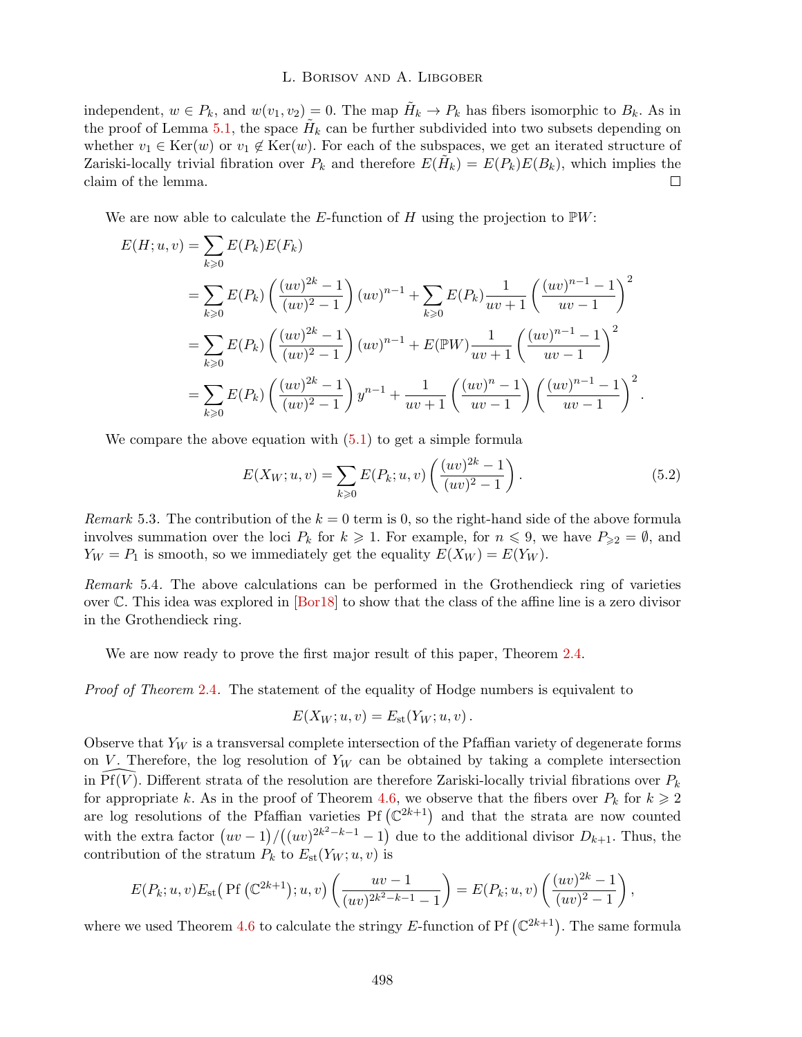independent, $w \in P_k$, and $w(v_1, v_2) = 0$. The map $\tilde{H}_k \to P_k$ has fibers isomorphic to $B_k$. As in the proof of Lemma 5.1, the space $\tilde{H}_k$ can be further subdivided into two subsets depending on whether $v_1 \in \mathrm{Ker}(w)$ or $v_1 \notin \mathrm{Ker}(w)$. For each of the subspaces, we get an iterated structure of Zariski-locally trivial fibration over $P_k$ and therefore $E(\tilde{H}_k) = E(P_k)E(B_k)$, which implies the claim of the lemma. □

We are now able to calculate the $E$-function of $H$ using the projection to $\mathbb{P}W$:

$$
\begin{aligned}
E(H; u, v) &= \sum_{k \geqslant 0} E(P_k) E(F_k) \\
&= \sum_{k \geqslant 0} E(P_k) \left( \frac{(uv)^{2k} - 1}{(uv)^2 - 1} \right) (uv)^{n-1} + \sum_{k \geqslant 0} E(P_k) \frac{1}{uv + 1} \left( \frac{(uv)^{n-1} - 1}{uv - 1} \right)^2 \\
&= \sum_{k \geqslant 0} E(P_k) \left( \frac{(uv)^{2k} - 1}{(uv)^2 - 1} \right) (uv)^{n-1} + E(\mathbb{P}W) \frac{1}{uv + 1} \left( \frac{(uv)^{n-1} - 1}{uv - 1} \right)^2 \\
&= \sum_{k \geqslant 0} E(P_k) \left( \frac{(uv)^{2k} - 1}{(uv)^2 - 1} \right) y^{n-1} + \frac{1}{uv + 1} \left( \frac{(uv)^{n} - 1}{uv - 1} \right) \left( \frac{(uv)^{n-1} - 1}{uv - 1} \right)^2 .
\end{aligned}
$$

We compare the above equation with (5.1) to get a simple formula

$$
E(X_W; u, v) = \sum_{k \geqslant 0} E(P_k; u, v) \left( \frac{(uv)^{2k} - 1}{(uv)^2 - 1} \right). \tag{5.2}
$$

*Remark* 5.3. The contribution of the $k = 0$ term is 0, so the right-hand side of the above formula involves summation over the loci $P_k$ for $k \geqslant 1$. For example, for $n \leqslant 9$, we have $P_{\geqslant 2} = \emptyset$, and $Y_W = P_1$ is smooth, so we immediately get the equality $E(X_W) = E(Y_W)$.

*Remark* 5.4. The above calculations can be performed in the Grothendieck ring of varieties over $\mathbb{C}$. This idea was explored in [Bor18] to show that the class of the affine line is a zero divisor in the Grothendieck ring.

We are now ready to prove the first major result of this paper, Theorem 2.4.

*Proof of Theorem* 2.4. The statement of the equality of Hodge numbers is equivalent to

$$
E(X_W; u, v) = E_{\mathrm{st}}(Y_W; u, v) .
$$

Observe that $Y_W$ is a transversal complete intersection of the Pfaffian variety of degenerate forms on $V$. Therefore, the log resolution of $Y_W$ can be obtained by taking a complete intersection in $\widehat{\mathrm{Pf}(V)}$. Different strata of the resolution are therefore Zariski-locally trivial fibrations over $P_k$ for appropriate $k$. As in the proof of Theorem 4.6, we observe that the fibers over $P_k$ for $k \geqslant 2$ are log resolutions of the Pfaffian varieties $\mathrm{Pf}\left(\mathbb{C}^{2k+1}\right)$ and that the strata are now counted with the extra factor $\left(uv - 1\right)/\left((uv)^{2k^2-k-1} - 1\right)$ due to the additional divisor $D_{k+1}$. Thus, the contribution of the stratum $P_k$ to $E_{\mathrm{st}}(Y_W; u, v)$ is

$$
E(P_k; u, v) E_{\mathrm{st}}\big( \mathrm{Pf}\left(\mathbb{C}^{2k+1}\right); u, v\big) \left( \frac{uv - 1}{(uv)^{2k^2-k-1} - 1} \right) = E(P_k; u, v) \left( \frac{(uv)^{2k} - 1}{(uv)^2 - 1} \right),
$$

where we used Theorem 4.6 to calculate the stringy $E$-function of $\mathrm{Pf}\left(\mathbb{C}^{2k+1}\right)$. The same formula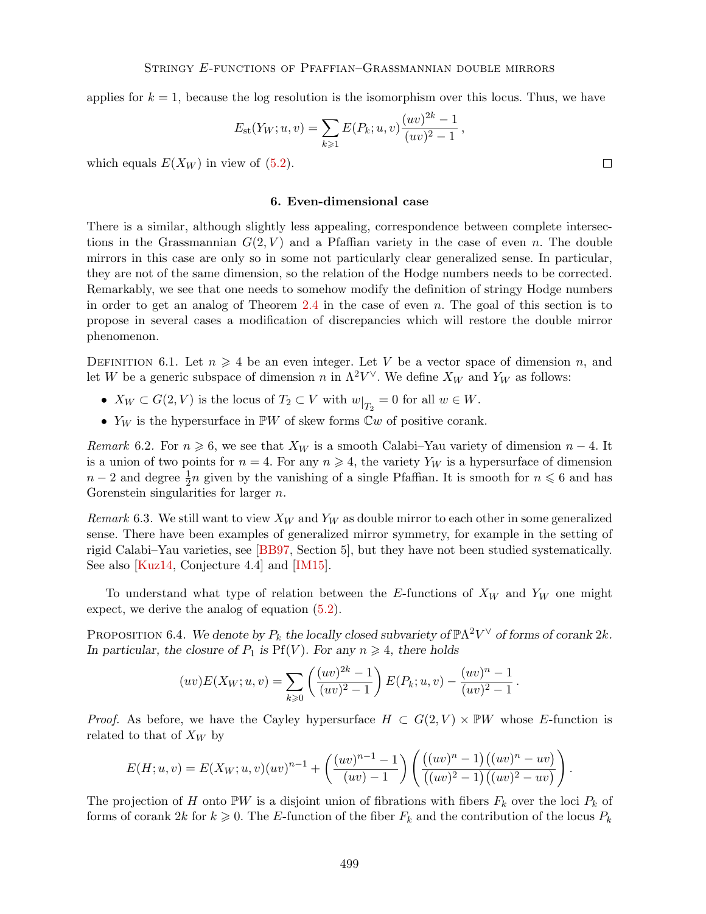applies for $k = 1$, because the log resolution is the isomorphism over this locus. Thus, we have

$$E_{\mathrm{st}}(Y_W; u, v) = \sum_{k \geqslant 1} E(P_k; u, v) \frac{(uv)^{2k} - 1}{(uv)^2 - 1},$$

which equals $E(X_W)$ in view of (5.2). $\square$

## 6. Even-dimensional case

There is a similar, although slightly less appealing, correspondence between complete intersections in the Grassmannian $G(2, V)$ and a Pfaffian variety in the case of even $n$. The double mirrors in this case are only so in some not particularly clear generalized sense. In particular, they are not of the same dimension, so the relation of the Hodge numbers needs to be corrected. Remarkably, we see that one needs to somehow modify the definition of stringy Hodge numbers in order to get an analog of Theorem 2.4 in the case of even $n$. The goal of this section is to propose in several cases a modification of discrepancies which will restore the double mirror phenomenon.

Definition 6.1. Let $n \geqslant 4$ be an even integer. Let $V$ be a vector space of dimension $n$, and let $W$ be a generic subspace of dimension $n$ in $\Lambda^2 V^\vee$. We define $X_W$ and $Y_W$ as follows:

- $X_W \subset G(2, V)$ is the locus of $T_2 \subset V$ with $w|_{T_2} = 0$ for all $w \in W$.
- $Y_W$ is the hypersurface in $\mathbb{P}W$ of skew forms $\mathbb{C}w$ of positive corank.

*Remark* 6.2. For $n \geqslant 6$, we see that $X_W$ is a smooth Calabi–Yau variety of dimension $n - 4$. It is a union of two points for $n = 4$. For any $n \geqslant 4$, the variety $Y_W$ is a hypersurface of dimension $n - 2$ and degree $\frac{1}{2}n$ given by the vanishing of a single Pfaffian. It is smooth for $n \leqslant 6$ and has Gorenstein singularities for larger $n$.

*Remark* 6.3. We still want to view $X_W$ and $Y_W$ as double mirror to each other in some generalized sense. There have been examples of generalized mirror symmetry, for example in the setting of rigid Calabi–Yau varieties, see [BB97, Section 5], but they have not been studied systematically. See also [Kuz14, Conjecture 4.4] and [IM15].

To understand what type of relation between the $E$-functions of $X_W$ and $Y_W$ one might expect, we derive the analog of equation (5.2).

Proposition 6.4. *We denote by $P_k$ the locally closed subvariety of $\mathbb{P}\Lambda^2 V^\vee$ of forms of corank $2k$. In particular, the closure of $P_1$ is $\mathrm{Pf}(V)$. For any $n \geqslant 4$, there holds*

$$(uv) E(X_W; u, v) = \sum_{k \geqslant 0} \left( \frac{(uv)^{2k} - 1}{(uv)^2 - 1} \right) E(P_k; u, v) - \frac{(uv)^n - 1}{(uv)^2 - 1}.$$

*Proof.* As before, we have the Cayley hypersurface $H \subset G(2, V) \times \mathbb{P}W$ whose $E$-function is related to that of $X_W$ by

$$E(H; u, v) = E(X_W; u, v)(uv)^{n-1} + \left( \frac{(uv)^{n-1} - 1}{(uv) - 1} \right) \left( \frac{\big((uv)^n - 1\big)\big((uv)^n - uv\big)}{\big((uv)^2 - 1\big)\big((uv)^2 - uv\big)} \right).$$

The projection of $H$ onto $\mathbb{P}W$ is a disjoint union of fibrations with fibers $F_k$ over the loci $P_k$ of forms of corank $2k$ for $k \geqslant 0$. The $E$-function of the fiber $F_k$ and the contribution of the locus $P_k$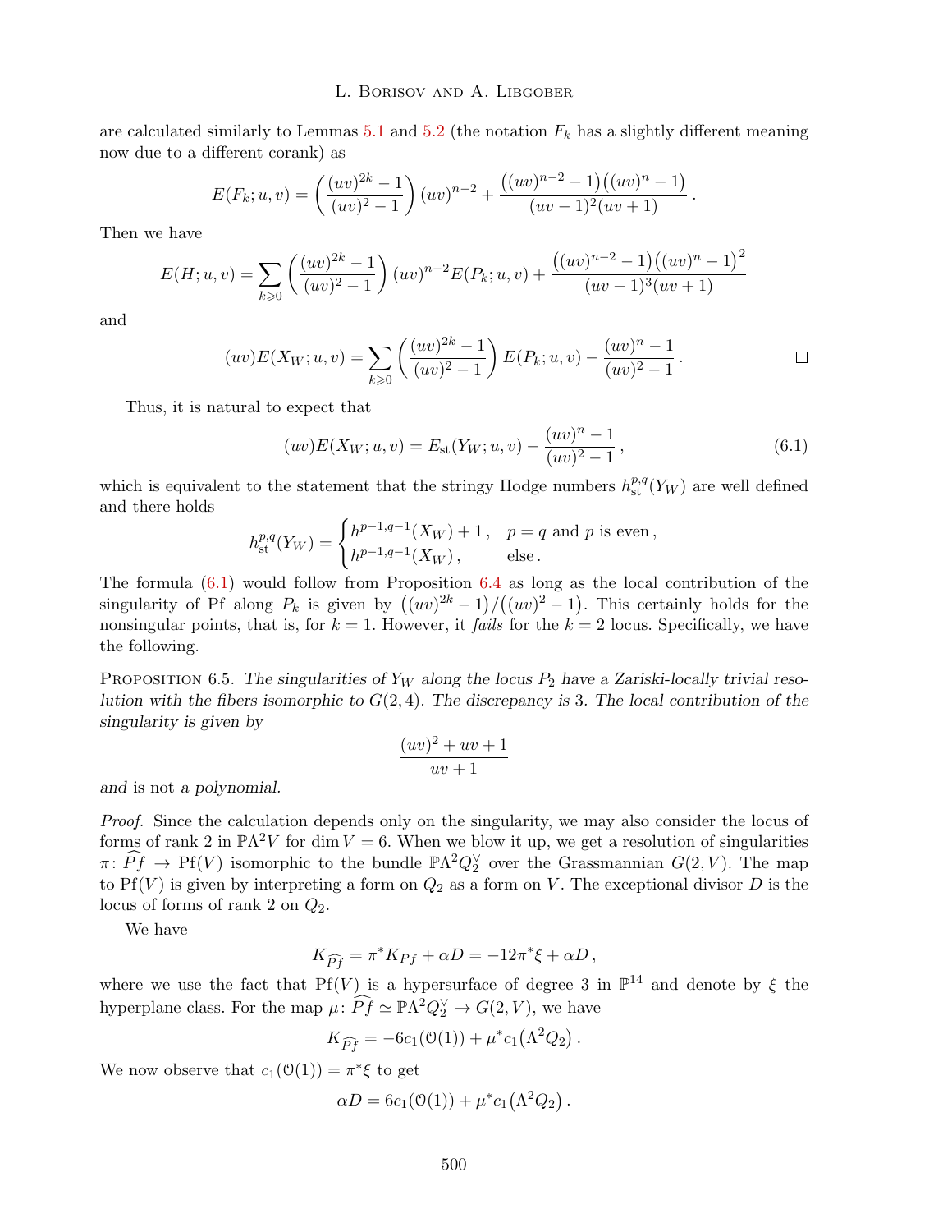are calculated similarly to Lemmas 5.1 and 5.2 (the notation $F_k$ has a slightly different meaning now due to a different corank) as

$$E(F_k;u,v) = \left(\frac{(uv)^{2k}-1}{(uv)^2-1}\right)(uv)^{n-2} + \frac{\big((uv)^{n-2}-1\big)\big((uv)^n-1\big)}{(uv-1)^2(uv+1)}\,.$$

Then we have

$$E(H;u,v) = \sum_{k\geqslant 0}\left(\frac{(uv)^{2k}-1}{(uv)^2-1}\right)(uv)^{n-2}E(P_k;u,v) + \frac{\big((uv)^{n-2}-1\big)\big((uv)^n-1\big)^2}{(uv-1)^3(uv+1)}$$

and

$$(uv)E(X_W;u,v) = \sum_{k\geqslant 0}\left(\frac{(uv)^{2k}-1}{(uv)^2-1}\right)E(P_k;u,v) - \frac{(uv)^n-1}{(uv)^2-1}\,. \qquad \square$$

Thus, it is natural to expect that

$$(uv)E(X_W;u,v) = E_{\mathrm{st}}(Y_W;u,v) - \frac{(uv)^n-1}{(uv)^2-1}\,, \tag{6.1}$$

which is equivalent to the statement that the stringy Hodge numbers $h^{p,q}_{\mathrm{st}}(Y_W)$ are well defined and there holds

$$h^{p,q}_{\mathrm{st}}(Y_W) = \begin{cases} h^{p-1,q-1}(X_W)+1\,, & p=q \text{ and } p \text{ is even}\,,\\ h^{p-1,q-1}(X_W)\,, & \text{else}\,.\end{cases}$$

The formula (6.1) would follow from Proposition 6.4 as long as the local contribution of the singularity of Pf along $P_k$ is given by $\big((uv)^{2k}-1\big)/\big((uv)^2-1\big)$. This certainly holds for the nonsingular points, that is, for $k=1$. However, it *fails* for the $k=2$ locus. Specifically, we have the following.

Proposition 6.5. *The singularities of $Y_W$ along the locus $P_2$ have a Zariski-locally trivial resolution with the fibers isomorphic to $G(2,4)$. The discrepancy is 3. The local contribution of the singularity is given by*

$$\frac{(uv)^2+uv+1}{uv+1}$$

*and is not a polynomial.*

*Proof.* Since the calculation depends only on the singularity, we may also consider the locus of forms of rank 2 in $\mathbb{P}\Lambda^2V$ for $\dim V=6$. When we blow it up, we get a resolution of singularities $\pi\colon \widehat{Pf}\to \mathrm{Pf}(V)$ isomorphic to the bundle $\mathbb{P}\Lambda^2Q_2^\vee$ over the Grassmannian $G(2,V)$. The map to $\mathrm{Pf}(V)$ is given by interpreting a form on $Q_2$ as a form on $V$. The exceptional divisor $D$ is the locus of forms of rank 2 on $Q_2$.

We have

$$K_{\widehat{Pf}} = \pi^*K_{Pf} + \alpha D = -12\pi^*\xi + \alpha D\,,$$

where we use the fact that $\mathrm{Pf}(V)$ is a hypersurface of degree 3 in $\mathbb{P}^{14}$ and denote by $\xi$ the hyperplane class. For the map $\mu\colon \widehat{Pf}\simeq \mathbb{P}\Lambda^2Q_2^\vee\to G(2,V)$, we have

$$K_{\widehat{Pf}} = -6c_1(\mathcal{O}(1)) + \mu^*c_1\big(\Lambda^2Q_2\big)\,.$$

We now observe that $c_1(\mathcal{O}(1))=\pi^*\xi$ to get

$$\alpha D = 6c_1(\mathcal{O}(1)) + \mu^*c_1\big(\Lambda^2Q_2\big)\,.$$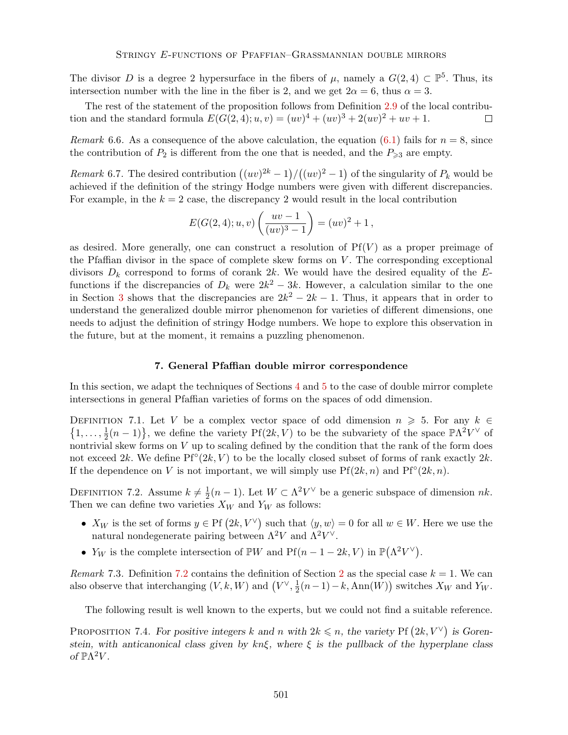The divisor $D$ is a degree 2 hypersurface in the fibers of $\mu$, namely a $G(2,4) \subset \mathbb{P}^5$. Thus, its intersection number with the line in the fiber is 2, and we get $2\alpha = 6$, thus $\alpha = 3$.

The rest of the statement of the proposition follows from Definition 2.9 of the local contribution and the standard formula $E(G(2,4); u, v) = (uv)^4 + (uv)^3 + 2(uv)^2 + uv + 1$. □

*Remark* 6.6. As a consequence of the above calculation, the equation (6.1) fails for $n = 8$, since the contribution of $P_2$ is different from the one that is needed, and the $P_{\geqslant 3}$ are empty.

*Remark* 6.7. The desired contribution $\big((uv)^{2k} - 1\big)/\big((uv)^2 - 1\big)$ of the singularity of $P_k$ would be achieved if the definition of the stringy Hodge numbers were given with different discrepancies. For example, in the $k = 2$ case, the discrepancy 2 would result in the local contribution

$$E(G(2,4); u, v) \left( \frac{uv - 1}{(uv)^3 - 1} \right) = (uv)^2 + 1 \,,$$

as desired. More generally, one can construct a resolution of $\mathrm{Pf}(V)$ as a proper preimage of the Pfaffian divisor in the space of complete skew forms on $V$. The corresponding exceptional divisors $D_k$ correspond to forms of corank $2k$. We would have the desired equality of the $E$-functions if the discrepancies of $D_k$ were $2k^2 - 3k$. However, a calculation similar to the one in Section 3 shows that the discrepancies are $2k^2 - 2k - 1$. Thus, it appears that in order to understand the generalized double mirror phenomenon for varieties of different dimensions, one needs to adjust the definition of stringy Hodge numbers. We hope to explore this observation in the future, but at the moment, it remains a puzzling phenomenon.

## 7. General Pfaffian double mirror correspondence

In this section, we adapt the techniques of Sections 4 and 5 to the case of double mirror complete intersections in general Pfaffian varieties of forms on the spaces of odd dimension.

Definition 7.1. Let $V$ be a complex vector space of odd dimension $n \geqslant 5$. For any $k \in \{1, \ldots, \frac{1}{2}(n-1)\}$, we define the variety $\mathrm{Pf}(2k, V)$ to be the subvariety of the space $\mathbb{P}\Lambda^2 V^\vee$ of nontrivial skew forms on $V$ up to scaling defined by the condition that the rank of the form does not exceed $2k$. We define $\mathrm{Pf}^\circ(2k, V)$ to be the locally closed subset of forms of rank exactly $2k$. If the dependence on $V$ is not important, we will simply use $\mathrm{Pf}(2k, n)$ and $\mathrm{Pf}^\circ(2k, n)$.

Definition 7.2. Assume $k \neq \frac{1}{2}(n-1)$. Let $W \subset \Lambda^2 V^\vee$ be a generic subspace of dimension $nk$. Then we can define two varieties $X_W$ and $Y_W$ as follows:

- $X_W$ is the set of forms $y \in \mathrm{Pf}\,(2k, V^\vee)$ such that $\langle y, w \rangle = 0$ for all $w \in W$. Here we use the natural nondegenerate pairing between $\Lambda^2 V$ and $\Lambda^2 V^\vee$.
- $Y_W$ is the complete intersection of $\mathbb{P}W$ and $\mathrm{Pf}(n - 1 - 2k, V)$ in $\mathbb{P}\big(\Lambda^2 V^\vee\big)$.

*Remark* 7.3. Definition 7.2 contains the definition of Section 2 as the special case $k = 1$. We can also observe that interchanging $(V, k, W)$ and $\big(V^\vee, \frac{1}{2}(n-1) - k, \mathrm{Ann}(W)\big)$ switches $X_W$ and $Y_W$.

The following result is well known to the experts, but we could not find a suitable reference.

Proposition 7.4. *For positive integers $k$ and $n$ with $2k \leqslant n$, the variety $\mathrm{Pf}\,(2k, V^\vee)$ is Gorenstein, with anticanonical class given by $kn\xi$, where $\xi$ is the pullback of the hyperplane class of $\mathbb{P}\Lambda^2 V$.*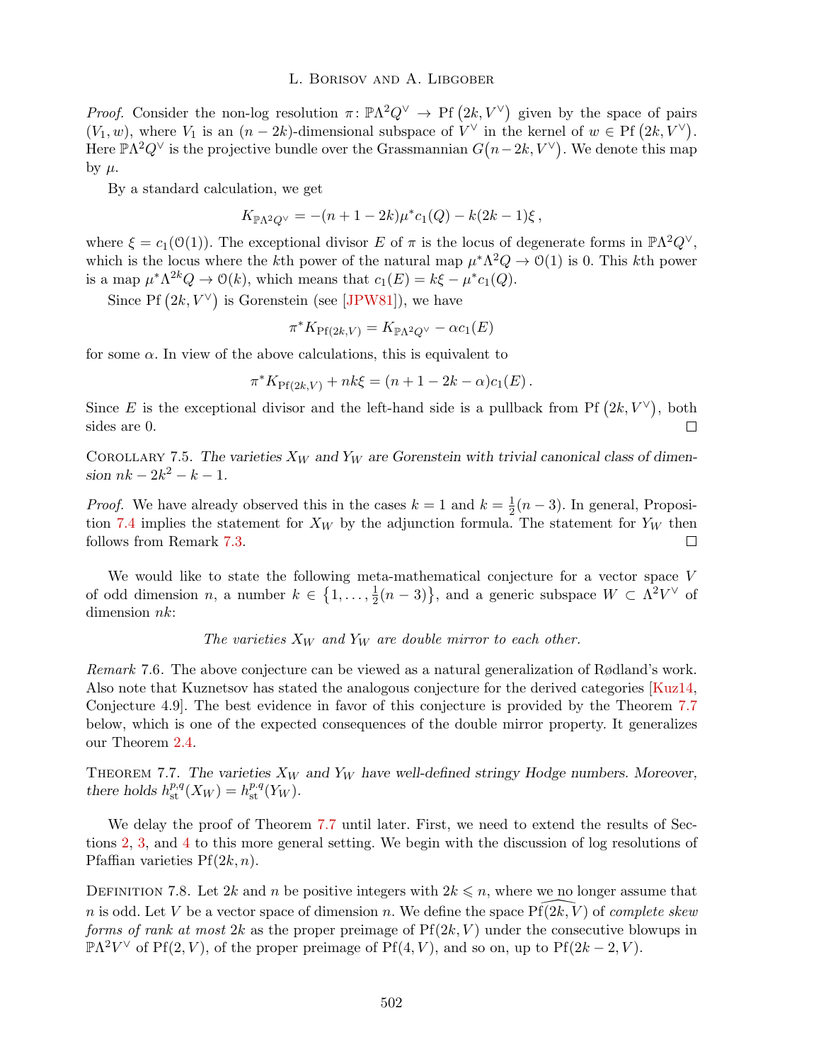*Proof.* Consider the non-log resolution $\pi\colon \mathbb{P}\Lambda^2 Q^\vee \to \mathrm{Pf}\left(2k, V^\vee\right)$ given by the space of pairs $(V_1, w)$, where $V_1$ is an $(n-2k)$-dimensional subspace of $V^\vee$ in the kernel of $w \in \mathrm{Pf}\left(2k, V^\vee\right)$. Here $\mathbb{P}\Lambda^2 Q^\vee$ is the projective bundle over the Grassmannian $G\big(n-2k, V^\vee\big)$. We denote this map by $\mu$.

By a standard calculation, we get

$$K_{\mathbb{P}\Lambda^2 Q^\vee} = -(n+1-2k)\mu^* c_1(Q) - k(2k-1)\xi\,,$$

where $\xi = c_1(\mathcal{O}(1))$. The exceptional divisor $E$ of $\pi$ is the locus of degenerate forms in $\mathbb{P}\Lambda^2 Q^\vee$, which is the locus where the $k$th power of the natural map $\mu^*\Lambda^2 Q \to \mathcal{O}(1)$ is 0. This $k$th power is a map $\mu^*\Lambda^{2k} Q \to \mathcal{O}(k)$, which means that $c_1(E) = k\xi - \mu^* c_1(Q)$.

Since $\mathrm{Pf}\left(2k, V^\vee\right)$ is Gorenstein (see [JPW81]), we have

$$\pi^* K_{\mathrm{Pf}(2k,V)} = K_{\mathbb{P}\Lambda^2 Q^\vee} - \alpha c_1(E)$$

for some $\alpha$. In view of the above calculations, this is equivalent to

$$\pi^* K_{\mathrm{Pf}(2k,V)} + nk\xi = (n+1-2k-\alpha)c_1(E)\,.$$

Since $E$ is the exceptional divisor and the left-hand side is a pullback from $\mathrm{Pf}\left(2k, V^\vee\right)$, both sides are 0. ◻

Corollary 7.5. *The varieties $X_W$ and $Y_W$ are Gorenstein with trivial canonical class of dimension $nk - 2k^2 - k - 1$.*

*Proof.* We have already observed this in the cases $k=1$ and $k = \frac{1}{2}(n-3)$. In general, Proposition 7.4 implies the statement for $X_W$ by the adjunction formula. The statement for $Y_W$ then follows from Remark 7.3. ◻

We would like to state the following meta-mathematical conjecture for a vector space $V$ of odd dimension $n$, a number $k \in \left\{1, \ldots, \frac{1}{2}(n-3)\right\}$, and a generic subspace $W \subset \Lambda^2 V^\vee$ of dimension $nk$:

*The varieties $X_W$ and $Y_W$ are double mirror to each other.*

*Remark* 7.6. The above conjecture can be viewed as a natural generalization of Rødland's work. Also note that Kuznetsov has stated the analogous conjecture for the derived categories [Kuz14, Conjecture 4.9]. The best evidence in favor of this conjecture is provided by the Theorem 7.7 below, which is one of the expected consequences of the double mirror property. It generalizes our Theorem 2.4.

Theorem 7.7. *The varieties $X_W$ and $Y_W$ have well-defined stringy Hodge numbers. Moreover, there holds $h^{p,q}_{\mathrm{st}}(X_W) = h^{p,q}_{\mathrm{st}}(Y_W)$.*

We delay the proof of Theorem 7.7 until later. First, we need to extend the results of Sections 2, 3, and 4 to this more general setting. We begin with the discussion of log resolutions of Pfaffian varieties $\mathrm{Pf}(2k, n)$.

Definition 7.8. Let $2k$ and $n$ be positive integers with $2k \leqslant n$, where we no longer assume that $n$ is odd. Let $V$ be a vector space of dimension $n$. We define the space $\widehat{\mathrm{Pf}(2k, V)}$ of *complete skew forms of rank at most* $2k$ as the proper preimage of $\mathrm{Pf}(2k, V)$ under the consecutive blowups in $\mathbb{P}\Lambda^2 V^\vee$ of $\mathrm{Pf}(2, V)$, of the proper preimage of $\mathrm{Pf}(4, V)$, and so on, up to $\mathrm{Pf}(2k-2, V)$.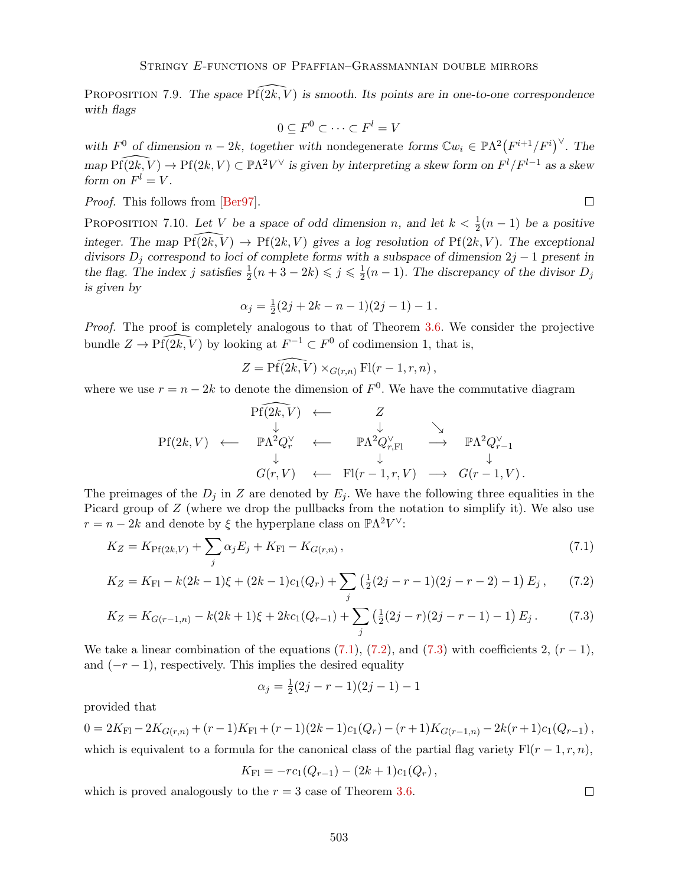Proposition 7.9. *The space $\widehat{\mathrm{Pf}(2k,V)}$ is smooth. Its points are in one-to-one correspondence with flags*

$$0 \subseteq F^0 \subset \cdots \subset F^l = V$$

*with $F^0$ of dimension $n-2k$, together with* nondegenerate *forms $\mathbb{C}w_i \in \mathbb{P}\Lambda^2\big(F^{i+1}/F^i\big)^\vee$. The map $\widehat{\mathrm{Pf}(2k,V)} \to \mathrm{Pf}(2k,V) \subset \mathbb{P}\Lambda^2 V^\vee$ is given by interpreting a skew form on $F^l/F^{l-1}$ as a skew form on $F^l = V$.*

*Proof.* This follows from [Ber97]. □

Proposition 7.10. *Let $V$ be a space of odd dimension $n$, and let $k < \frac{1}{2}(n-1)$ be a positive integer. The map $\widehat{\mathrm{Pf}(2k,V)} \to \mathrm{Pf}(2k,V)$ gives a log resolution of $\mathrm{Pf}(2k,V)$. The exceptional divisors $D_j$ correspond to loci of complete forms with a subspace of dimension $2j-1$ present in the flag. The index $j$ satisfies $\frac{1}{2}(n+3-2k) \leqslant j \leqslant \frac{1}{2}(n-1)$. The discrepancy of the divisor $D_j$ is given by*

$$\alpha_j = \tfrac{1}{2}(2j+2k-n-1)(2j-1)-1\,.$$

*Proof.* The proof is completely analogous to that of Theorem 3.6. We consider the projective bundle $Z \to \widehat{\mathrm{Pf}(2k,V)}$ by looking at $F^{-1} \subset F^0$ of codimension 1, that is,

$$Z = \widehat{\mathrm{Pf}(2k,V)} \times_{G(r,n)} \mathrm{Fl}(r-1,r,n)\,,$$

where we use $r = n-2k$ to denote the dimension of $F^0$. We have the commutative diagram

$$\begin{array}{ccccccc}
 & & \widehat{\mathrm{Pf}(2k,V)} & \longleftarrow & Z & & \\
 & & \downarrow & & \downarrow & \searrow & \\
\mathrm{Pf}(2k,V) & \longleftarrow & \mathbb{P}\Lambda^2 Q_r^\vee & \longleftarrow & \mathbb{P}\Lambda^2 Q_{r,\mathrm{Fl}}^\vee & \longrightarrow & \mathbb{P}\Lambda^2 Q_{r-1}^\vee \\
 & & \downarrow & & \downarrow & & \downarrow \\
 & & G(r,V) & \longleftarrow & \mathrm{Fl}(r-1,r,V) & \longrightarrow & G(r-1,V)\,.
\end{array}$$

The preimages of the $D_j$ in $Z$ are denoted by $E_j$. We have the following three equalities in the Picard group of $Z$ (where we drop the pullbacks from the notation to simplify it). We also use $r = n-2k$ and denote by $\xi$ the hyperplane class on $\mathbb{P}\Lambda^2 V^\vee$:

$$K_Z = K_{\mathrm{Pf}(2k,V)} + \sum_j \alpha_j E_j + K_{\mathrm{Fl}} - K_{G(r,n)}\,, \tag{7.1}$$

$$K_Z = K_{\mathrm{Fl}} - k(2k-1)\xi + (2k-1)c_1(Q_r) + \sum_j \left(\tfrac{1}{2}(2j-r-1)(2j-r-2)-1\right)E_j\,, \tag{7.2}$$

$$K_Z = K_{G(r-1,n)} - k(2k+1)\xi + 2kc_1(Q_{r-1}) + \sum_j \left(\tfrac{1}{2}(2j-r)(2j-r-1)-1\right)E_j\,. \tag{7.3}$$

We take a linear combination of the equations (7.1), (7.2), and (7.3) with coefficients 2, $(r-1)$, and $(-r-1)$, respectively. This implies the desired equality

$$\alpha_j = \tfrac{1}{2}(2j-r-1)(2j-1)-1$$

provided that

$$0 = 2K_{\mathrm{Fl}} - 2K_{G(r,n)} + (r-1)K_{\mathrm{Fl}} + (r-1)(2k-1)c_1(Q_r) - (r+1)K_{G(r-1,n)} - 2k(r+1)c_1(Q_{r-1})\,,$$

which is equivalent to a formula for the canonical class of the partial flag variety $\mathrm{Fl}(r-1,r,n)$,

$$K_{\mathrm{Fl}} = -rc_1(Q_{r-1}) - (2k+1)c_1(Q_r)\,,$$

which is proved analogously to the $r=3$ case of Theorem 3.6. □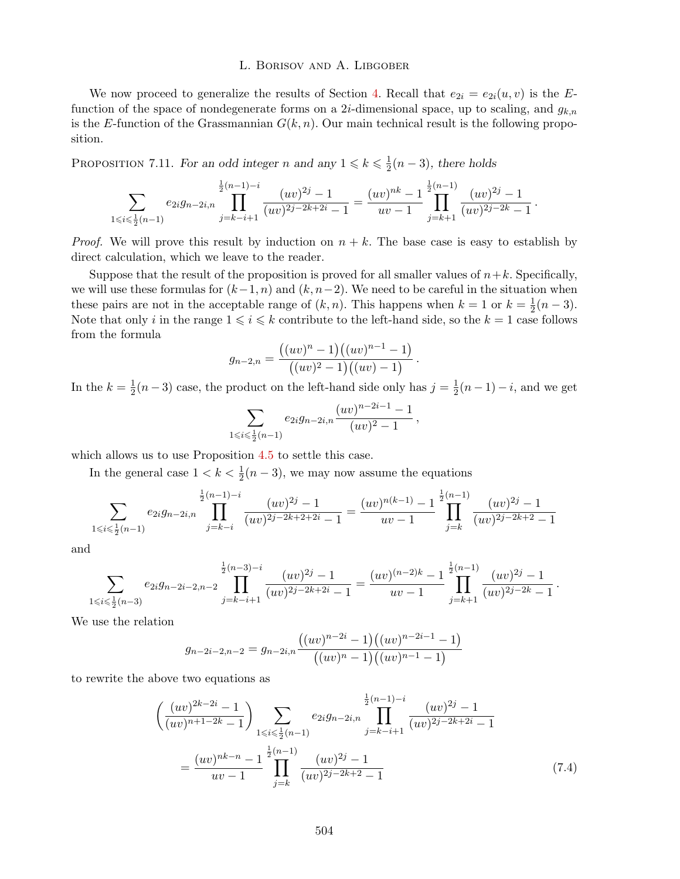We now proceed to generalize the results of Section 4. Recall that $e_{2i} = e_{2i}(u,v)$ is the $E$-function of the space of nondegenerate forms on a $2i$-dimensional space, up to scaling, and $g_{k,n}$ is the $E$-function of the Grassmannian $G(k,n)$. Our main technical result is the following proposition.

Proposition 7.11. *For an odd integer $n$ and any $1 \leqslant k \leqslant \frac{1}{2}(n-3)$, there holds*

$$\sum_{1\leqslant i\leqslant \frac{1}{2}(n-1)} e_{2i} g_{n-2i,n} \prod_{j=k-i+1}^{\frac{1}{2}(n-1)-i} \frac{(uv)^{2j}-1}{(uv)^{2j-2k+2i}-1} = \frac{(uv)^{nk}-1}{uv-1} \prod_{j=k+1}^{\frac{1}{2}(n-1)} \frac{(uv)^{2j}-1}{(uv)^{2j-2k}-1}.$$

*Proof.* We will prove this result by induction on $n+k$. The base case is easy to establish by direct calculation, which we leave to the reader.

Suppose that the result of the proposition is proved for all smaller values of $n+k$. Specifically, we will use these formulas for $(k-1,n)$ and $(k,n-2)$. We need to be careful in the situation when these pairs are not in the acceptable range of $(k,n)$. This happens when $k=1$ or $k=\frac{1}{2}(n-3)$. Note that only $i$ in the range $1\leqslant i\leqslant k$ contribute to the left-hand side, so the $k=1$ case follows from the formula

$$g_{n-2,n} = \frac{\big((uv)^n-1\big)\big((uv)^{n-1}-1\big)}{\big((uv)^2-1\big)\big((uv)-1\big)}.$$

In the $k=\frac{1}{2}(n-3)$ case, the product on the left-hand side only has $j=\frac{1}{2}(n-1)-i$, and we get

$$\sum_{1\leqslant i\leqslant \frac{1}{2}(n-1)} e_{2i} g_{n-2i,n} \frac{(uv)^{n-2i-1}-1}{(uv)^2-1},$$

which allows us to use Proposition 4.5 to settle this case.

In the general case $1<k<\frac{1}{2}(n-3)$, we may now assume the equations

$$\sum_{1\leqslant i\leqslant \frac{1}{2}(n-1)} e_{2i} g_{n-2i,n} \prod_{j=k-i}^{\frac{1}{2}(n-1)-i} \frac{(uv)^{2j}-1}{(uv)^{2j-2k+2+2i}-1} = \frac{(uv)^{n(k-1)}-1}{uv-1} \prod_{j=k}^{\frac{1}{2}(n-1)} \frac{(uv)^{2j}-1}{(uv)^{2j-2k+2}-1}$$

and

$$\sum_{1\leqslant i\leqslant \frac{1}{2}(n-3)} e_{2i} g_{n-2i-2,n-2} \prod_{j=k-i+1}^{\frac{1}{2}(n-3)-i} \frac{(uv)^{2j}-1}{(uv)^{2j-2k+2i}-1} = \frac{(uv)^{(n-2)k}-1}{uv-1} \prod_{j=k+1}^{\frac{1}{2}(n-1)} \frac{(uv)^{2j}-1}{(uv)^{2j-2k}-1}.$$

We use the relation

$$g_{n-2i-2,n-2} = g_{n-2i,n} \frac{\big((uv)^{n-2i}-1\big)\big((uv)^{n-2i-1}-1\big)}{\big((uv)^n-1\big)\big((uv)^{n-1}-1\big)}$$

to rewrite the above two equations as

$$\left(\frac{(uv)^{2k-2i}-1}{(uv)^{n+1-2k}-1}\right) \sum_{1\leqslant i\leqslant \frac{1}{2}(n-1)} e_{2i} g_{n-2i,n} \prod_{j=k-i+1}^{\frac{1}{2}(n-1)-i} \frac{(uv)^{2j}-1}{(uv)^{2j-2k+2i}-1}$$
$$= \frac{(uv)^{nk-n}-1}{uv-1} \prod_{j=k}^{\frac{1}{2}(n-1)} \frac{(uv)^{2j}-1}{(uv)^{2j-2k+2}-1} \tag{7.4}$$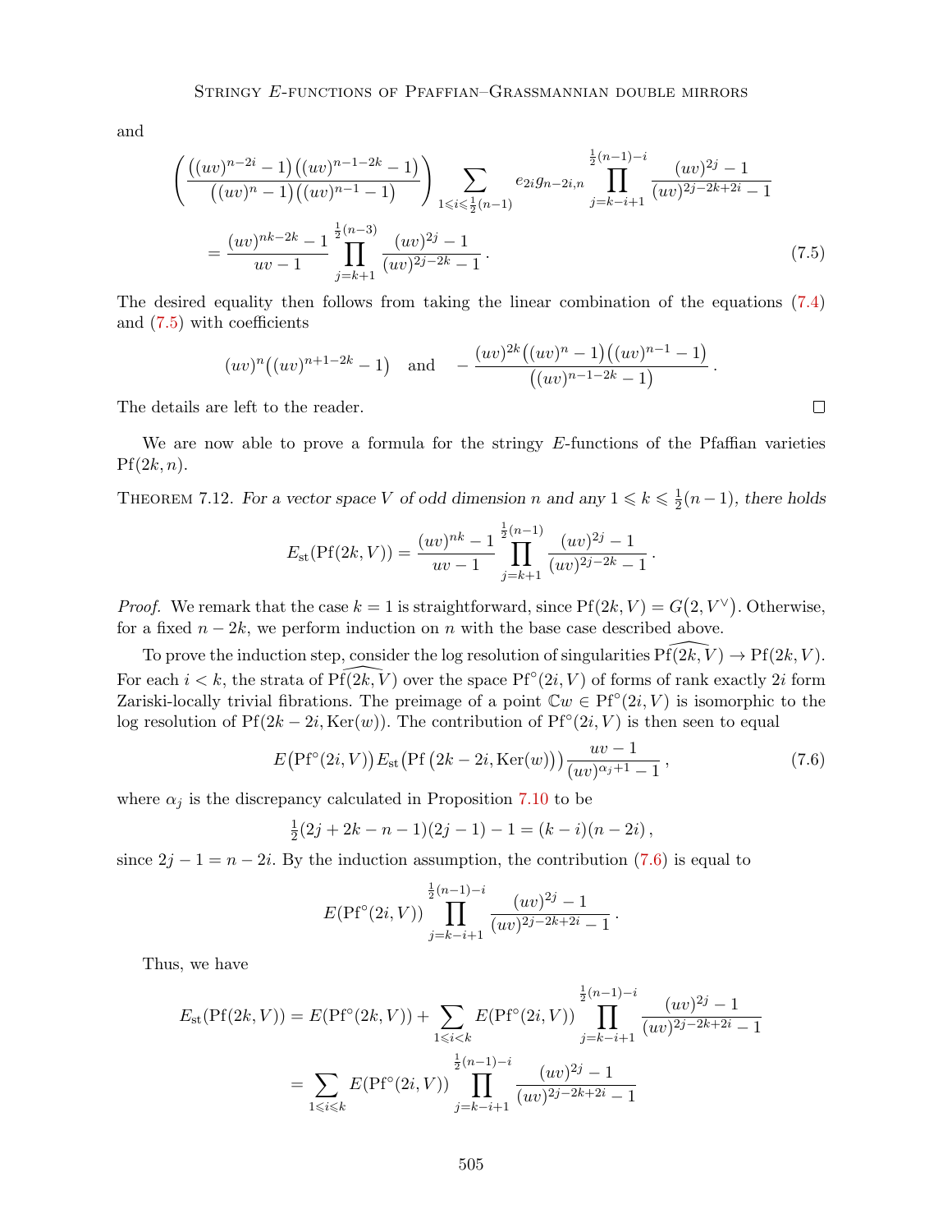and

$$\left(\frac{\big((uv)^{n-2i}-1\big)\big((uv)^{n-1-2k}-1\big)}{\big((uv)^{n}-1\big)\big((uv)^{n-1}-1\big)}\right)\sum_{1\leqslant i\leqslant \frac12(n-1)} e_{2i}g_{n-2i,n}\prod_{j=k-i+1}^{\frac12(n-1)-i}\frac{(uv)^{2j}-1}{(uv)^{2j-2k+2i}-1}$$
$$=\frac{(uv)^{nk-2k}-1}{uv-1}\prod_{j=k+1}^{\frac12(n-3)}\frac{(uv)^{2j}-1}{(uv)^{2j-2k}-1}\,. \tag{7.5}$$

The desired equality then follows from taking the linear combination of the equations (7.4) and (7.5) with coefficients

$$(uv)^n\big((uv)^{n+1-2k}-1\big)\quad\text{and}\quad -\frac{(uv)^{2k}\big((uv)^n-1\big)\big((uv)^{n-1}-1\big)}{\big((uv)^{n-1-2k}-1\big)}\,.$$

The details are left to the reader. $\square$

We are now able to prove a formula for the stringy $E$-functions of the Pfaffian varieties $\mathrm{Pf}(2k,n)$.

Theorem 7.12. *For a vector space $V$ of odd dimension $n$ and any $1\leqslant k\leqslant \frac12(n-1)$, there holds*

$$E_{\mathrm{st}}(\mathrm{Pf}(2k,V))=\frac{(uv)^{nk}-1}{uv-1}\prod_{j=k+1}^{\frac12(n-1)}\frac{(uv)^{2j}-1}{(uv)^{2j-2k}-1}\,.$$

*Proof.* We remark that the case $k=1$ is straightforward, since $\mathrm{Pf}(2k,V)=G\big(2,V^\vee\big)$. Otherwise, for a fixed $n-2k$, we perform induction on $n$ with the base case described above.

To prove the induction step, consider the log resolution of singularities $\widehat{\mathrm{Pf}(2k,V)}\to\mathrm{Pf}(2k,V)$. For each $i<k$, the strata of $\widehat{\mathrm{Pf}(2k,V)}$ over the space $\mathrm{Pf}^\circ(2i,V)$ of forms of rank exactly $2i$ form Zariski-locally trivial fibrations. The preimage of a point $\mathbb{C}w\in\mathrm{Pf}^\circ(2i,V)$ is isomorphic to the log resolution of $\mathrm{Pf}(2k-2i,\mathrm{Ker}(w))$. The contribution of $\mathrm{Pf}^\circ(2i,V)$ is then seen to equal

$$E\big(\mathrm{Pf}^\circ(2i,V)\big)E_{\mathrm{st}}\big(\mathrm{Pf}\left(2k-2i,\mathrm{Ker}(w)\right)\big)\frac{uv-1}{(uv)^{\alpha_j+1}-1}\,, \tag{7.6}$$

where $\alpha_j$ is the discrepancy calculated in Proposition 7.10 to be

$$\tfrac12(2j+2k-n-1)(2j-1)-1=(k-i)(n-2i)\,,$$

since $2j-1=n-2i$. By the induction assumption, the contribution (7.6) is equal to

$$E(\mathrm{Pf}^\circ(2i,V))\prod_{j=k-i+1}^{\frac12(n-1)-i}\frac{(uv)^{2j}-1}{(uv)^{2j-2k+2i}-1}\,.$$

Thus, we have

$$\begin{aligned}E_{\mathrm{st}}(\mathrm{Pf}(2k,V))&=E(\mathrm{Pf}^\circ(2k,V))+\sum_{1\leqslant i<k}E(\mathrm{Pf}^\circ(2i,V))\prod_{j=k-i+1}^{\frac12(n-1)-i}\frac{(uv)^{2j}-1}{(uv)^{2j-2k+2i}-1}\\&=\sum_{1\leqslant i\leqslant k}E(\mathrm{Pf}^\circ(2i,V))\prod_{j=k-i+1}^{\frac12(n-1)-i}\frac{(uv)^{2j}-1}{(uv)^{2j-2k+2i}-1}\end{aligned}$$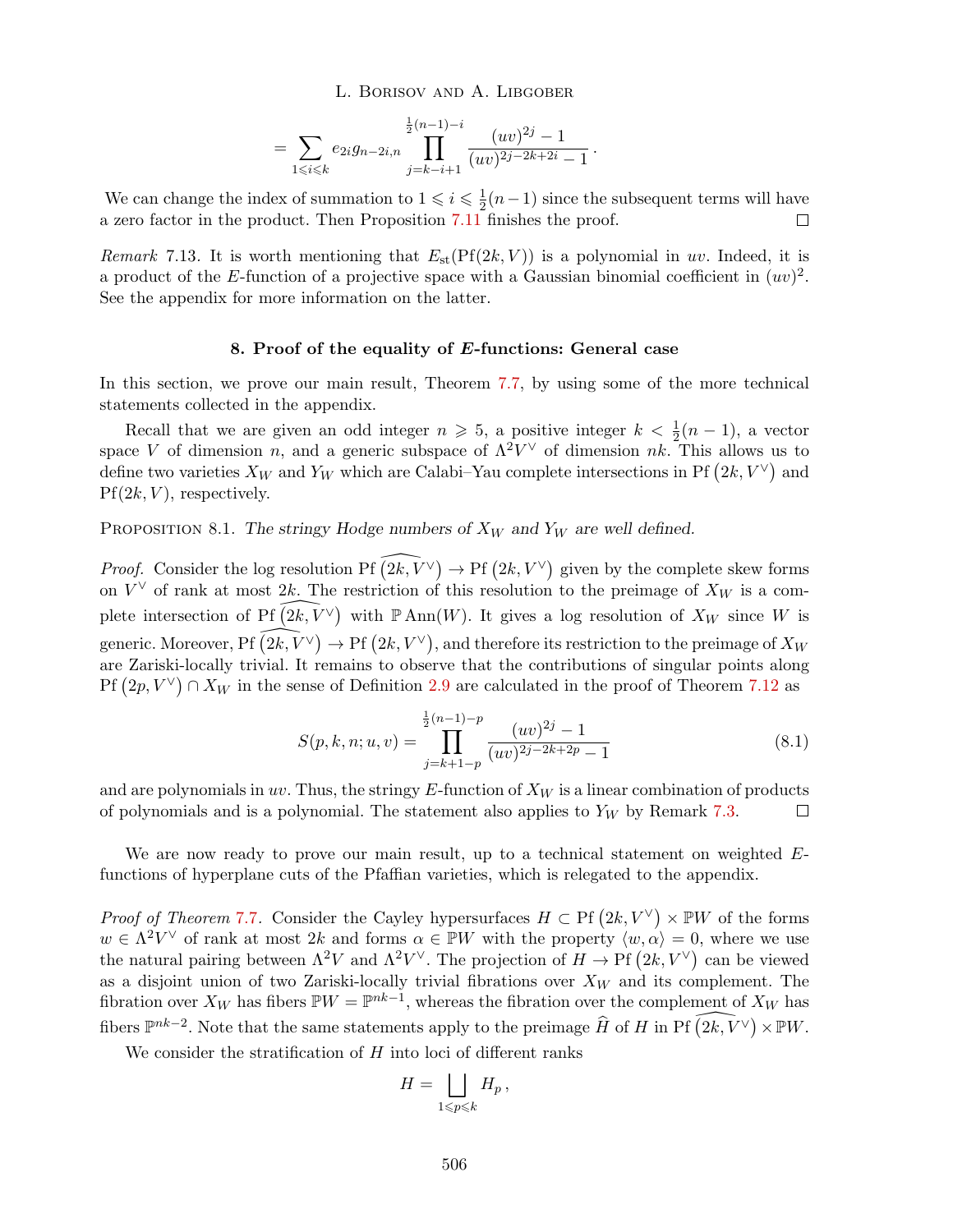$$= \sum_{1\leqslant i\leqslant k} e_{2i} g_{n-2i,n} \prod_{j=k-i+1}^{\frac{1}{2}(n-1)-i} \frac{(uv)^{2j}-1}{(uv)^{2j-2k+2i}-1}\,.$$

We can change the index of summation to $1 \leqslant i \leqslant \frac{1}{2}(n-1)$ since the subsequent terms will have a zero factor in the product. Then Proposition 7.11 finishes the proof. □

*Remark* 7.13. It is worth mentioning that $E_{\rm st}(\mathrm{Pf}(2k, V))$ is a polynomial in $uv$. Indeed, it is a product of the $E$-function of a projective space with a Gaussian binomial coefficient in $(uv)^2$. See the appendix for more information on the latter.

## 8. Proof of the equality of *E*-functions: General case

In this section, we prove our main result, Theorem 7.7, by using some of the more technical statements collected in the appendix.

Recall that we are given an odd integer $n \geqslant 5$, a positive integer $k < \frac{1}{2}(n-1)$, a vector space $V$ of dimension $n$, and a generic subspace of $\Lambda^2 V^\vee$ of dimension $nk$. This allows us to define two varieties $X_W$ and $Y_W$ which are Calabi–Yau complete intersections in $\mathrm{Pf}\left(2k, V^\vee\right)$ and $\mathrm{Pf}(2k, V)$, respectively.

Proposition 8.1. *The stringy Hodge numbers of $X_W$ and $Y_W$ are well defined.*

*Proof.* Consider the log resolution $\mathrm{Pf}\,\widehat{\left(2k, V^\vee\right)} \to \mathrm{Pf}\left(2k, V^\vee\right)$ given by the complete skew forms on $V^\vee$ of rank at most $2k$. The restriction of this resolution to the preimage of $X_W$ is a complete intersection of $\mathrm{Pf}\,\widehat{\left(2k, V^\vee\right)}$ with $\mathbb{P}\,\mathrm{Ann}(W)$. It gives a log resolution of $X_W$ since $W$ is generic. Moreover, $\mathrm{Pf}\,\widehat{\left(2k, V^\vee\right)} \to \mathrm{Pf}\left(2k, V^\vee\right)$, and therefore its restriction to the preimage of $X_W$ are Zariski-locally trivial. It remains to observe that the contributions of singular points along $\mathrm{Pf}\left(2p, V^\vee\right) \cap X_W$ in the sense of Definition 2.9 are calculated in the proof of Theorem 7.12 as

$$S(p,k,n;u,v) = \prod_{j=k+1-p}^{\frac{1}{2}(n-1)-p} \frac{(uv)^{2j}-1}{(uv)^{2j-2k+2p}-1} \tag{8.1}$$

and are polynomials in $uv$. Thus, the stringy $E$-function of $X_W$ is a linear combination of products of polynomials and is a polynomial. The statement also applies to $Y_W$ by Remark 7.3. □

We are now ready to prove our main result, up to a technical statement on weighted $E$-functions of hyperplane cuts of the Pfaffian varieties, which is relegated to the appendix.

*Proof of Theorem 7.7.* Consider the Cayley hypersurfaces $H \subset \mathrm{Pf}\left(2k, V^\vee\right) \times \mathbb{P}W$ of the forms $w \in \Lambda^2 V^\vee$ of rank at most $2k$ and forms $\alpha \in \mathbb{P}W$ with the property $\langle w, \alpha\rangle = 0$, where we use the natural pairing between $\Lambda^2 V$ and $\Lambda^2 V^\vee$. The projection of $H \to \mathrm{Pf}\left(2k, V^\vee\right)$ can be viewed as a disjoint union of two Zariski-locally trivial fibrations over $X_W$ and its complement. The fibration over $X_W$ has fibers $\mathbb{P}W = \mathbb{P}^{nk-1}$, whereas the fibration over the complement of $X_W$ has fibers $\mathbb{P}^{nk-2}$. Note that the same statements apply to the preimage $\widehat{H}$ of $H$ in $\mathrm{Pf}\,\widehat{\left(2k, V^\vee\right)} \times \mathbb{P}W$.

We consider the stratification of $H$ into loci of different ranks

$$H = \bigsqcup_{1\leqslant p\leqslant k} H_p\,,$$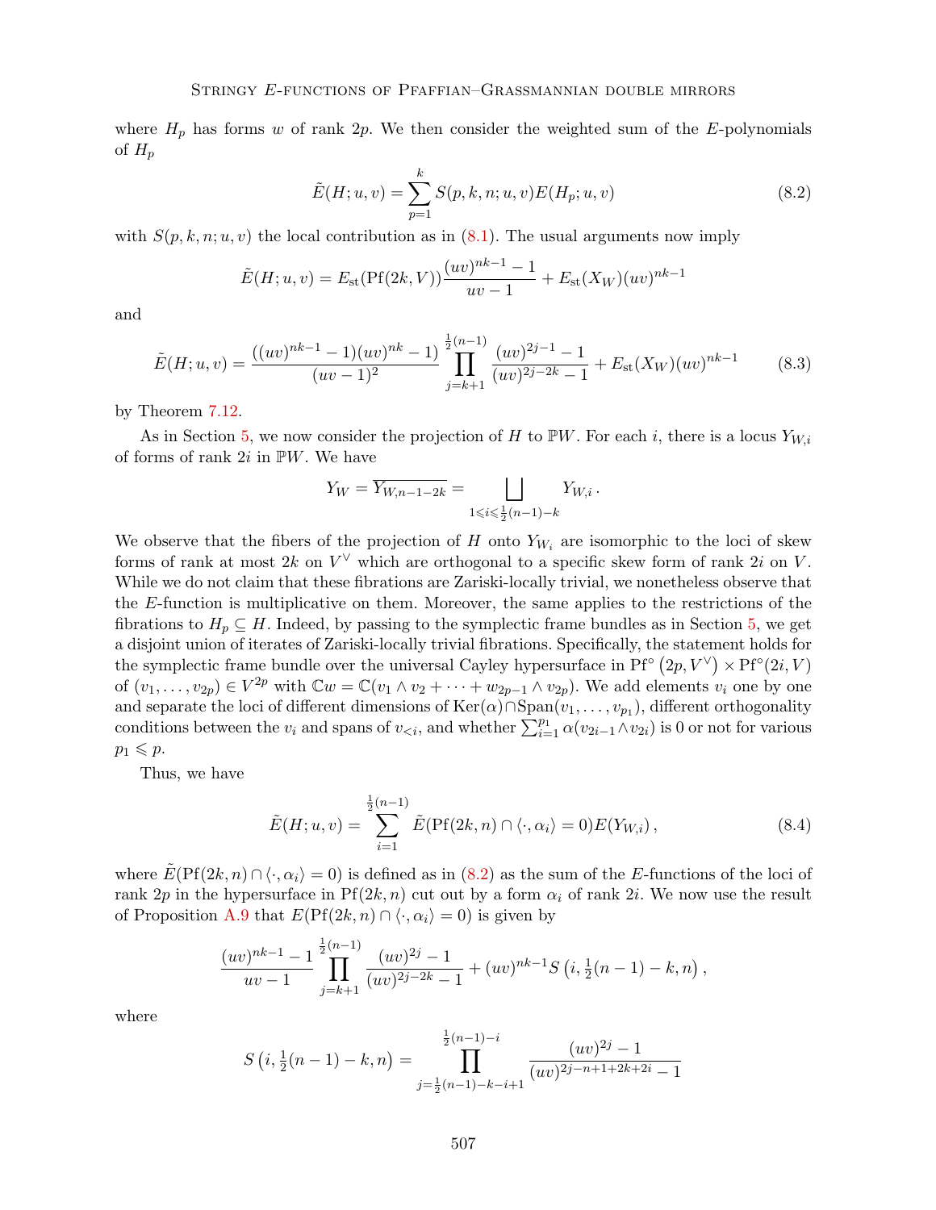where $H_p$ has forms $w$ of rank $2p$. We then consider the weighted sum of the $E$-polynomials of $H_p$

$$\tilde{E}(H;u,v) = \sum_{p=1}^{k} S(p,k,n;u,v)E(H_p;u,v) \tag{8.2}$$

with $S(p,k,n;u,v)$ the local contribution as in (8.1). The usual arguments now imply

$$\tilde{E}(H;u,v) = E_{\mathrm{st}}(\mathrm{Pf}(2k,V))\frac{(uv)^{nk-1}-1}{uv-1} + E_{\mathrm{st}}(X_W)(uv)^{nk-1}$$

and

$$\tilde{E}(H;u,v) = \frac{((uv)^{nk-1}-1)(uv)^{nk}-1)}{(uv-1)^2}\prod_{j=k+1}^{\frac{1}{2}(n-1)}\frac{(uv)^{2j-1}-1}{(uv)^{2j-2k}-1} + E_{\mathrm{st}}(X_W)(uv)^{nk-1} \tag{8.3}$$

by Theorem 7.12.

As in Section 5, we now consider the projection of $H$ to $\mathbb{P}W$. For each $i$, there is a locus $Y_{W,i}$ of forms of rank $2i$ in $\mathbb{P}W$. We have

$$Y_W = \overline{Y_{W,n-1-2k}} = \bigsqcup_{1\leqslant i\leqslant\frac{1}{2}(n-1)-k} Y_{W,i}\,.$$

We observe that the fibers of the projection of $H$ onto $Y_{W_i}$ are isomorphic to the loci of skew forms of rank at most $2k$ on $V^\vee$ which are orthogonal to a specific skew form of rank $2i$ on $V$. While we do not claim that these fibrations are Zariski-locally trivial, we nonetheless observe that the $E$-function is multiplicative on them. Moreover, the same applies to the restrictions of the fibrations to $H_p \subseteq H$. Indeed, by passing to the symplectic frame bundles as in Section 5, we get a disjoint union of iterates of Zariski-locally trivial fibrations. Specifically, the statement holds for the symplectic frame bundle over the universal Cayley hypersurface in $\mathrm{Pf}^\circ\left(2p,V^\vee\right)\times\mathrm{Pf}^\circ(2i,V)$ of $(v_1,\ldots,v_{2p})\in V^{2p}$ with $\mathbb{C}w = \mathbb{C}(v_1\wedge v_2+\cdots+w_{2p-1}\wedge v_{2p})$. We add elements $v_i$ one by one and separate the loci of different dimensions of $\mathrm{Ker}(\alpha)\cap\mathrm{Span}(v_1,\ldots,v_{p_1})$, different orthogonality conditions between the $v_i$ and spans of $v_{<i}$, and whether $\sum_{i=1}^{p_1}\alpha(v_{2i-1}\wedge v_{2i})$ is 0 or not for various $p_1\leqslant p$.

Thus, we have

$$\tilde{E}(H;u,v) = \sum_{i=1}^{\frac{1}{2}(n-1)}\tilde{E}(\mathrm{Pf}(2k,n)\cap\langle\cdot,\alpha_i\rangle=0)E(Y_{W,i})\,, \tag{8.4}$$

where $\tilde{E}(\mathrm{Pf}(2k,n)\cap\langle\cdot,\alpha_i\rangle=0)$ is defined as in (8.2) as the sum of the $E$-functions of the loci of rank $2p$ in the hypersurface in $\mathrm{Pf}(2k,n)$ cut out by a form $\alpha_i$ of rank $2i$. We now use the result of Proposition A.9 that $E(\mathrm{Pf}(2k,n)\cap\langle\cdot,\alpha_i\rangle=0)$ is given by

$$\frac{(uv)^{nk-1}-1}{uv-1}\prod_{j=k+1}^{\frac{1}{2}(n-1)}\frac{(uv)^{2j}-1}{(uv)^{2j-2k}-1} + (uv)^{nk-1}S\left(i,\tfrac{1}{2}(n-1)-k,n\right),$$

where

$$S\left(i,\tfrac{1}{2}(n-1)-k,n\right) = \prod_{j=\frac{1}{2}(n-1)-k-i+1}^{\frac{1}{2}(n-1)-i}\frac{(uv)^{2j}-1}{(uv)^{2j-n+1+2k+2i}-1}$$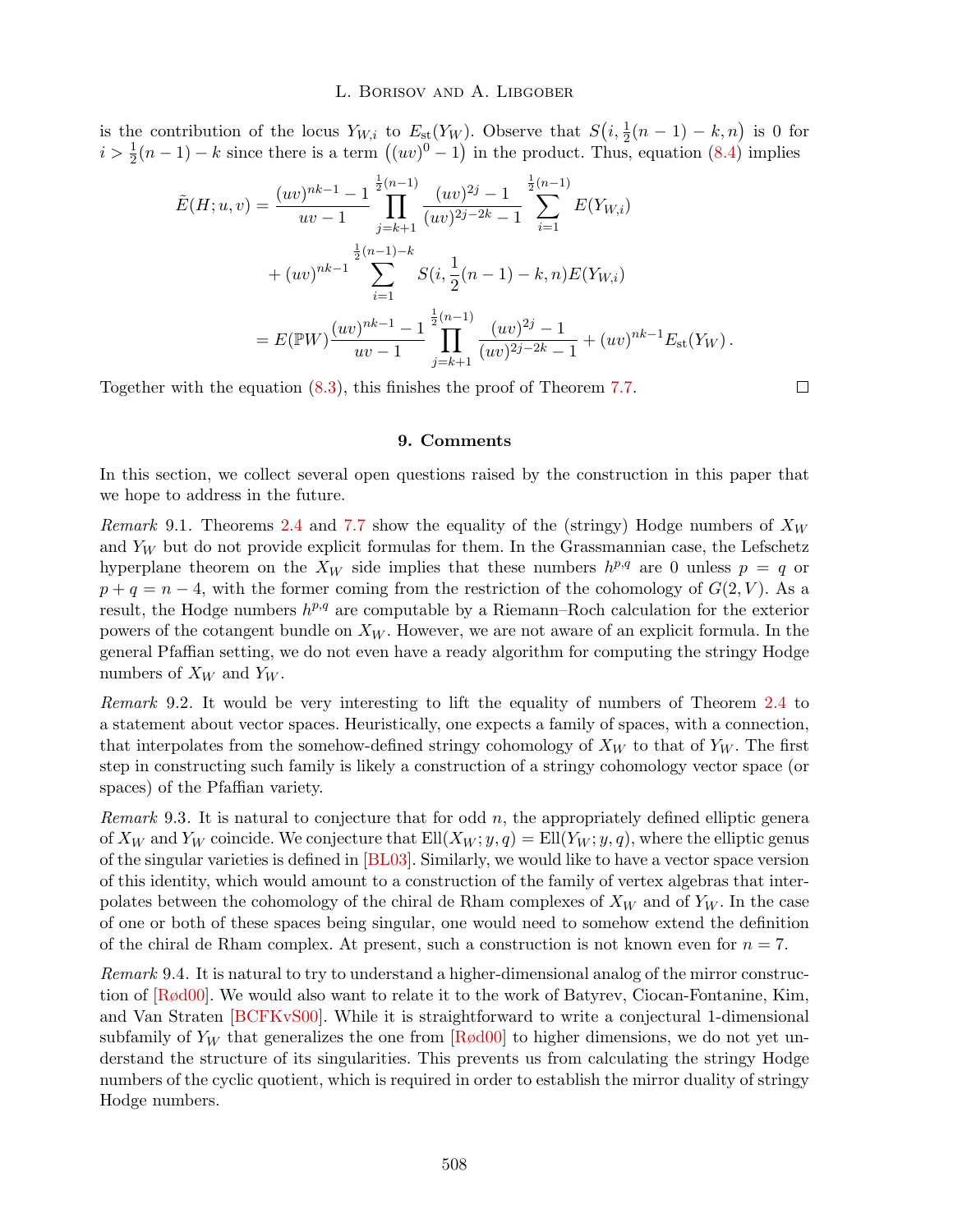is the contribution of the locus $Y_{W,i}$ to $E_{\mathrm{st}}(Y_W)$. Observe that $S\big(i, \frac{1}{2}(n-1)-k, n\big)$ is 0 for $i > \frac{1}{2}(n-1)-k$ since there is a term $\big((uv)^0 - 1\big)$ in the product. Thus, equation (8.4) implies

$$
\begin{aligned}
\tilde{E}(H; u, v) &= \frac{(uv)^{nk-1}-1}{uv-1} \prod_{j=k+1}^{\frac{1}{2}(n-1)} \frac{(uv)^{2j}-1}{(uv)^{2j-2k}-1} \sum_{i=1}^{\frac{1}{2}(n-1)} E(Y_{W,i}) \\
&\quad + (uv)^{nk-1} \sum_{i=1}^{\frac{1}{2}(n-1)-k} S(i, \frac{1}{2}(n-1)-k, n) E(Y_{W,i}) \\
&= E(\mathbb{P}W) \frac{(uv)^{nk-1}-1}{uv-1} \prod_{j=k+1}^{\frac{1}{2}(n-1)} \frac{(uv)^{2j}-1}{(uv)^{2j-2k}-1} + (uv)^{nk-1} E_{\mathrm{st}}(Y_W)\,.
\end{aligned}
$$

Together with the equation (8.3), this finishes the proof of Theorem 7.7. □

## 9. Comments

In this section, we collect several open questions raised by the construction in this paper that we hope to address in the future.

*Remark* 9.1. Theorems 2.4 and 7.7 show the equality of the (stringy) Hodge numbers of $X_W$ and $Y_W$ but do not provide explicit formulas for them. In the Grassmannian case, the Lefschetz hyperplane theorem on the $X_W$ side implies that these numbers $h^{p,q}$ are 0 unless $p = q$ or $p + q = n - 4$, with the former coming from the restriction of the cohomology of $G(2, V)$. As a result, the Hodge numbers $h^{p,q}$ are computable by a Riemann–Roch calculation for the exterior powers of the cotangent bundle on $X_W$. However, we are not aware of an explicit formula. In the general Pfaffian setting, we do not even have a ready algorithm for computing the stringy Hodge numbers of $X_W$ and $Y_W$.

*Remark* 9.2. It would be very interesting to lift the equality of numbers of Theorem 2.4 to a statement about vector spaces. Heuristically, one expects a family of spaces, with a connection, that interpolates from the somehow-defined stringy cohomology of $X_W$ to that of $Y_W$. The first step in constructing such family is likely a construction of a stringy cohomology vector space (or spaces) of the Pfaffian variety.

*Remark* 9.3. It is natural to conjecture that for odd $n$, the appropriately defined elliptic genera of $X_W$ and $Y_W$ coincide. We conjecture that $\mathrm{Ell}(X_W; y, q) = \mathrm{Ell}(Y_W; y, q)$, where the elliptic genus of the singular varieties is defined in [BL03]. Similarly, we would like to have a vector space version of this identity, which would amount to a construction of the family of vertex algebras that interpolates between the cohomology of the chiral de Rham complexes of $X_W$ and of $Y_W$. In the case of one or both of these spaces being singular, one would need to somehow extend the definition of the chiral de Rham complex. At present, such a construction is not known even for $n = 7$.

*Remark* 9.4. It is natural to try to understand a higher-dimensional analog of the mirror construction of [Rød00]. We would also want to relate it to the work of Batyrev, Ciocan-Fontanine, Kim, and Van Straten [BCFKvS00]. While it is straightforward to write a conjectural 1-dimensional subfamily of $Y_W$ that generalizes the one from [Rød00] to higher dimensions, we do not yet understand the structure of its singularities. This prevents us from calculating the stringy Hodge numbers of the cyclic quotient, which is required in order to establish the mirror duality of stringy Hodge numbers.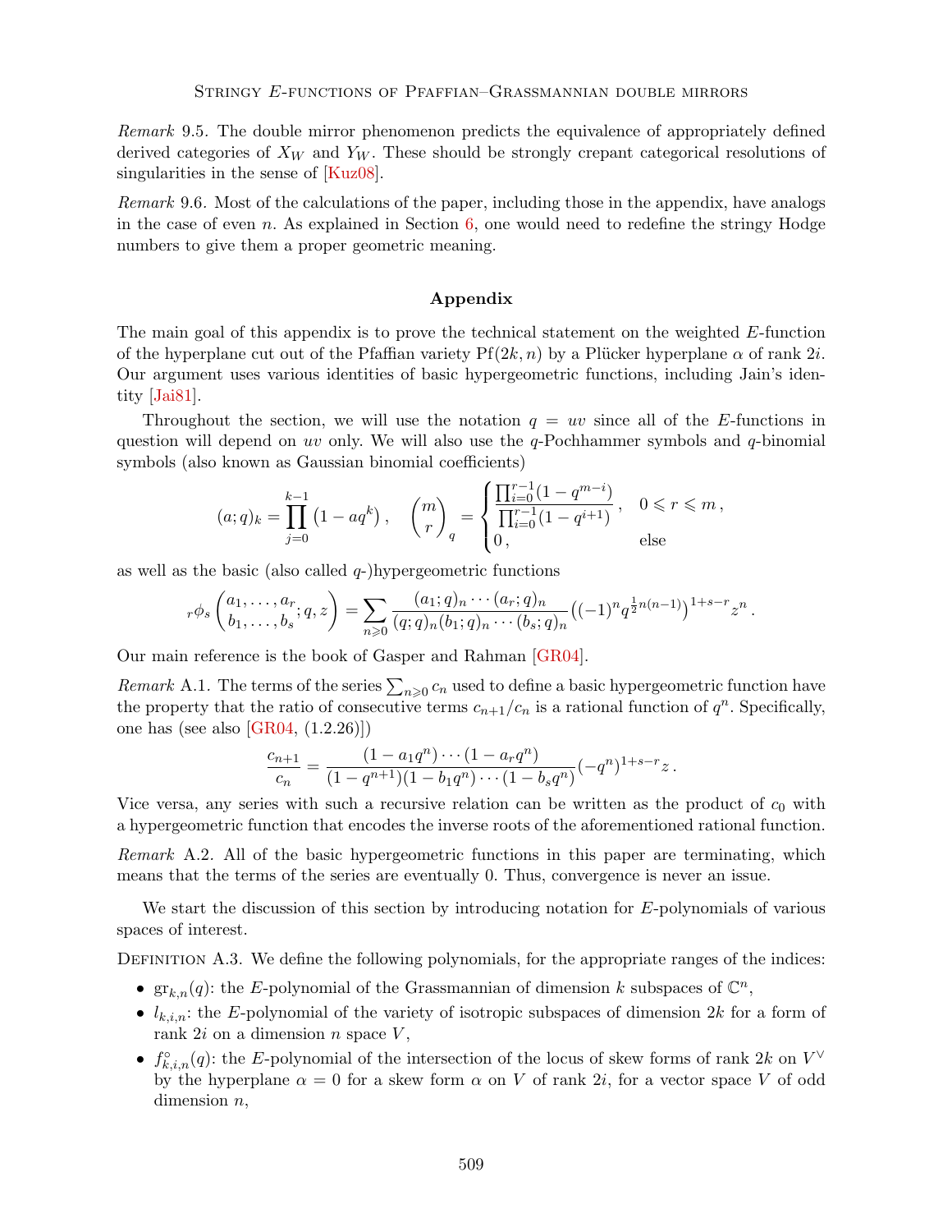*Remark* 9.5. The double mirror phenomenon predicts the equivalence of appropriately defined derived categories of $X_W$ and $Y_W$. These should be strongly crepant categorical resolutions of singularities in the sense of [Kuz08].

*Remark* 9.6. Most of the calculations of the paper, including those in the appendix, have analogs in the case of even $n$. As explained in Section 6, one would need to redefine the stringy Hodge numbers to give them a proper geometric meaning.

## Appendix

The main goal of this appendix is to prove the technical statement on the weighted $E$-function of the hyperplane cut out of the Pfaffian variety $\mathrm{Pf}(2k, n)$ by a Plücker hyperplane $\alpha$ of rank $2i$. Our argument uses various identities of basic hypergeometric functions, including Jain's identity [Jai81].

Throughout the section, we will use the notation $q = uv$ since all of the $E$-functions in question will depend on $uv$ only. We will also use the $q$-Pochhammer symbols and $q$-binomial symbols (also known as Gaussian binomial coefficients)

$$(a;q)_k = \prod_{j=0}^{k-1}\left(1 - aq^k\right), \quad \binom{m}{r}_q = \begin{cases} \dfrac{\prod_{i=0}^{r-1}(1-q^{m-i})}{\prod_{i=0}^{r-1}(1-q^{i+1})}\,, & 0 \leqslant r \leqslant m\,, \\ 0\,, & \text{else} \end{cases}$$

as well as the basic (also called $q$-)hypergeometric functions

$${}_r\phi_s\left(\begin{matrix} a_1, \ldots, a_r \\ b_1, \ldots, b_s \end{matrix}; q, z\right) = \sum_{n \geqslant 0} \frac{(a_1;q)_n \cdots (a_r;q)_n}{(q;q)_n (b_1;q)_n \cdots (b_s;q)_n}\left((-1)^n q^{\frac{1}{2}n(n-1)}\right)^{1+s-r} z^n\,.$$

Our main reference is the book of Gasper and Rahman [GR04].

*Remark* A.1. The terms of the series $\sum_{n\geqslant 0} c_n$ used to define a basic hypergeometric function have the property that the ratio of consecutive terms $c_{n+1}/c_n$ is a rational function of $q^n$. Specifically, one has (see also [GR04, (1.2.26)])

$$\frac{c_{n+1}}{c_n} = \frac{(1-a_1q^n)\cdots(1-a_rq^n)}{(1-q^{n+1})(1-b_1q^n)\cdots(1-b_sq^n)}(-q^n)^{1+s-r}z\,.$$

Vice versa, any series with such a recursive relation can be written as the product of $c_0$ with a hypergeometric function that encodes the inverse roots of the aforementioned rational function.

*Remark* A.2. All of the basic hypergeometric functions in this paper are terminating, which means that the terms of the series are eventually 0. Thus, convergence is never an issue.

We start the discussion of this section by introducing notation for $E$-polynomials of various spaces of interest.

Definition A.3. We define the following polynomials, for the appropriate ranges of the indices:

- $\mathrm{gr}_{k,n}(q)$: the $E$-polynomial of the Grassmannian of dimension $k$ subspaces of $\mathbb{C}^n$,
- $l_{k,i,n}$: the $E$-polynomial of the variety of isotropic subspaces of dimension $2k$ for a form of rank $2i$ on a dimension $n$ space $V$,
- $f^\circ_{k,i,n}(q)$: the $E$-polynomial of the intersection of the locus of skew forms of rank $2k$ on $V^\vee$ by the hyperplane $\alpha = 0$ for a skew form $\alpha$ on $V$ of rank $2i$, for a vector space $V$ of odd dimension $n$,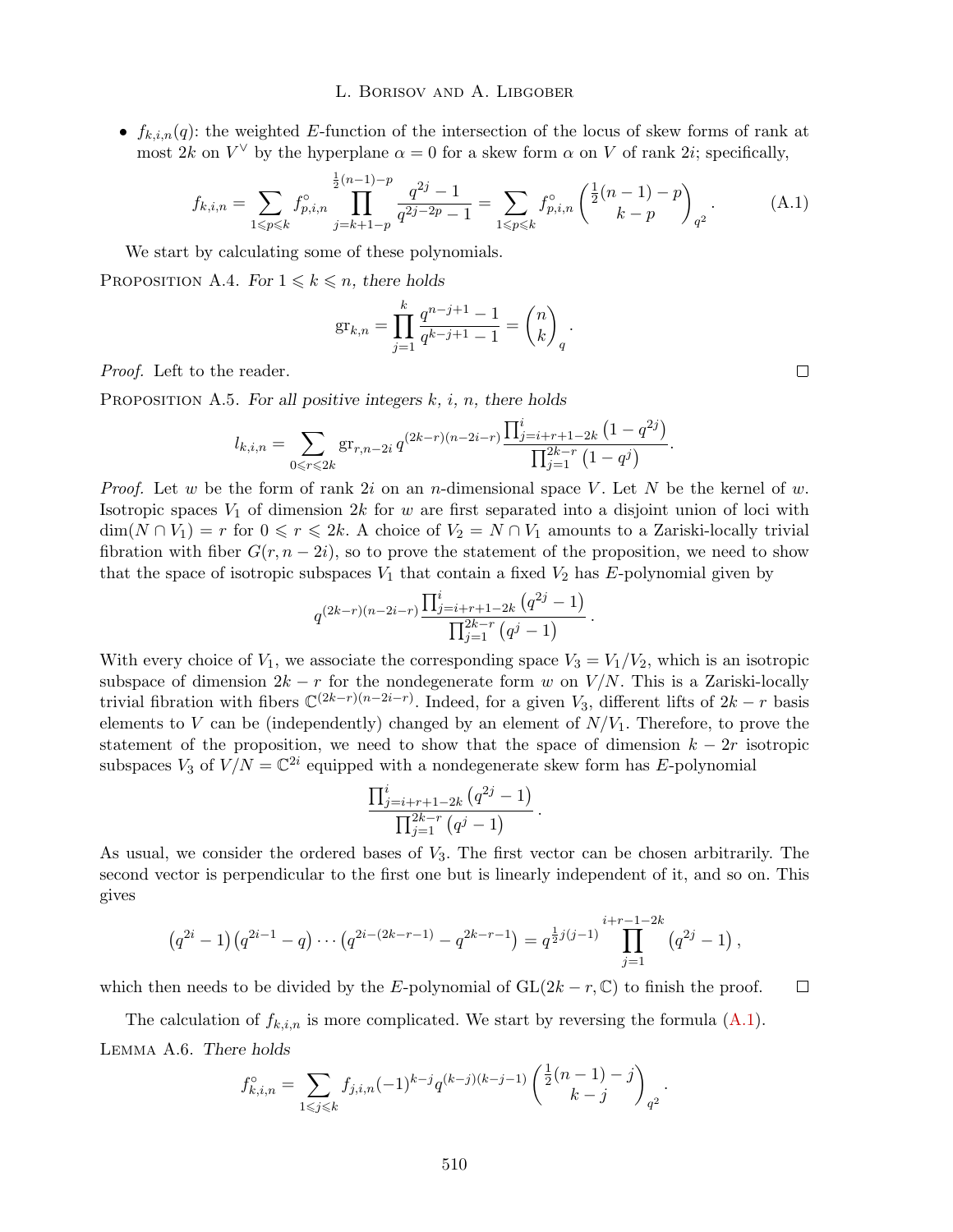- $f_{k,i,n}(q)$: the weighted $E$-function of the intersection of the locus of skew forms of rank at most $2k$ on $V^\vee$ by the hyperplane $\alpha = 0$ for a skew form $\alpha$ on $V$ of rank $2i$; specifically,

$$f_{k,i,n} = \sum_{1\leqslant p\leqslant k} f^\circ_{p,i,n} \prod_{j=k+1-p}^{\frac{1}{2}(n-1)-p} \frac{q^{2j}-1}{q^{2j-2p}-1} = \sum_{1\leqslant p\leqslant k} f^\circ_{p,i,n} \binom{\frac{1}{2}(n-1)-p}{k-p}_{q^2}. \tag{A.1}$$

We start by calculating some of these polynomials.

PROPOSITION A.4. *For $1 \leqslant k \leqslant n$, there holds*

$$\mathrm{gr}_{k,n} = \prod_{j=1}^{k} \frac{q^{n-j+1}-1}{q^{k-j+1}-1} = \binom{n}{k}_q.$$

*Proof.* Left to the reader. $\square$

PROPOSITION A.5. *For all positive integers $k$, $i$, $n$, there holds*

$$l_{k,i,n} = \sum_{0\leqslant r\leqslant 2k} \mathrm{gr}_{r,n-2i}\, q^{(2k-r)(n-2i-r)} \frac{\prod_{j=i+r+1-2k}^{i}\left(1-q^{2j}\right)}{\prod_{j=1}^{2k-r}\left(1-q^{j}\right)}.$$

*Proof.* Let $w$ be the form of rank $2i$ on an $n$-dimensional space $V$. Let $N$ be the kernel of $w$. Isotropic spaces $V_1$ of dimension $2k$ for $w$ are first separated into a disjoint union of loci with $\dim(N \cap V_1) = r$ for $0 \leqslant r \leqslant 2k$. A choice of $V_2 = N \cap V_1$ amounts to a Zariski-locally trivial fibration with fiber $G(r, n-2i)$, so to prove the statement of the proposition, we need to show that the space of isotropic subspaces $V_1$ that contain a fixed $V_2$ has $E$-polynomial given by

$$q^{(2k-r)(n-2i-r)} \frac{\prod_{j=i+r+1-2k}^{i}\left(q^{2j}-1\right)}{\prod_{j=1}^{2k-r}\left(q^{j}-1\right)}.$$

With every choice of $V_1$, we associate the corresponding space $V_3 = V_1/V_2$, which is an isotropic subspace of dimension $2k-r$ for the nondegenerate form $w$ on $V/N$. This is a Zariski-locally trivial fibration with fibers $\mathbb{C}^{(2k-r)(n-2i-r)}$. Indeed, for a given $V_3$, different lifts of $2k-r$ basis elements to $V$ can be (independently) changed by an element of $N/V_1$. Therefore, to prove the statement of the proposition, we need to show that the space of dimension $k-2r$ isotropic subspaces $V_3$ of $V/N = \mathbb{C}^{2i}$ equipped with a nondegenerate skew form has $E$-polynomial

$$\frac{\prod_{j=i+r+1-2k}^{i}\left(q^{2j}-1\right)}{\prod_{j=1}^{2k-r}\left(q^{j}-1\right)}.$$

As usual, we consider the ordered bases of $V_3$. The first vector can be chosen arbitrarily. The second vector is perpendicular to the first one but is linearly independent of it, and so on. This gives

$$\left(q^{2i}-1\right)\left(q^{2i-1}-q\right)\cdots\left(q^{2i-(2k-r-1)}-q^{2k-r-1}\right) = q^{\frac{1}{2}j(j-1)} \prod_{j=1}^{i+r-1-2k}\left(q^{2j}-1\right),$$

which then needs to be divided by the $E$-polynomial of $\mathrm{GL}(2k-r,\mathbb{C})$ to finish the proof. $\square$

The calculation of $f_{k,i,n}$ is more complicated. We start by reversing the formula (A.1).

LEMMA A.6. *There holds*

$$f^\circ_{k,i,n} = \sum_{1\leqslant j\leqslant k} f_{j,i,n}(-1)^{k-j} q^{(k-j)(k-j-1)} \binom{\frac{1}{2}(n-1)-j}{k-j}_{q^2}.$$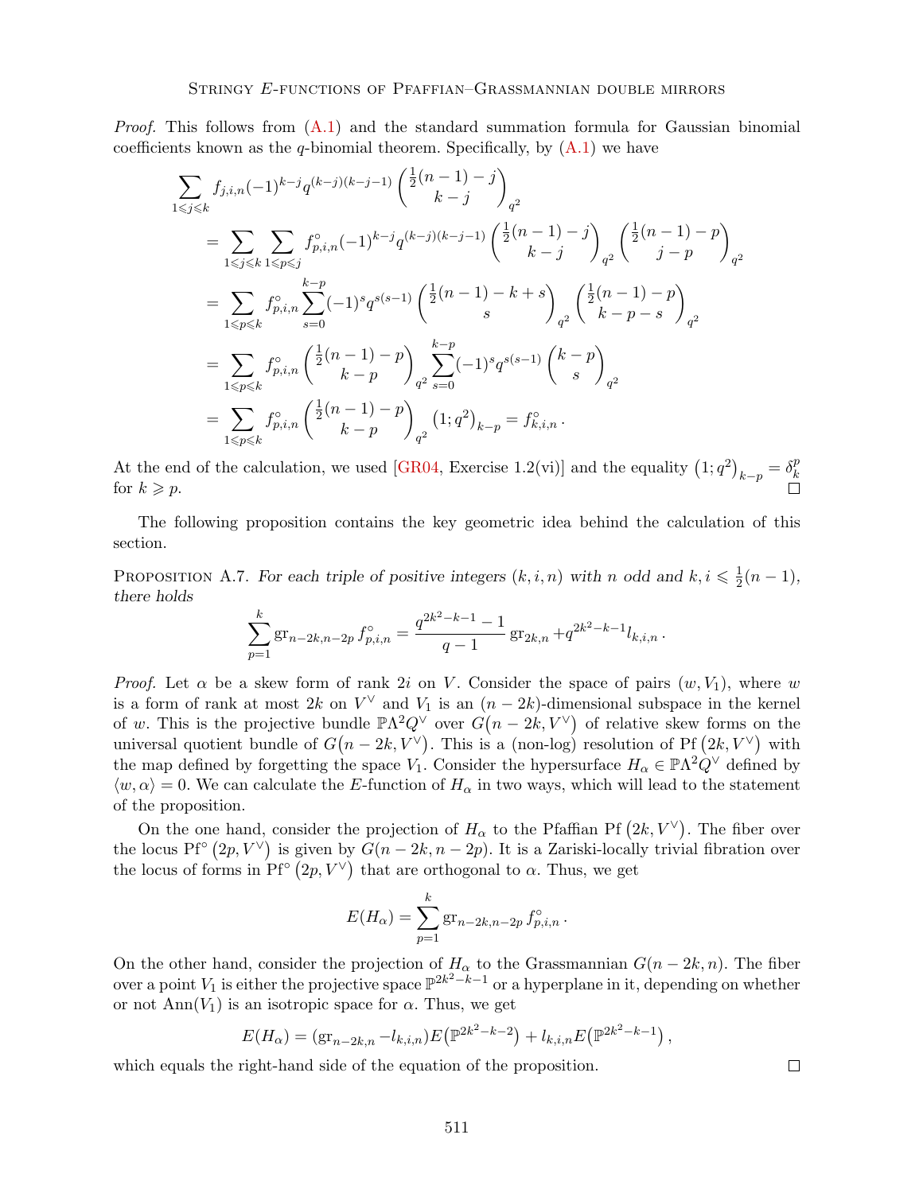*Proof.* This follows from (A.1) and the standard summation formula for Gaussian binomial coefficients known as the $q$-binomial theorem. Specifically, by (A.1) we have

$$
\begin{aligned}
&\sum_{1\leqslant j\leqslant k} f_{j,i,n}(-1)^{k-j}q^{(k-j)(k-j-1)}\binom{\frac{1}{2}(n-1)-j}{k-j}_{q^2}\\
&\quad=\sum_{1\leqslant j\leqslant k}\sum_{1\leqslant p\leqslant j} f^{\circ}_{p,i,n}(-1)^{k-j}q^{(k-j)(k-j-1)}\binom{\frac{1}{2}(n-1)-j}{k-j}_{q^2}\binom{\frac{1}{2}(n-1)-p}{j-p}_{q^2}\\
&\quad=\sum_{1\leqslant p\leqslant k} f^{\circ}_{p,i,n}\sum_{s=0}^{k-p}(-1)^{s}q^{s(s-1)}\binom{\frac{1}{2}(n-1)-k+s}{s}_{q^2}\binom{\frac{1}{2}(n-1)-p}{k-p-s}_{q^2}\\
&\quad=\sum_{1\leqslant p\leqslant k} f^{\circ}_{p,i,n}\binom{\frac{1}{2}(n-1)-p}{k-p}_{q^2}\sum_{s=0}^{k-p}(-1)^{s}q^{s(s-1)}\binom{k-p}{s}_{q^2}\\
&\quad=\sum_{1\leqslant p\leqslant k} f^{\circ}_{p,i,n}\binom{\frac{1}{2}(n-1)-p}{k-p}_{q^2}\left(1;q^2\right)_{k-p}=f^{\circ}_{k,i,n}\,.
\end{aligned}
$$

At the end of the calculation, we used [GR04, Exercise 1.2(vi)] and the equality $\left(1;q^2\right)_{k-p}=\delta^p_k$ for $k\geqslant p$. ◻

The following proposition contains the key geometric idea behind the calculation of this section.

Proposition A.7. *For each triple of positive integers $(k,i,n)$ with $n$ odd and $k,i\leqslant \frac{1}{2}(n-1)$, there holds*

$$
\sum_{p=1}^{k}\mathrm{gr}_{n-2k,n-2p}\,f^{\circ}_{p,i,n}=\frac{q^{2k^2-k-1}-1}{q-1}\,\mathrm{gr}_{2k,n}+q^{2k^2-k-1}l_{k,i,n}\,.
$$

*Proof.* Let $\alpha$ be a skew form of rank $2i$ on $V$. Consider the space of pairs $(w,V_1)$, where $w$ is a form of rank at most $2k$ on $V^\vee$ and $V_1$ is an $(n-2k)$-dimensional subspace in the kernel of $w$. This is the projective bundle $\mathbb{P}\Lambda^2Q^\vee$ over $G\big(n-2k,V^\vee\big)$ of relative skew forms on the universal quotient bundle of $G\big(n-2k,V^\vee\big)$. This is a (non-log) resolution of $\mathrm{Pf}\left(2k,V^\vee\right)$ with the map defined by forgetting the space $V_1$. Consider the hypersurface $H_\alpha\in\mathbb{P}\Lambda^2Q^\vee$ defined by $\langle w,\alpha\rangle=0$. We can calculate the $E$-function of $H_\alpha$ in two ways, which will lead to the statement of the proposition.

On the one hand, consider the projection of $H_\alpha$ to the Pfaffian $\mathrm{Pf}\left(2k,V^\vee\right)$. The fiber over the locus $\mathrm{Pf}^\circ\left(2p,V^\vee\right)$ is given by $G(n-2k,n-2p)$. It is a Zariski-locally trivial fibration over the locus of forms in $\mathrm{Pf}^\circ\left(2p,V^\vee\right)$ that are orthogonal to $\alpha$. Thus, we get

$$
E(H_\alpha)=\sum_{p=1}^{k}\mathrm{gr}_{n-2k,n-2p}\,f^{\circ}_{p,i,n}\,.
$$

On the other hand, consider the projection of $H_\alpha$ to the Grassmannian $G(n-2k,n)$. The fiber over a point $V_1$ is either the projective space $\mathbb{P}^{2k^2-k-1}$ or a hyperplane in it, depending on whether or not $\mathrm{Ann}(V_1)$ is an isotropic space for $\alpha$. Thus, we get

$$
E(H_\alpha)=(\mathrm{gr}_{n-2k,n}-l_{k,i,n})E\big(\mathbb{P}^{2k^2-k-2}\big)+l_{k,i,n}E\big(\mathbb{P}^{2k^2-k-1}\big)\,,
$$

which equals the right-hand side of the equation of the proposition. ◻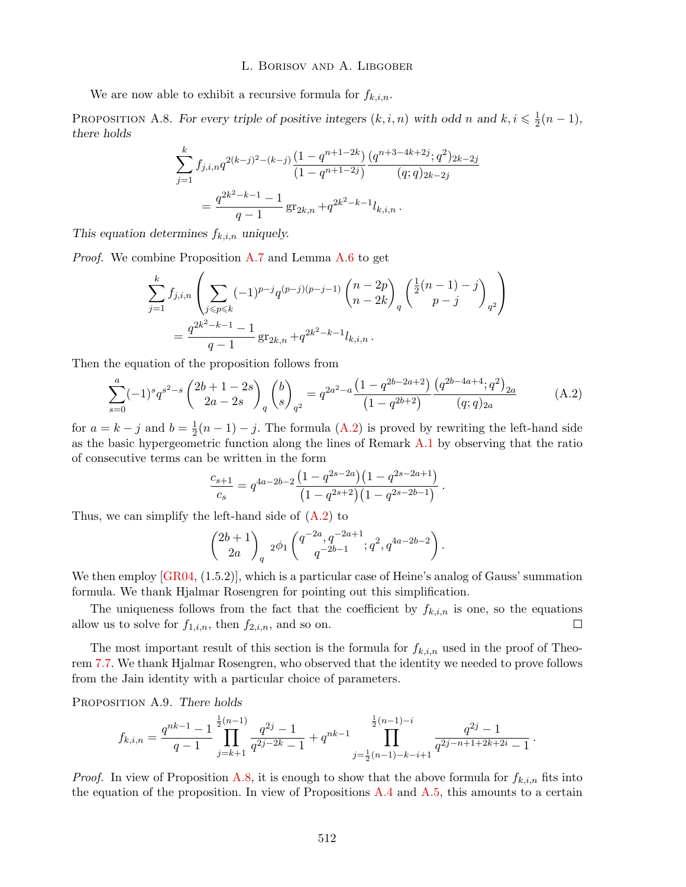We are now able to exhibit a recursive formula for $f_{k,i,n}$.

**Proposition A.8.** *For every triple of positive integers $(k,i,n)$ with odd $n$ and $k,i \leqslant \frac{1}{2}(n-1)$, there holds*

$$\sum_{j=1}^{k} f_{j,i,n} q^{2(k-j)^2-(k-j)} \frac{(1-q^{n+1-2k})}{(1-q^{n+1-2j})} \frac{(q^{n+3-4k+2j};q^2)_{2k-2j}}{(q;q)_{2k-2j}}$$
$$= \frac{q^{2k^2-k-1}-1}{q-1} \operatorname{gr}_{2k,n} + q^{2k^2-k-1} l_{k,i,n}\,.$$

*This equation determines $f_{k,i,n}$ uniquely.*

*Proof.* We combine Proposition A.7 and Lemma A.6 to get

$$\sum_{j=1}^{k} f_{j,i,n} \left( \sum_{j\leqslant p\leqslant k} (-1)^{p-j} q^{(p-j)(p-j-1)} \binom{n-2p}{n-2k}_q \binom{\frac{1}{2}(n-1)-j}{p-j}_{q^2} \right)$$
$$= \frac{q^{2k^2-k-1}-1}{q-1} \operatorname{gr}_{2k,n} + q^{2k^2-k-1} l_{k,i,n}\,.$$

Then the equation of the proposition follows from

$$\sum_{s=0}^{a} (-1)^s q^{s^2-s} \binom{2b+1-2s}{2a-2s}_q \binom{b}{s}_{q^2} = q^{2a^2-a} \frac{(1-q^{2b-2a+2})}{(1-q^{2b+2})} \frac{(q^{2b-4a+4};q^2)_{2a}}{(q;q)_{2a}} \tag{A.2}$$

for $a=k-j$ and $b=\frac{1}{2}(n-1)-j$. The formula (A.2) is proved by rewriting the left-hand side as the basic hypergeometric function along the lines of Remark A.1 by observing that the ratio of consecutive terms can be written in the form

$$\frac{c_{s+1}}{c_s} = q^{4a-2b-2} \frac{(1-q^{2s-2a})(1-q^{2s-2a+1})}{(1-q^{2s+2})(1-q^{2s-2b-1})}\,.$$

Thus, we can simplify the left-hand side of (A.2) to

$$\binom{2b+1}{2a}_q {}_2\phi_1 \left( \begin{matrix} q^{-2a}, q^{-2a+1} \\ q^{-2b-1} \end{matrix} ; q^2, q^{4a-2b-2} \right).$$

We then employ [GR04, (1.5.2)], which is a particular case of Heine's analog of Gauss' summation formula. We thank Hjalmar Rosengren for pointing out this simplification.

The uniqueness follows from the fact that the coefficient by $f_{k,i,n}$ is one, so the equations allow us to solve for $f_{1,i,n}$, then $f_{2,i,n}$, and so on. $\square$

The most important result of this section is the formula for $f_{k,i,n}$ used in the proof of Theorem 7.7. We thank Hjalmar Rosengren, who observed that the identity we needed to prove follows from the Jain identity with a particular choice of parameters.

**Proposition A.9.** *There holds*

$$f_{k,i,n} = \frac{q^{nk-1}-1}{q-1} \prod_{j=k+1}^{\frac{1}{2}(n-1)} \frac{q^{2j}-1}{q^{2j-2k}-1} + q^{nk-1} \prod_{j=\frac{1}{2}(n-1)-k-i+1}^{\frac{1}{2}(n-1)-i} \frac{q^{2j}-1}{q^{2j-n+1+2k+2i}-1}\,.$$

*Proof.* In view of Proposition A.8, it is enough to show that the above formula for $f_{k,i,n}$ fits into the equation of the proposition. In view of Propositions A.4 and A.5, this amounts to a certain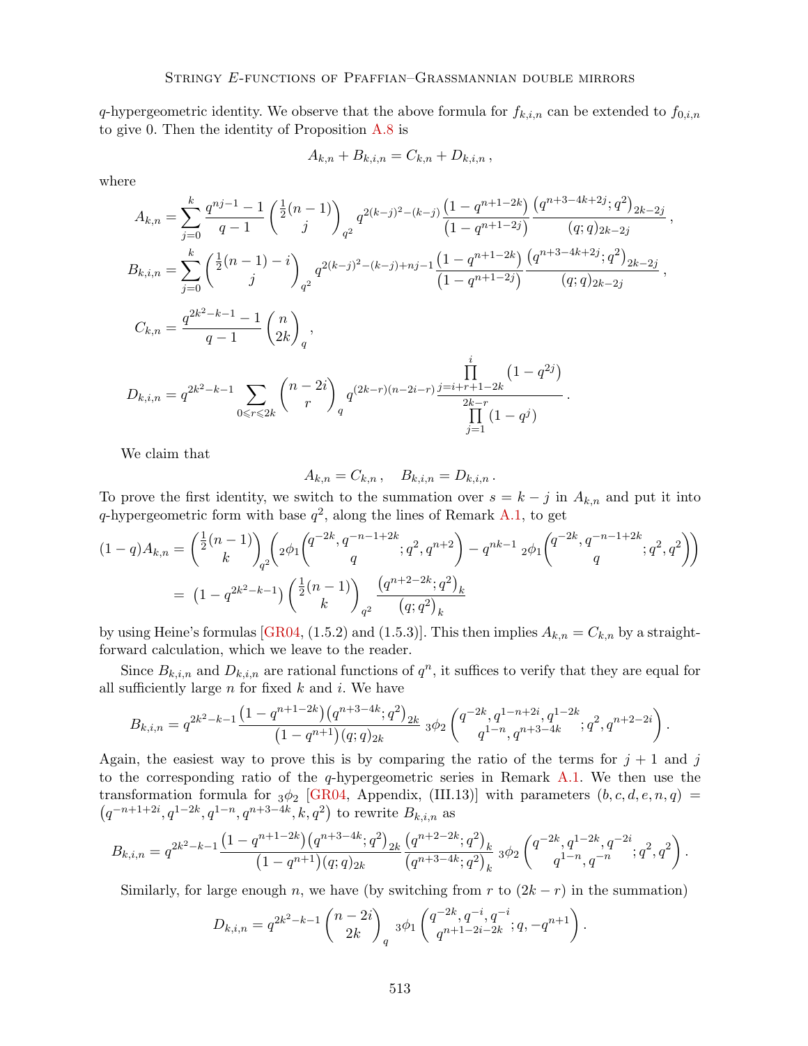$q$-hypergeometric identity. We observe that the above formula for $f_{k,i,n}$ can be extended to $f_{0,i,n}$ to give 0. Then the identity of Proposition A.8 is

$$A_{k,n} + B_{k,i,n} = C_{k,n} + D_{k,i,n}\,,$$

where

$$A_{k,n} = \sum_{j=0}^{k} \frac{q^{nj-1}-1}{q-1} \binom{\frac{1}{2}(n-1)}{j}_{q^2} q^{2(k-j)^2-(k-j)} \frac{\left(1-q^{n+1-2k}\right)}{\left(1-q^{n+1-2j}\right)} \frac{\left(q^{n+3-4k+2j};q^2\right)_{2k-2j}}{(q;q)_{2k-2j}}\,,$$

$$B_{k,i,n} = \sum_{j=0}^{k} \binom{\frac{1}{2}(n-1)-i}{j}_{q^2} q^{2(k-j)^2-(k-j)+nj-1} \frac{\left(1-q^{n+1-2k}\right)}{\left(1-q^{n+1-2j}\right)} \frac{\left(q^{n+3-4k+2j};q^2\right)_{2k-2j}}{(q;q)_{2k-2j}}\,,$$

$$C_{k,n} = \frac{q^{2k^2-k-1}-1}{q-1} \binom{n}{2k}_q\,,$$

$$D_{k,i,n} = q^{2k^2-k-1} \sum_{0\leqslant r\leqslant 2k} \binom{n-2i}{r}_q q^{(2k-r)(n-2i-r)} \frac{\prod_{j=i+r+1-2k}^{i}\left(1-q^{2j}\right)}{\prod_{j=1}^{2k-r}\left(1-q^j\right)}\,.$$

We claim that

$$A_{k,n} = C_{k,n}\,, \quad B_{k,i,n} = D_{k,i,n}\,.$$

To prove the first identity, we switch to the summation over $s = k-j$ in $A_{k,n}$ and put it into $q$-hypergeometric form with base $q^2$, along the lines of Remark A.1, to get

$$\begin{aligned}
(1-q)A_{k,n} &= \binom{\frac{1}{2}(n-1)}{k}_{q^2}\left({}_2\phi_1\!\left(\begin{matrix} q^{-2k}, q^{-n-1+2k} \\ q \end{matrix}; q^2, q^{n+2}\right) - q^{nk-1}\, {}_2\phi_1\!\left(\begin{matrix} q^{-2k}, q^{-n-1+2k} \\ q \end{matrix}; q^2, q^2\right)\right) \\
&= \left(1-q^{2k^2-k-1}\right) \binom{\frac{1}{2}(n-1)}{k}_{q^2} \frac{\left(q^{n+2-2k};q^2\right)_k}{\left(q;q^2\right)_k}
\end{aligned}$$

by using Heine's formulas [GR04, (1.5.2) and (1.5.3)]. This then implies $A_{k,n} = C_{k,n}$ by a straightforward calculation, which we leave to the reader.

Since $B_{k,i,n}$ and $D_{k,i,n}$ are rational functions of $q^n$, it suffices to verify that they are equal for all sufficiently large $n$ for fixed $k$ and $i$. We have

$$B_{k,i,n} = q^{2k^2-k-1} \frac{\left(1-q^{n+1-2k}\right)\left(q^{n+3-4k};q^2\right)_{2k}}{\left(1-q^{n+1}\right)(q;q)_{2k}}\, {}_3\phi_2\left(\begin{matrix} q^{-2k}, q^{1-n+2i}, q^{1-2k} \\ q^{1-n}, q^{n+3-4k} \end{matrix}; q^2, q^{n+2-2i}\right).$$

Again, the easiest way to prove this is by comparing the ratio of the terms for $j+1$ and $j$ to the corresponding ratio of the $q$-hypergeometric series in Remark A.1. We then use the transformation formula for ${}_3\phi_2$ [GR04, Appendix, (III.13)] with parameters $(b,c,d,e,n,q) = \left(q^{-n+1+2i}, q^{1-2k}, q^{1-n}, q^{n+3-4k}, k, q^2\right)$ to rewrite $B_{k,i,n}$ as

$$B_{k,i,n} = q^{2k^2-k-1} \frac{\left(1-q^{n+1-2k}\right)\left(q^{n+3-4k};q^2\right)_{2k}}{\left(1-q^{n+1}\right)(q;q)_{2k}} \frac{\left(q^{n+2-2k};q^2\right)_k}{\left(q^{n+3-4k};q^2\right)_k}\, {}_3\phi_2\left(\begin{matrix} q^{-2k}, q^{1-2k}, q^{-2i} \\ q^{1-n}, q^{-n} \end{matrix}; q^2, q^2\right).$$

Similarly, for large enough $n$, we have (by switching from $r$ to $(2k-r)$ in the summation)

$$D_{k,i,n} = q^{2k^2-k-1} \binom{n-2i}{2k}_q\, {}_3\phi_1\left(\begin{matrix} q^{-2k}, q^{-i}, q^{-i} \\ q^{n+1-2i-2k} \end{matrix}; q, -q^{n+1}\right).$$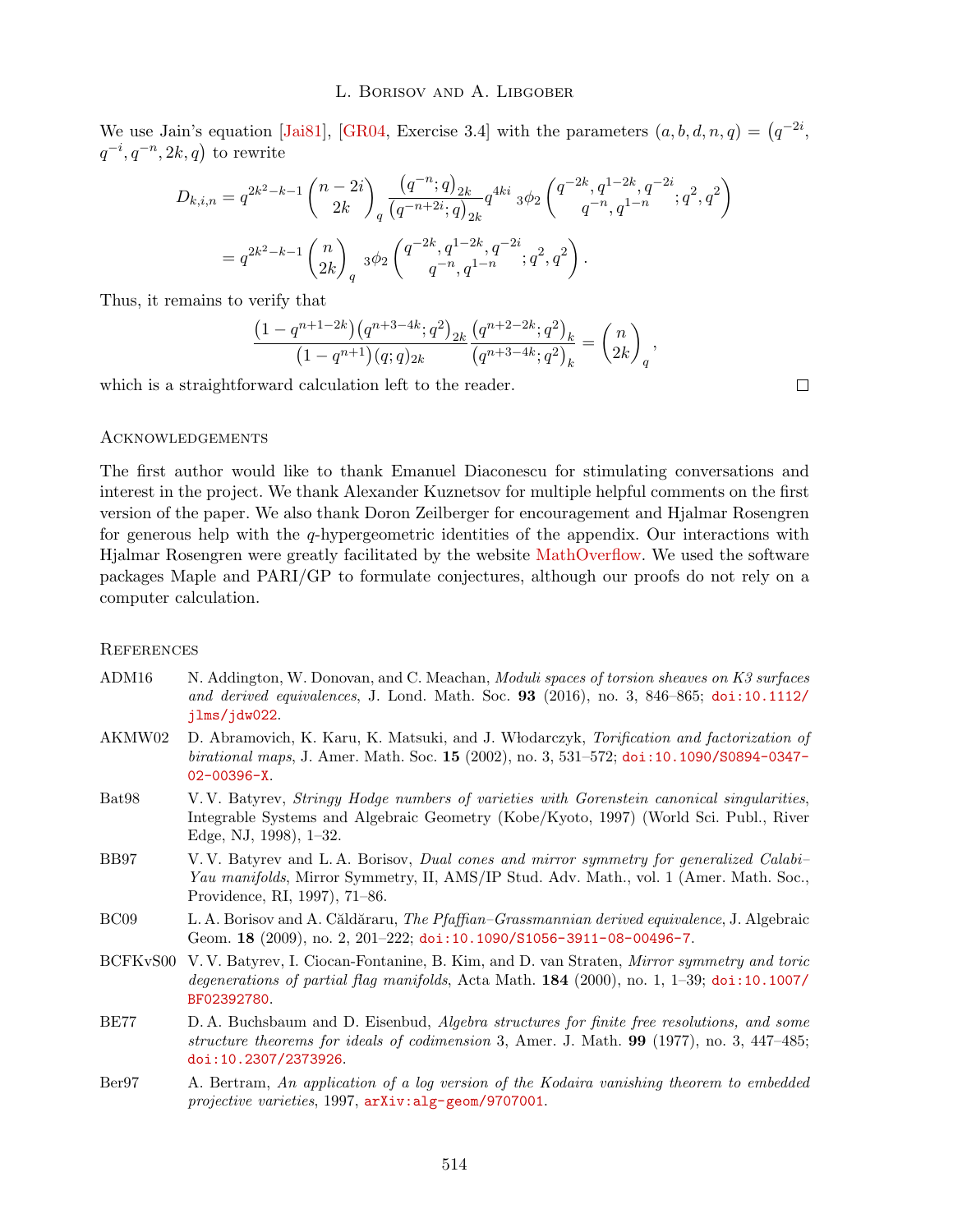We use Jain's equation [Jai81], [GR04, Exercise 3.4] with the parameters $(a, b, d, n, q) = \big(q^{-2i}, q^{-i}, q^{-n}, 2k, q\big)$ to rewrite

$$
\begin{aligned}
D_{k,i,n} &= q^{2k^2-k-1}\binom{n-2i}{2k}_q \frac{(q^{-n};q)_{2k}}{(q^{-n+2i};q)_{2k}} q^{4ki}\, {}_3\phi_2\left(\begin{matrix} q^{-2k}, q^{1-2k}, q^{-2i} \\ q^{-n}, q^{1-n} \end{matrix}; q^2, q^2\right) \\
&= q^{2k^2-k-1}\binom{n}{2k}_q {}_3\phi_2\left(\begin{matrix} q^{-2k}, q^{1-2k}, q^{-2i} \\ q^{-n}, q^{1-n} \end{matrix}; q^2, q^2\right).
\end{aligned}
$$

Thus, it remains to verify that

$$
\frac{\big(1-q^{n+1-2k}\big)\big(q^{n+3-4k};q^2\big)_{2k}}{\big(1-q^{n+1}\big)(q;q)_{2k}} \frac{\big(q^{n+2-2k};q^2\big)_k}{\big(q^{n+3-4k};q^2\big)_k} = \binom{n}{2k}_q,
$$

which is a straightforward calculation left to the reader. □

## Acknowledgements

The first author would like to thank Emanuel Diaconescu for stimulating conversations and interest in the project. We thank Alexander Kuznetsov for multiple helpful comments on the first version of the paper. We also thank Doron Zeilberger for encouragement and Hjalmar Rosengren for generous help with the $q$-hypergeometric identities of the appendix. Our interactions with Hjalmar Rosengren were greatly facilitated by the website MathOverflow. We used the software packages Maple and PARI/GP to formulate conjectures, although our proofs do not rely on a computer calculation.

## References

- ADM16 N. Addington, W. Donovan, and C. Meachan, *Moduli spaces of torsion sheaves on K3 surfaces and derived equivalences*, J. Lond. Math. Soc. **93** (2016), no. 3, 846–865; doi:10.1112/jlms/jdw022.
- AKMW02 D. Abramovich, K. Karu, K. Matsuki, and J. Włodarczyk, *Torification and factorization of birational maps*, J. Amer. Math. Soc. **15** (2002), no. 3, 531–572; doi:10.1090/S0894-0347-02-00396-X.
- Bat98 V. V. Batyrev, *Stringy Hodge numbers of varieties with Gorenstein canonical singularities*, Integrable Systems and Algebraic Geometry (Kobe/Kyoto, 1997) (World Sci. Publ., River Edge, NJ, 1998), 1–32.
- BB97 V. V. Batyrev and L. A. Borisov, *Dual cones and mirror symmetry for generalized Calabi–Yau manifolds*, Mirror Symmetry, II, AMS/IP Stud. Adv. Math., vol. 1 (Amer. Math. Soc., Providence, RI, 1997), 71–86.
- BC09 L. A. Borisov and A. Căldăraru, *The Pfaffian–Grassmannian derived equivalence*, J. Algebraic Geom. **18** (2009), no. 2, 201–222; doi:10.1090/S1056-3911-08-00496-7.
- BCFKvS00 V. V. Batyrev, I. Ciocan-Fontanine, B. Kim, and D. van Straten, *Mirror symmetry and toric degenerations of partial flag manifolds*, Acta Math. **184** (2000), no. 1, 1–39; doi:10.1007/BF02392780.
- BE77 D. A. Buchsbaum and D. Eisenbud, *Algebra structures for finite free resolutions, and some structure theorems for ideals of codimension 3*, Amer. J. Math. **99** (1977), no. 3, 447–485; doi:10.2307/2373926.
- Ber97 A. Bertram, *An application of a log version of the Kodaira vanishing theorem to embedded projective varieties*, 1997, arXiv:alg-geom/9707001.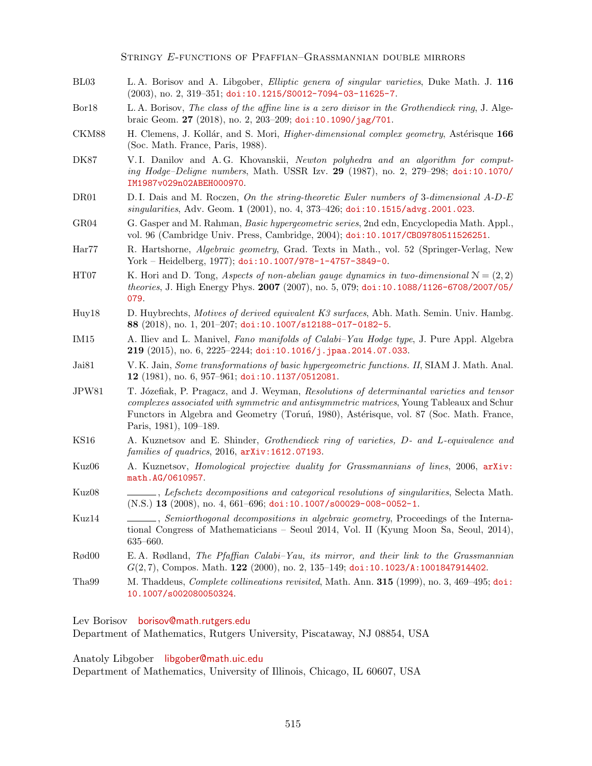BL03 L. A. Borisov and A. Libgober, *Elliptic genera of singular varieties*, Duke Math. J. **116** (2003), no. 2, 319–351; doi:10.1215/S0012-7094-03-11625-7.

Bor18 L. A. Borisov, *The class of the affine line is a zero divisor in the Grothendieck ring*, J. Algebraic Geom. **27** (2018), no. 2, 203–209; doi:10.1090/jag/701.

CKM88 H. Clemens, J. Kollár, and S. Mori, *Higher-dimensional complex geometry*, Astérisque **166** (Soc. Math. France, Paris, 1988).

DK87 V. I. Danilov and A. G. Khovanskii, *Newton polyhedra and an algorithm for computing Hodge–Deligne numbers*, Math. USSR Izv. **29** (1987), no. 2, 279–298; doi:10.1070/IM1987v029n02ABEH000970.

DR01 D. I. Dais and M. Roczen, *On the string-theoretic Euler numbers of 3-dimensional A-D-E singularities*, Adv. Geom. **1** (2001), no. 4, 373–426; doi:10.1515/advg.2001.023.

GR04 G. Gasper and M. Rahman, *Basic hypergeometric series*, 2nd edn, Encyclopedia Math. Appl., vol. 96 (Cambridge Univ. Press, Cambridge, 2004); doi:10.1017/CBO9780511526251.

Har77 R. Hartshorne, *Algebraic geometry*, Grad. Texts in Math., vol. 52 (Springer-Verlag, New York – Heidelberg, 1977); doi:10.1007/978-1-4757-3849-0.

HT07 K. Hori and D. Tong, *Aspects of non-abelian gauge dynamics in two-dimensional $\mathcal{N} = (2,2)$ theories*, J. High Energy Phys. **2007** (2007), no. 5, 079; doi:10.1088/1126-6708/2007/05/079.

Huy18 D. Huybrechts, *Motives of derived equivalent K3 surfaces*, Abh. Math. Semin. Univ. Hambg. **88** (2018), no. 1, 201–207; doi:10.1007/s12188-017-0182-5.

IM15 A. Iliev and L. Manivel, *Fano manifolds of Calabi–Yau Hodge type*, J. Pure Appl. Algebra **219** (2015), no. 6, 2225–2244; doi:10.1016/j.jpaa.2014.07.033.

Jai81 V. K. Jain, *Some transformations of basic hypergeometric functions. II*, SIAM J. Math. Anal. **12** (1981), no. 6, 957–961; doi:10.1137/0512081.

JPW81 T. Józefiak, P. Pragacz, and J. Weyman, *Resolutions of determinantal varieties and tensor complexes associated with symmetric and antisymmetric matrices*, Young Tableaux and Schur Functors in Algebra and Geometry (Toruń, 1980), Astérisque, vol. 87 (Soc. Math. France, Paris, 1981), 109–189.

KS16 A. Kuznetsov and E. Shinder, *Grothendieck ring of varieties, D- and L-equivalence and families of quadrics*, 2016, arXiv:1612.07193.

Kuz06 A. Kuznetsov, *Homological projective duality for Grassmannians of lines*, 2006, arXiv:math.AG/0610957.

Kuz08 ______, *Lefschetz decompositions and categorical resolutions of singularities*, Selecta Math. (N.S.) **13** (2008), no. 4, 661–696; doi:10.1007/s00029-008-0052-1.

Kuz14 ______, *Semiorthogonal decompositions in algebraic geometry*, Proceedings of the International Congress of Mathematicians – Seoul 2014, Vol. II (Kyung Moon Sa, Seoul, 2014), 635–660.

Rød00 E. A. Rødland, *The Pfaffian Calabi–Yau, its mirror, and their link to the Grassmannian $G(2,7)$*, Compos. Math. **122** (2000), no. 2, 135–149; doi:10.1023/A:1001847914402.

Tha99 M. Thaddeus, *Complete collineations revisited*, Math. Ann. **315** (1999), no. 3, 469–495; doi:10.1007/s002080050324.

Lev Borisov borisov@math.rutgers.edu
Department of Mathematics, Rutgers University, Piscataway, NJ 08854, USA

Anatoly Libgober libgober@math.uic.edu
Department of Mathematics, University of Illinois, Chicago, IL 60607, USA